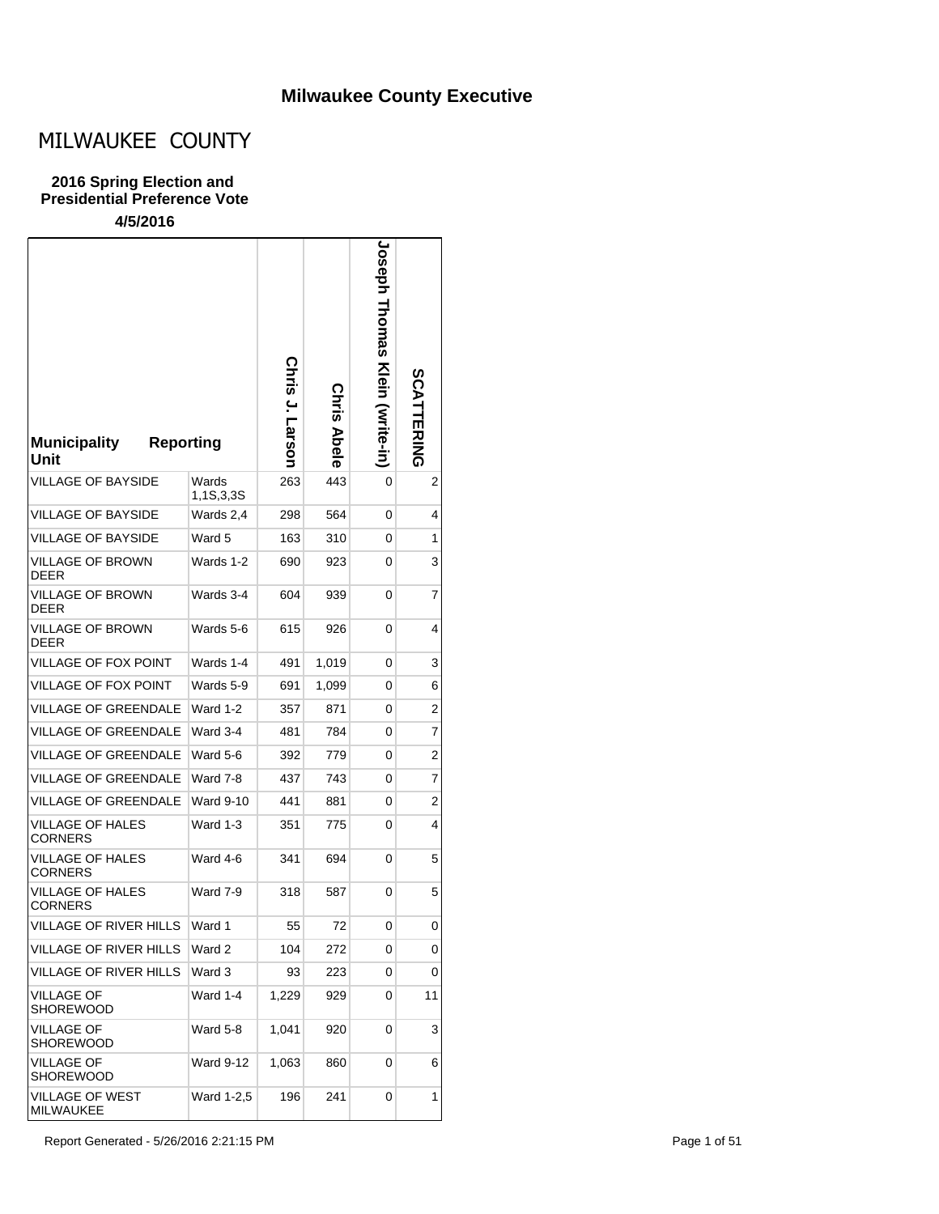# Milwaukee County Executive

## MILWAUKEE COUNTY

### 2016 Spring Election and Presidential Preference Vote

**4/5/2016**

| Municipality | Reporting Unit | Chris J. Larson | Chris Abele | Joseph Thomas Klein (write-in) | SCATTERING |
|---|---|---|---|---|---|
| VILLAGE OF BAYSIDE | Wards 1,1S,3,3S | 263 | 443 | 0 | 2 |
| VILLAGE OF BAYSIDE | Wards 2,4 | 298 | 564 | 0 | 4 |
| VILLAGE OF BAYSIDE | Ward 5 | 163 | 310 | 0 | 1 |
| VILLAGE OF BROWN DEER | Wards 1-2 | 690 | 923 | 0 | 3 |
| VILLAGE OF BROWN DEER | Wards 3-4 | 604 | 939 | 0 | 7 |
| VILLAGE OF BROWN DEER | Wards 5-6 | 615 | 926 | 0 | 4 |
| VILLAGE OF FOX POINT | Wards 1-4 | 491 | 1,019 | 0 | 3 |
| VILLAGE OF FOX POINT | Wards 5-9 | 691 | 1,099 | 0 | 6 |
| VILLAGE OF GREENDALE | Ward 1-2 | 357 | 871 | 0 | 2 |
| VILLAGE OF GREENDALE | Ward 3-4 | 481 | 784 | 0 | 7 |
| VILLAGE OF GREENDALE | Ward 5-6 | 392 | 779 | 0 | 2 |
| VILLAGE OF GREENDALE | Ward 7-8 | 437 | 743 | 0 | 7 |
| VILLAGE OF GREENDALE | Ward 9-10 | 441 | 881 | 0 | 2 |
| VILLAGE OF HALES CORNERS | Ward 1-3 | 351 | 775 | 0 | 4 |
| VILLAGE OF HALES CORNERS | Ward 4-6 | 341 | 694 | 0 | 5 |
| VILLAGE OF HALES CORNERS | Ward 7-9 | 318 | 587 | 0 | 5 |
| VILLAGE OF RIVER HILLS | Ward 1 | 55 | 72 | 0 | 0 |
| VILLAGE OF RIVER HILLS | Ward 2 | 104 | 272 | 0 | 0 |
| VILLAGE OF RIVER HILLS | Ward 3 | 93 | 223 | 0 | 0 |
| VILLAGE OF SHOREWOOD | Ward 1-4 | 1,229 | 929 | 0 | 11 |
| VILLAGE OF SHOREWOOD | Ward 5-8 | 1,041 | 920 | 0 | 3 |
| VILLAGE OF SHOREWOOD | Ward 9-12 | 1,063 | 860 | 0 | 6 |
| VILLAGE OF WEST MILWAUKEE | Ward 1-2,5 | 196 | 241 | 0 | 1 |

Report Generated - 5/26/2016 2:21:15 PM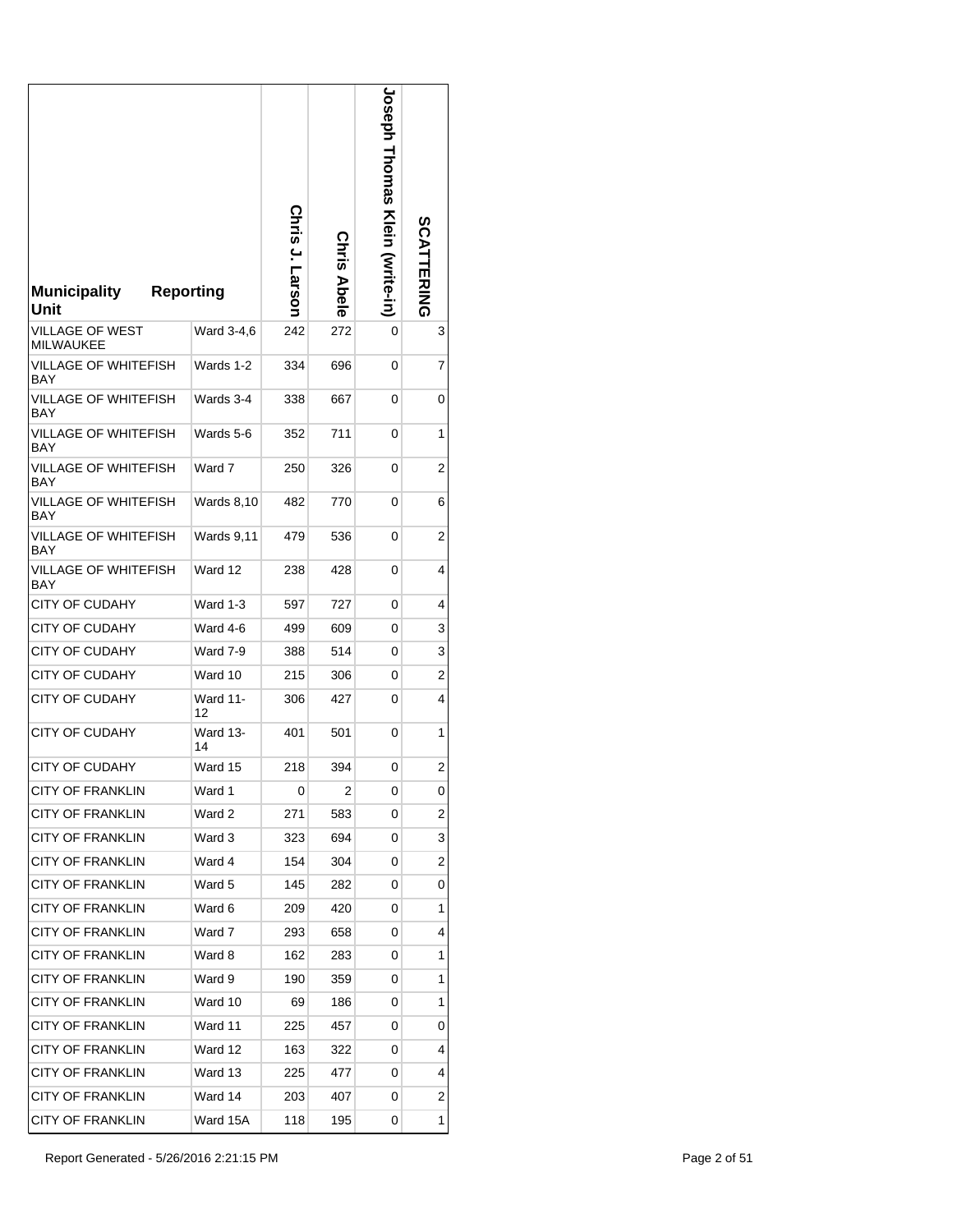| Municipality Unit | Reporting | Chris J. Larson | Chris Abele | Joseph Thomas Klein (write-in) | SCATTERING |
|---|---|---|---|---|---|
| VILLAGE OF WEST MILWAUKEE | Ward 3-4,6 | 242 | 272 | 0 | 3 |
| VILLAGE OF WHITEFISH BAY | Wards 1-2 | 334 | 696 | 0 | 7 |
| VILLAGE OF WHITEFISH BAY | Wards 3-4 | 338 | 667 | 0 | 0 |
| VILLAGE OF WHITEFISH BAY | Wards 5-6 | 352 | 711 | 0 | 1 |
| VILLAGE OF WHITEFISH BAY | Ward 7 | 250 | 326 | 0 | 2 |
| VILLAGE OF WHITEFISH BAY | Wards 8,10 | 482 | 770 | 0 | 6 |
| VILLAGE OF WHITEFISH BAY | Wards 9,11 | 479 | 536 | 0 | 2 |
| VILLAGE OF WHITEFISH BAY | Ward 12 | 238 | 428 | 0 | 4 |
| CITY OF CUDAHY | Ward 1-3 | 597 | 727 | 0 | 4 |
| CITY OF CUDAHY | Ward 4-6 | 499 | 609 | 0 | 3 |
| CITY OF CUDAHY | Ward 7-9 | 388 | 514 | 0 | 3 |
| CITY OF CUDAHY | Ward 10 | 215 | 306 | 0 | 2 |
| CITY OF CUDAHY | Ward 11-12 | 306 | 427 | 0 | 4 |
| CITY OF CUDAHY | Ward 13-14 | 401 | 501 | 0 | 1 |
| CITY OF CUDAHY | Ward 15 | 218 | 394 | 0 | 2 |
| CITY OF FRANKLIN | Ward 1 | 0 | 2 | 0 | 0 |
| CITY OF FRANKLIN | Ward 2 | 271 | 583 | 0 | 2 |
| CITY OF FRANKLIN | Ward 3 | 323 | 694 | 0 | 3 |
| CITY OF FRANKLIN | Ward 4 | 154 | 304 | 0 | 2 |
| CITY OF FRANKLIN | Ward 5 | 145 | 282 | 0 | 0 |
| CITY OF FRANKLIN | Ward 6 | 209 | 420 | 0 | 1 |
| CITY OF FRANKLIN | Ward 7 | 293 | 658 | 0 | 4 |
| CITY OF FRANKLIN | Ward 8 | 162 | 283 | 0 | 1 |
| CITY OF FRANKLIN | Ward 9 | 190 | 359 | 0 | 1 |
| CITY OF FRANKLIN | Ward 10 | 69 | 186 | 0 | 1 |
| CITY OF FRANKLIN | Ward 11 | 225 | 457 | 0 | 0 |
| CITY OF FRANKLIN | Ward 12 | 163 | 322 | 0 | 4 |
| CITY OF FRANKLIN | Ward 13 | 225 | 477 | 0 | 4 |
| CITY OF FRANKLIN | Ward 14 | 203 | 407 | 0 | 2 |
| CITY OF FRANKLIN | Ward 15A | 118 | 195 | 0 | 1 |

Report Generated - 5/26/2016 2:21:15 PM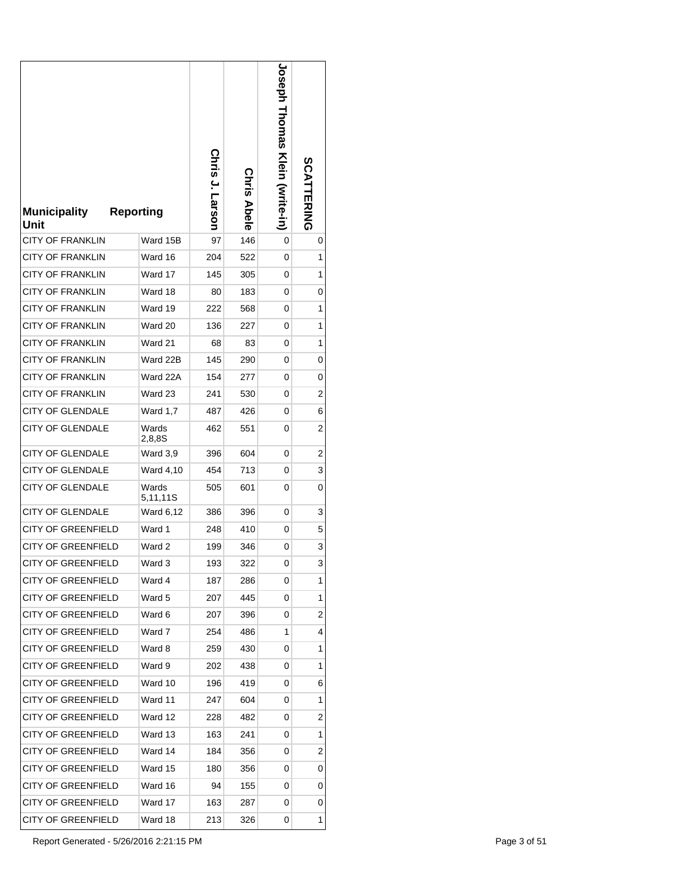| Municipality Unit | Reporting | Chris J. Larson | Chris Abele | Joseph Thomas Klein (write-in) | SCATTERING |
|---|---|---|---|---|---|
| CITY OF FRANKLIN | Ward 15B | 97 | 146 | 0 | 0 |
| CITY OF FRANKLIN | Ward 16 | 204 | 522 | 0 | 1 |
| CITY OF FRANKLIN | Ward 17 | 145 | 305 | 0 | 1 |
| CITY OF FRANKLIN | Ward 18 | 80 | 183 | 0 | 0 |
| CITY OF FRANKLIN | Ward 19 | 222 | 568 | 0 | 1 |
| CITY OF FRANKLIN | Ward 20 | 136 | 227 | 0 | 1 |
| CITY OF FRANKLIN | Ward 21 | 68 | 83 | 0 | 1 |
| CITY OF FRANKLIN | Ward 22B | 145 | 290 | 0 | 0 |
| CITY OF FRANKLIN | Ward 22A | 154 | 277 | 0 | 0 |
| CITY OF FRANKLIN | Ward 23 | 241 | 530 | 0 | 2 |
| CITY OF GLENDALE | Ward 1,7 | 487 | 426 | 0 | 6 |
| CITY OF GLENDALE | Wards 2,8,8S | 462 | 551 | 0 | 2 |
| CITY OF GLENDALE | Ward 3,9 | 396 | 604 | 0 | 2 |
| CITY OF GLENDALE | Ward 4,10 | 454 | 713 | 0 | 3 |
| CITY OF GLENDALE | Wards 5,11,11S | 505 | 601 | 0 | 0 |
| CITY OF GLENDALE | Ward 6,12 | 386 | 396 | 0 | 3 |
| CITY OF GREENFIELD | Ward 1 | 248 | 410 | 0 | 5 |
| CITY OF GREENFIELD | Ward 2 | 199 | 346 | 0 | 3 |
| CITY OF GREENFIELD | Ward 3 | 193 | 322 | 0 | 3 |
| CITY OF GREENFIELD | Ward 4 | 187 | 286 | 0 | 1 |
| CITY OF GREENFIELD | Ward 5 | 207 | 445 | 0 | 1 |
| CITY OF GREENFIELD | Ward 6 | 207 | 396 | 0 | 2 |
| CITY OF GREENFIELD | Ward 7 | 254 | 486 | 1 | 4 |
| CITY OF GREENFIELD | Ward 8 | 259 | 430 | 0 | 1 |
| CITY OF GREENFIELD | Ward 9 | 202 | 438 | 0 | 1 |
| CITY OF GREENFIELD | Ward 10 | 196 | 419 | 0 | 6 |
| CITY OF GREENFIELD | Ward 11 | 247 | 604 | 0 | 1 |
| CITY OF GREENFIELD | Ward 12 | 228 | 482 | 0 | 2 |
| CITY OF GREENFIELD | Ward 13 | 163 | 241 | 0 | 1 |
| CITY OF GREENFIELD | Ward 14 | 184 | 356 | 0 | 2 |
| CITY OF GREENFIELD | Ward 15 | 180 | 356 | 0 | 0 |
| CITY OF GREENFIELD | Ward 16 | 94 | 155 | 0 | 0 |
| CITY OF GREENFIELD | Ward 17 | 163 | 287 | 0 | 0 |
| CITY OF GREENFIELD | Ward 18 | 213 | 326 | 0 | 1 |

Report Generated - 5/26/2016 2:21:15 PM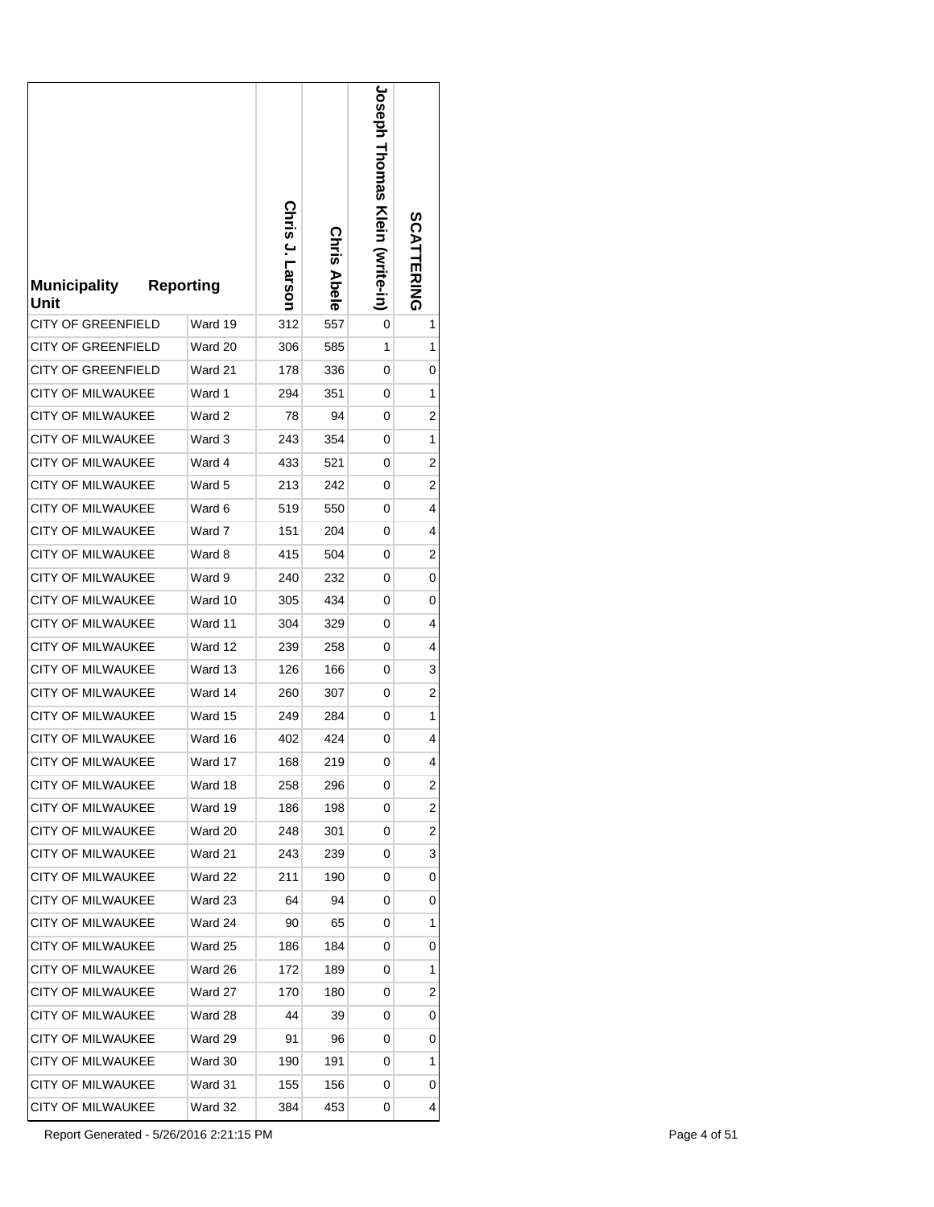| Municipality | Reporting Unit | Chris J. Larson | Chris Abele | Joseph Thomas Klein (write-in) | SCATTERING |
|---|---|---|---|---|---|
| CITY OF GREENFIELD | Ward 19 | 312 | 557 | 0 | 1 |
| CITY OF GREENFIELD | Ward 20 | 306 | 585 | 1 | 1 |
| CITY OF GREENFIELD | Ward 21 | 178 | 336 | 0 | 0 |
| CITY OF MILWAUKEE | Ward 1 | 294 | 351 | 0 | 1 |
| CITY OF MILWAUKEE | Ward 2 | 78 | 94 | 0 | 2 |
| CITY OF MILWAUKEE | Ward 3 | 243 | 354 | 0 | 1 |
| CITY OF MILWAUKEE | Ward 4 | 433 | 521 | 0 | 2 |
| CITY OF MILWAUKEE | Ward 5 | 213 | 242 | 0 | 2 |
| CITY OF MILWAUKEE | Ward 6 | 519 | 550 | 0 | 4 |
| CITY OF MILWAUKEE | Ward 7 | 151 | 204 | 0 | 4 |
| CITY OF MILWAUKEE | Ward 8 | 415 | 504 | 0 | 2 |
| CITY OF MILWAUKEE | Ward 9 | 240 | 232 | 0 | 0 |
| CITY OF MILWAUKEE | Ward 10 | 305 | 434 | 0 | 0 |
| CITY OF MILWAUKEE | Ward 11 | 304 | 329 | 0 | 4 |
| CITY OF MILWAUKEE | Ward 12 | 239 | 258 | 0 | 4 |
| CITY OF MILWAUKEE | Ward 13 | 126 | 166 | 0 | 3 |
| CITY OF MILWAUKEE | Ward 14 | 260 | 307 | 0 | 2 |
| CITY OF MILWAUKEE | Ward 15 | 249 | 284 | 0 | 1 |
| CITY OF MILWAUKEE | Ward 16 | 402 | 424 | 0 | 4 |
| CITY OF MILWAUKEE | Ward 17 | 168 | 219 | 0 | 4 |
| CITY OF MILWAUKEE | Ward 18 | 258 | 296 | 0 | 2 |
| CITY OF MILWAUKEE | Ward 19 | 186 | 198 | 0 | 2 |
| CITY OF MILWAUKEE | Ward 20 | 248 | 301 | 0 | 2 |
| CITY OF MILWAUKEE | Ward 21 | 243 | 239 | 0 | 3 |
| CITY OF MILWAUKEE | Ward 22 | 211 | 190 | 0 | 0 |
| CITY OF MILWAUKEE | Ward 23 | 64 | 94 | 0 | 0 |
| CITY OF MILWAUKEE | Ward 24 | 90 | 65 | 0 | 1 |
| CITY OF MILWAUKEE | Ward 25 | 186 | 184 | 0 | 0 |
| CITY OF MILWAUKEE | Ward 26 | 172 | 189 | 0 | 1 |
| CITY OF MILWAUKEE | Ward 27 | 170 | 180 | 0 | 2 |
| CITY OF MILWAUKEE | Ward 28 | 44 | 39 | 0 | 0 |
| CITY OF MILWAUKEE | Ward 29 | 91 | 96 | 0 | 0 |
| CITY OF MILWAUKEE | Ward 30 | 190 | 191 | 0 | 1 |
| CITY OF MILWAUKEE | Ward 31 | 155 | 156 | 0 | 0 |
| CITY OF MILWAUKEE | Ward 32 | 384 | 453 | 0 | 4 |

Report Generated - 5/26/2016 2:21:15 PM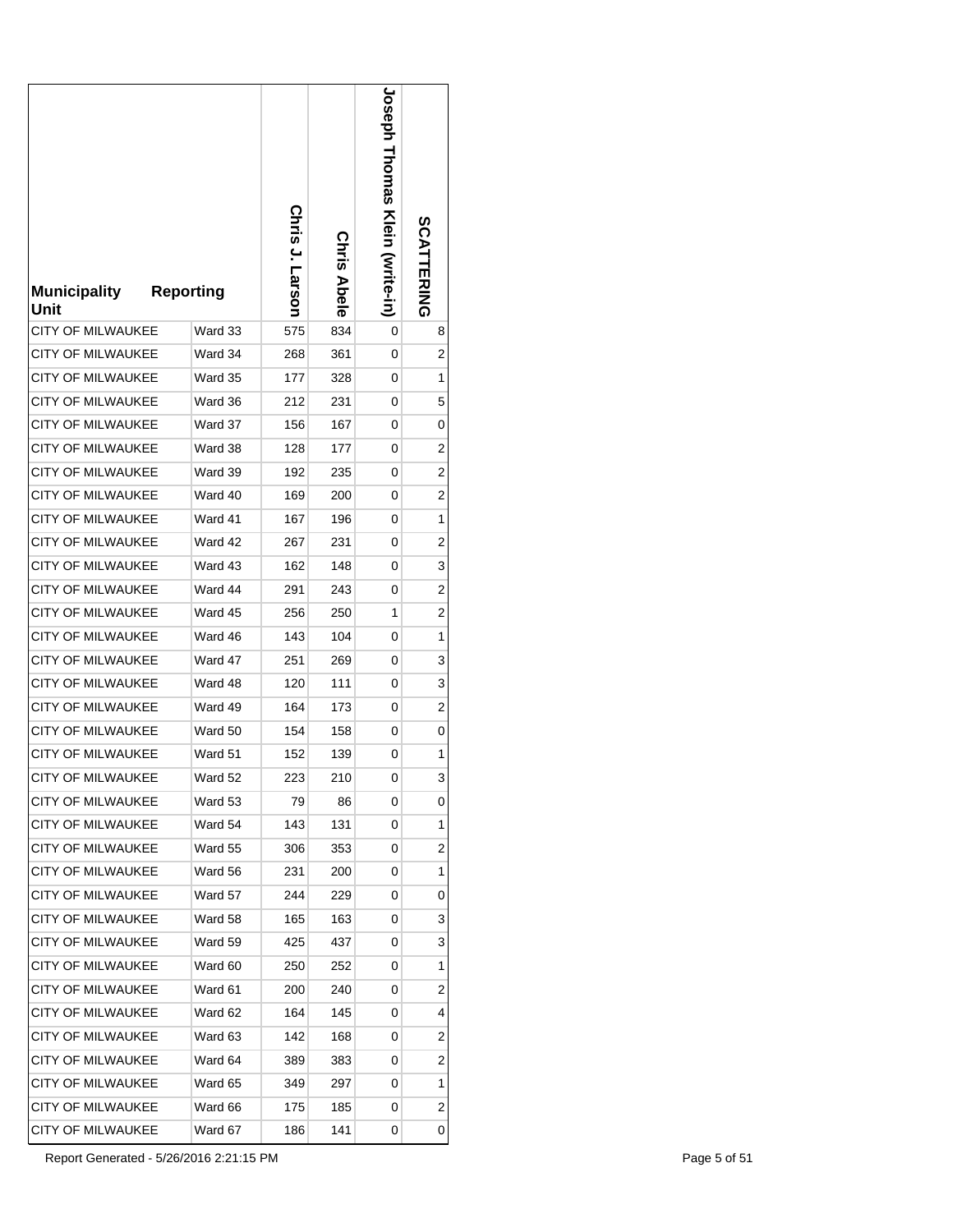| Municipality Unit | Reporting | Chris J. Larson | Chris Abele | Joseph Thomas Klein (write-in) | SCATTERING |
|---|---|---|---|---|---|
| CITY OF MILWAUKEE | Ward 33 | 575 | 834 | 0 | 8 |
| CITY OF MILWAUKEE | Ward 34 | 268 | 361 | 0 | 2 |
| CITY OF MILWAUKEE | Ward 35 | 177 | 328 | 0 | 1 |
| CITY OF MILWAUKEE | Ward 36 | 212 | 231 | 0 | 5 |
| CITY OF MILWAUKEE | Ward 37 | 156 | 167 | 0 | 0 |
| CITY OF MILWAUKEE | Ward 38 | 128 | 177 | 0 | 2 |
| CITY OF MILWAUKEE | Ward 39 | 192 | 235 | 0 | 2 |
| CITY OF MILWAUKEE | Ward 40 | 169 | 200 | 0 | 2 |
| CITY OF MILWAUKEE | Ward 41 | 167 | 196 | 0 | 1 |
| CITY OF MILWAUKEE | Ward 42 | 267 | 231 | 0 | 2 |
| CITY OF MILWAUKEE | Ward 43 | 162 | 148 | 0 | 3 |
| CITY OF MILWAUKEE | Ward 44 | 291 | 243 | 0 | 2 |
| CITY OF MILWAUKEE | Ward 45 | 256 | 250 | 1 | 2 |
| CITY OF MILWAUKEE | Ward 46 | 143 | 104 | 0 | 1 |
| CITY OF MILWAUKEE | Ward 47 | 251 | 269 | 0 | 3 |
| CITY OF MILWAUKEE | Ward 48 | 120 | 111 | 0 | 3 |
| CITY OF MILWAUKEE | Ward 49 | 164 | 173 | 0 | 2 |
| CITY OF MILWAUKEE | Ward 50 | 154 | 158 | 0 | 0 |
| CITY OF MILWAUKEE | Ward 51 | 152 | 139 | 0 | 1 |
| CITY OF MILWAUKEE | Ward 52 | 223 | 210 | 0 | 3 |
| CITY OF MILWAUKEE | Ward 53 | 79 | 86 | 0 | 0 |
| CITY OF MILWAUKEE | Ward 54 | 143 | 131 | 0 | 1 |
| CITY OF MILWAUKEE | Ward 55 | 306 | 353 | 0 | 2 |
| CITY OF MILWAUKEE | Ward 56 | 231 | 200 | 0 | 1 |
| CITY OF MILWAUKEE | Ward 57 | 244 | 229 | 0 | 0 |
| CITY OF MILWAUKEE | Ward 58 | 165 | 163 | 0 | 3 |
| CITY OF MILWAUKEE | Ward 59 | 425 | 437 | 0 | 3 |
| CITY OF MILWAUKEE | Ward 60 | 250 | 252 | 0 | 1 |
| CITY OF MILWAUKEE | Ward 61 | 200 | 240 | 0 | 2 |
| CITY OF MILWAUKEE | Ward 62 | 164 | 145 | 0 | 4 |
| CITY OF MILWAUKEE | Ward 63 | 142 | 168 | 0 | 2 |
| CITY OF MILWAUKEE | Ward 64 | 389 | 383 | 0 | 2 |
| CITY OF MILWAUKEE | Ward 65 | 349 | 297 | 0 | 1 |
| CITY OF MILWAUKEE | Ward 66 | 175 | 185 | 0 | 2 |
| CITY OF MILWAUKEE | Ward 67 | 186 | 141 | 0 | 0 |

Report Generated - 5/26/2016 2:21:15 PM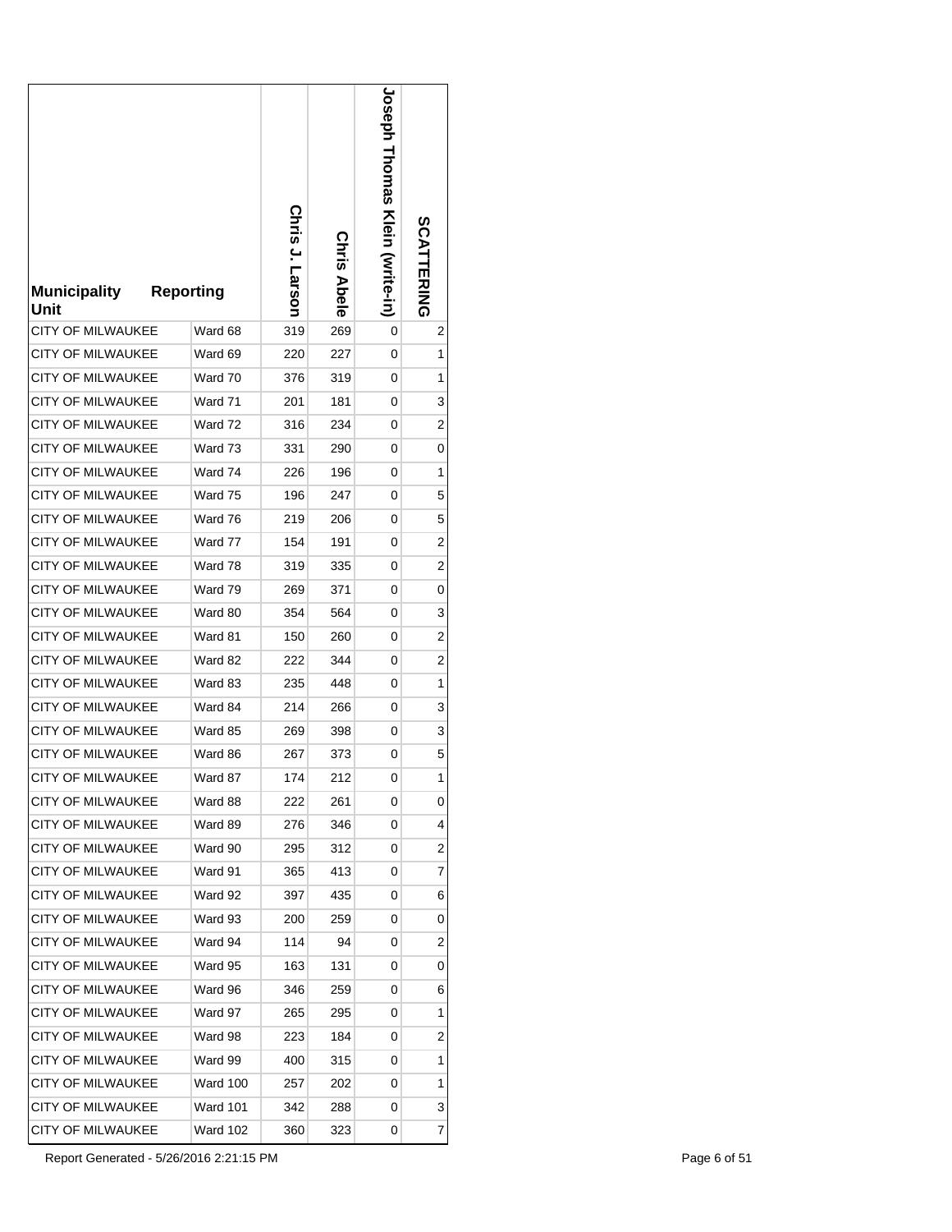| Municipality | Reporting Unit | Chris J. Larson | Chris Abele | Joseph Thomas Klein (write-in) | SCATTERING |
|---|---|---|---|---|---|
| CITY OF MILWAUKEE | Ward 68 | 319 | 269 | 0 | 2 |
| CITY OF MILWAUKEE | Ward 69 | 220 | 227 | 0 | 1 |
| CITY OF MILWAUKEE | Ward 70 | 376 | 319 | 0 | 1 |
| CITY OF MILWAUKEE | Ward 71 | 201 | 181 | 0 | 3 |
| CITY OF MILWAUKEE | Ward 72 | 316 | 234 | 0 | 2 |
| CITY OF MILWAUKEE | Ward 73 | 331 | 290 | 0 | 0 |
| CITY OF MILWAUKEE | Ward 74 | 226 | 196 | 0 | 1 |
| CITY OF MILWAUKEE | Ward 75 | 196 | 247 | 0 | 5 |
| CITY OF MILWAUKEE | Ward 76 | 219 | 206 | 0 | 5 |
| CITY OF MILWAUKEE | Ward 77 | 154 | 191 | 0 | 2 |
| CITY OF MILWAUKEE | Ward 78 | 319 | 335 | 0 | 2 |
| CITY OF MILWAUKEE | Ward 79 | 269 | 371 | 0 | 0 |
| CITY OF MILWAUKEE | Ward 80 | 354 | 564 | 0 | 3 |
| CITY OF MILWAUKEE | Ward 81 | 150 | 260 | 0 | 2 |
| CITY OF MILWAUKEE | Ward 82 | 222 | 344 | 0 | 2 |
| CITY OF MILWAUKEE | Ward 83 | 235 | 448 | 0 | 1 |
| CITY OF MILWAUKEE | Ward 84 | 214 | 266 | 0 | 3 |
| CITY OF MILWAUKEE | Ward 85 | 269 | 398 | 0 | 3 |
| CITY OF MILWAUKEE | Ward 86 | 267 | 373 | 0 | 5 |
| CITY OF MILWAUKEE | Ward 87 | 174 | 212 | 0 | 1 |
| CITY OF MILWAUKEE | Ward 88 | 222 | 261 | 0 | 0 |
| CITY OF MILWAUKEE | Ward 89 | 276 | 346 | 0 | 4 |
| CITY OF MILWAUKEE | Ward 90 | 295 | 312 | 0 | 2 |
| CITY OF MILWAUKEE | Ward 91 | 365 | 413 | 0 | 7 |
| CITY OF MILWAUKEE | Ward 92 | 397 | 435 | 0 | 6 |
| CITY OF MILWAUKEE | Ward 93 | 200 | 259 | 0 | 0 |
| CITY OF MILWAUKEE | Ward 94 | 114 | 94 | 0 | 2 |
| CITY OF MILWAUKEE | Ward 95 | 163 | 131 | 0 | 0 |
| CITY OF MILWAUKEE | Ward 96 | 346 | 259 | 0 | 6 |
| CITY OF MILWAUKEE | Ward 97 | 265 | 295 | 0 | 1 |
| CITY OF MILWAUKEE | Ward 98 | 223 | 184 | 0 | 2 |
| CITY OF MILWAUKEE | Ward 99 | 400 | 315 | 0 | 1 |
| CITY OF MILWAUKEE | Ward 100 | 257 | 202 | 0 | 1 |
| CITY OF MILWAUKEE | Ward 101 | 342 | 288 | 0 | 3 |
| CITY OF MILWAUKEE | Ward 102 | 360 | 323 | 0 | 7 |

Report Generated - 5/26/2016 2:21:15 PM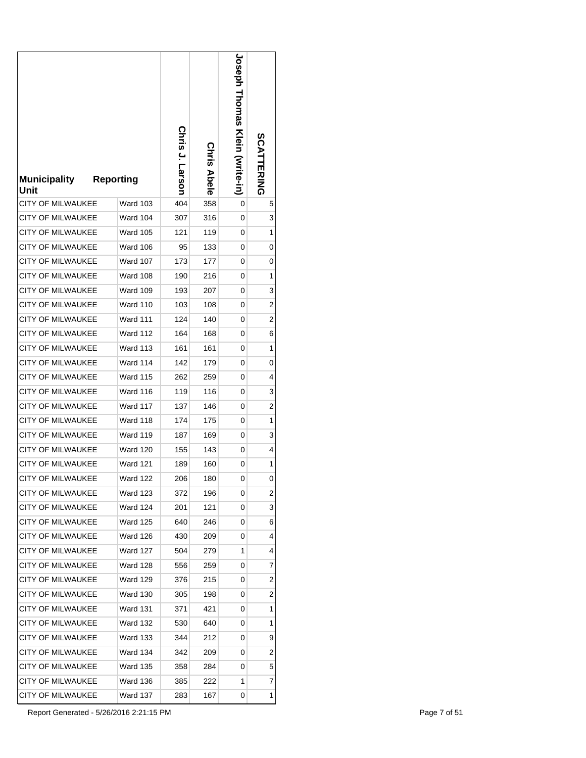| Municipality Unit | Reporting | Chris J. Larson | Chris Abele | Joseph Thomas Klein (write-in) | SCATTERING |
|---|---|---|---|---|---|
| CITY OF MILWAUKEE | Ward 103 | 404 | 358 | 0 | 5 |
| CITY OF MILWAUKEE | Ward 104 | 307 | 316 | 0 | 3 |
| CITY OF MILWAUKEE | Ward 105 | 121 | 119 | 0 | 1 |
| CITY OF MILWAUKEE | Ward 106 | 95 | 133 | 0 | 0 |
| CITY OF MILWAUKEE | Ward 107 | 173 | 177 | 0 | 0 |
| CITY OF MILWAUKEE | Ward 108 | 190 | 216 | 0 | 1 |
| CITY OF MILWAUKEE | Ward 109 | 193 | 207 | 0 | 3 |
| CITY OF MILWAUKEE | Ward 110 | 103 | 108 | 0 | 2 |
| CITY OF MILWAUKEE | Ward 111 | 124 | 140 | 0 | 2 |
| CITY OF MILWAUKEE | Ward 112 | 164 | 168 | 0 | 6 |
| CITY OF MILWAUKEE | Ward 113 | 161 | 161 | 0 | 1 |
| CITY OF MILWAUKEE | Ward 114 | 142 | 179 | 0 | 0 |
| CITY OF MILWAUKEE | Ward 115 | 262 | 259 | 0 | 4 |
| CITY OF MILWAUKEE | Ward 116 | 119 | 116 | 0 | 3 |
| CITY OF MILWAUKEE | Ward 117 | 137 | 146 | 0 | 2 |
| CITY OF MILWAUKEE | Ward 118 | 174 | 175 | 0 | 1 |
| CITY OF MILWAUKEE | Ward 119 | 187 | 169 | 0 | 3 |
| CITY OF MILWAUKEE | Ward 120 | 155 | 143 | 0 | 4 |
| CITY OF MILWAUKEE | Ward 121 | 189 | 160 | 0 | 1 |
| CITY OF MILWAUKEE | Ward 122 | 206 | 180 | 0 | 0 |
| CITY OF MILWAUKEE | Ward 123 | 372 | 196 | 0 | 2 |
| CITY OF MILWAUKEE | Ward 124 | 201 | 121 | 0 | 3 |
| CITY OF MILWAUKEE | Ward 125 | 640 | 246 | 0 | 6 |
| CITY OF MILWAUKEE | Ward 126 | 430 | 209 | 0 | 4 |
| CITY OF MILWAUKEE | Ward 127 | 504 | 279 | 1 | 4 |
| CITY OF MILWAUKEE | Ward 128 | 556 | 259 | 0 | 7 |
| CITY OF MILWAUKEE | Ward 129 | 376 | 215 | 0 | 2 |
| CITY OF MILWAUKEE | Ward 130 | 305 | 198 | 0 | 2 |
| CITY OF MILWAUKEE | Ward 131 | 371 | 421 | 0 | 1 |
| CITY OF MILWAUKEE | Ward 132 | 530 | 640 | 0 | 1 |
| CITY OF MILWAUKEE | Ward 133 | 344 | 212 | 0 | 9 |
| CITY OF MILWAUKEE | Ward 134 | 342 | 209 | 0 | 2 |
| CITY OF MILWAUKEE | Ward 135 | 358 | 284 | 0 | 5 |
| CITY OF MILWAUKEE | Ward 136 | 385 | 222 | 1 | 7 |
| CITY OF MILWAUKEE | Ward 137 | 283 | 167 | 0 | 1 |

Report Generated - 5/26/2016 2:21:15 PM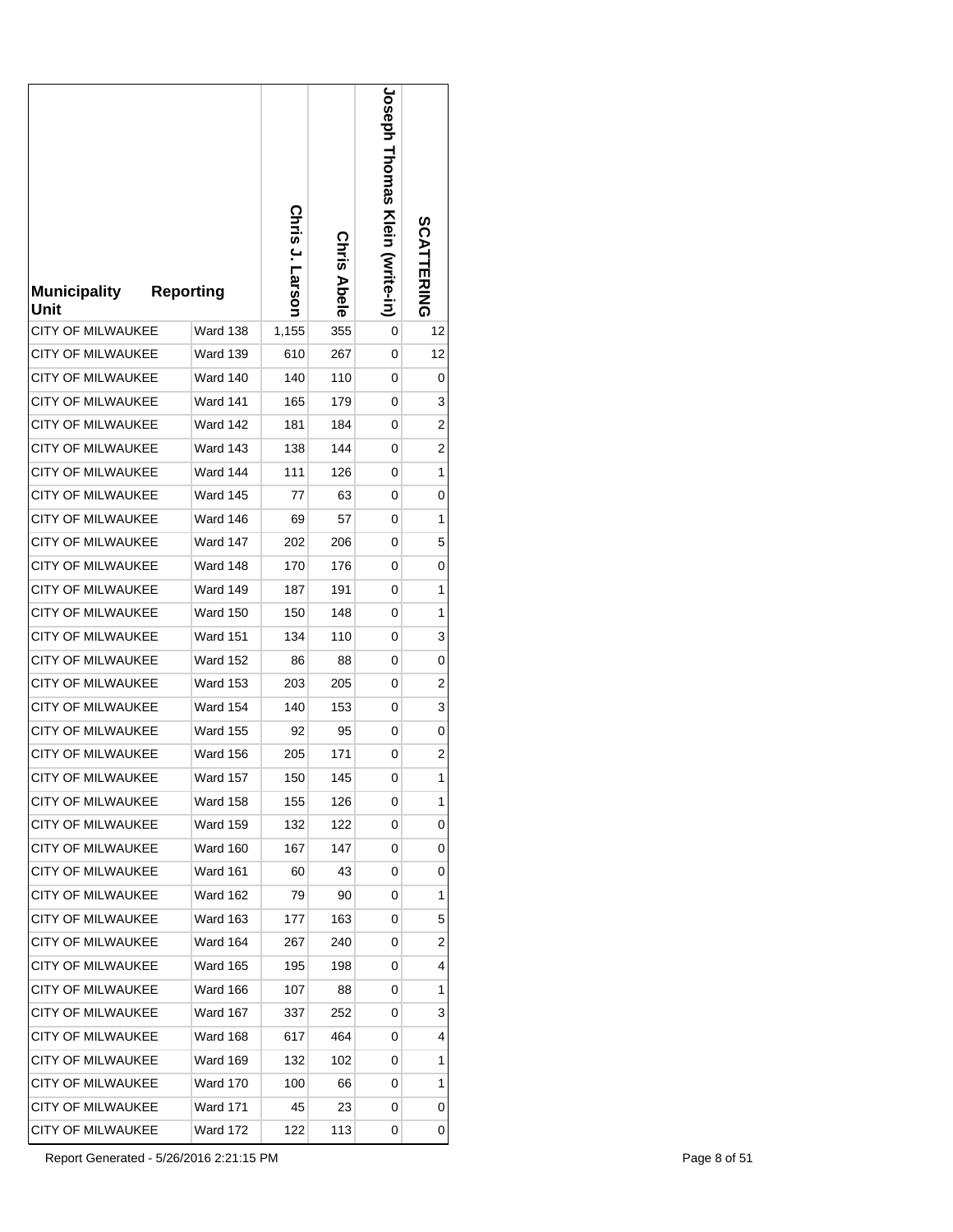| Municipality | Reporting Unit | Chris J. Larson | Chris Abele | Joseph Thomas Klein (write-in) | SCATTERING |
|---|---|---|---|---|---|
| CITY OF MILWAUKEE | Ward 138 | 1,155 | 355 | 0 | 12 |
| CITY OF MILWAUKEE | Ward 139 | 610 | 267 | 0 | 12 |
| CITY OF MILWAUKEE | Ward 140 | 140 | 110 | 0 | 0 |
| CITY OF MILWAUKEE | Ward 141 | 165 | 179 | 0 | 3 |
| CITY OF MILWAUKEE | Ward 142 | 181 | 184 | 0 | 2 |
| CITY OF MILWAUKEE | Ward 143 | 138 | 144 | 0 | 2 |
| CITY OF MILWAUKEE | Ward 144 | 111 | 126 | 0 | 1 |
| CITY OF MILWAUKEE | Ward 145 | 77 | 63 | 0 | 0 |
| CITY OF MILWAUKEE | Ward 146 | 69 | 57 | 0 | 1 |
| CITY OF MILWAUKEE | Ward 147 | 202 | 206 | 0 | 5 |
| CITY OF MILWAUKEE | Ward 148 | 170 | 176 | 0 | 0 |
| CITY OF MILWAUKEE | Ward 149 | 187 | 191 | 0 | 1 |
| CITY OF MILWAUKEE | Ward 150 | 150 | 148 | 0 | 1 |
| CITY OF MILWAUKEE | Ward 151 | 134 | 110 | 0 | 3 |
| CITY OF MILWAUKEE | Ward 152 | 86 | 88 | 0 | 0 |
| CITY OF MILWAUKEE | Ward 153 | 203 | 205 | 0 | 2 |
| CITY OF MILWAUKEE | Ward 154 | 140 | 153 | 0 | 3 |
| CITY OF MILWAUKEE | Ward 155 | 92 | 95 | 0 | 0 |
| CITY OF MILWAUKEE | Ward 156 | 205 | 171 | 0 | 2 |
| CITY OF MILWAUKEE | Ward 157 | 150 | 145 | 0 | 1 |
| CITY OF MILWAUKEE | Ward 158 | 155 | 126 | 0 | 1 |
| CITY OF MILWAUKEE | Ward 159 | 132 | 122 | 0 | 0 |
| CITY OF MILWAUKEE | Ward 160 | 167 | 147 | 0 | 0 |
| CITY OF MILWAUKEE | Ward 161 | 60 | 43 | 0 | 0 |
| CITY OF MILWAUKEE | Ward 162 | 79 | 90 | 0 | 1 |
| CITY OF MILWAUKEE | Ward 163 | 177 | 163 | 0 | 5 |
| CITY OF MILWAUKEE | Ward 164 | 267 | 240 | 0 | 2 |
| CITY OF MILWAUKEE | Ward 165 | 195 | 198 | 0 | 4 |
| CITY OF MILWAUKEE | Ward 166 | 107 | 88 | 0 | 1 |
| CITY OF MILWAUKEE | Ward 167 | 337 | 252 | 0 | 3 |
| CITY OF MILWAUKEE | Ward 168 | 617 | 464 | 0 | 4 |
| CITY OF MILWAUKEE | Ward 169 | 132 | 102 | 0 | 1 |
| CITY OF MILWAUKEE | Ward 170 | 100 | 66 | 0 | 1 |
| CITY OF MILWAUKEE | Ward 171 | 45 | 23 | 0 | 0 |
| CITY OF MILWAUKEE | Ward 172 | 122 | 113 | 0 | 0 |

Report Generated - 5/26/2016 2:21:15 PM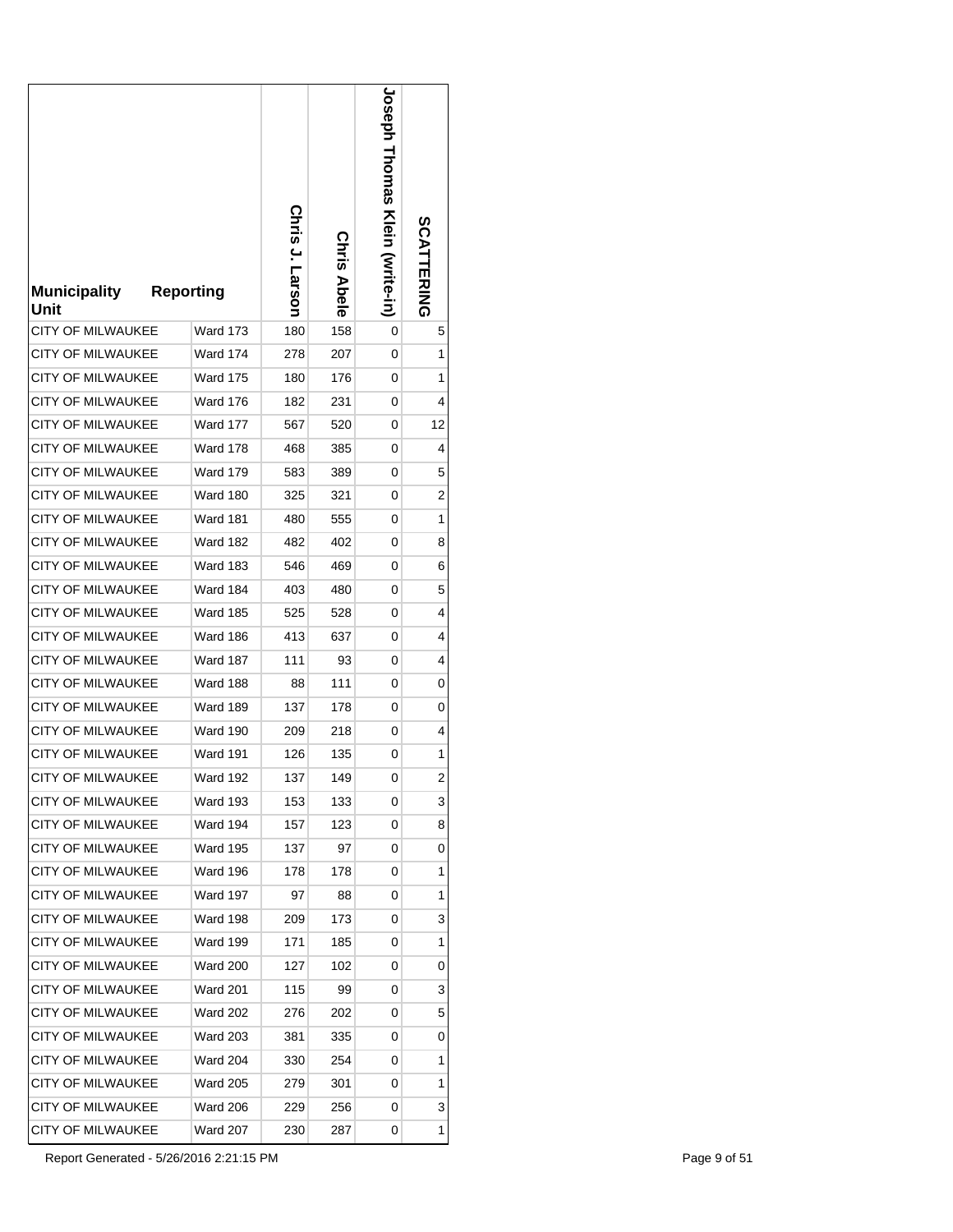| Municipality Unit | Reporting | Chris J. Larson | Chris Abele | Joseph Thomas Klein (write-in) | SCATTERING |
|---|---|---|---|---|---|
| CITY OF MILWAUKEE | Ward 173 | 180 | 158 | 0 | 5 |
| CITY OF MILWAUKEE | Ward 174 | 278 | 207 | 0 | 1 |
| CITY OF MILWAUKEE | Ward 175 | 180 | 176 | 0 | 1 |
| CITY OF MILWAUKEE | Ward 176 | 182 | 231 | 0 | 4 |
| CITY OF MILWAUKEE | Ward 177 | 567 | 520 | 0 | 12 |
| CITY OF MILWAUKEE | Ward 178 | 468 | 385 | 0 | 4 |
| CITY OF MILWAUKEE | Ward 179 | 583 | 389 | 0 | 5 |
| CITY OF MILWAUKEE | Ward 180 | 325 | 321 | 0 | 2 |
| CITY OF MILWAUKEE | Ward 181 | 480 | 555 | 0 | 1 |
| CITY OF MILWAUKEE | Ward 182 | 482 | 402 | 0 | 8 |
| CITY OF MILWAUKEE | Ward 183 | 546 | 469 | 0 | 6 |
| CITY OF MILWAUKEE | Ward 184 | 403 | 480 | 0 | 5 |
| CITY OF MILWAUKEE | Ward 185 | 525 | 528 | 0 | 4 |
| CITY OF MILWAUKEE | Ward 186 | 413 | 637 | 0 | 4 |
| CITY OF MILWAUKEE | Ward 187 | 111 | 93 | 0 | 4 |
| CITY OF MILWAUKEE | Ward 188 | 88 | 111 | 0 | 0 |
| CITY OF MILWAUKEE | Ward 189 | 137 | 178 | 0 | 0 |
| CITY OF MILWAUKEE | Ward 190 | 209 | 218 | 0 | 4 |
| CITY OF MILWAUKEE | Ward 191 | 126 | 135 | 0 | 1 |
| CITY OF MILWAUKEE | Ward 192 | 137 | 149 | 0 | 2 |
| CITY OF MILWAUKEE | Ward 193 | 153 | 133 | 0 | 3 |
| CITY OF MILWAUKEE | Ward 194 | 157 | 123 | 0 | 8 |
| CITY OF MILWAUKEE | Ward 195 | 137 | 97 | 0 | 0 |
| CITY OF MILWAUKEE | Ward 196 | 178 | 178 | 0 | 1 |
| CITY OF MILWAUKEE | Ward 197 | 97 | 88 | 0 | 1 |
| CITY OF MILWAUKEE | Ward 198 | 209 | 173 | 0 | 3 |
| CITY OF MILWAUKEE | Ward 199 | 171 | 185 | 0 | 1 |
| CITY OF MILWAUKEE | Ward 200 | 127 | 102 | 0 | 0 |
| CITY OF MILWAUKEE | Ward 201 | 115 | 99 | 0 | 3 |
| CITY OF MILWAUKEE | Ward 202 | 276 | 202 | 0 | 5 |
| CITY OF MILWAUKEE | Ward 203 | 381 | 335 | 0 | 0 |
| CITY OF MILWAUKEE | Ward 204 | 330 | 254 | 0 | 1 |
| CITY OF MILWAUKEE | Ward 205 | 279 | 301 | 0 | 1 |
| CITY OF MILWAUKEE | Ward 206 | 229 | 256 | 0 | 3 |
| CITY OF MILWAUKEE | Ward 207 | 230 | 287 | 0 | 1 |

Report Generated - 5/26/2016 2:21:15 PM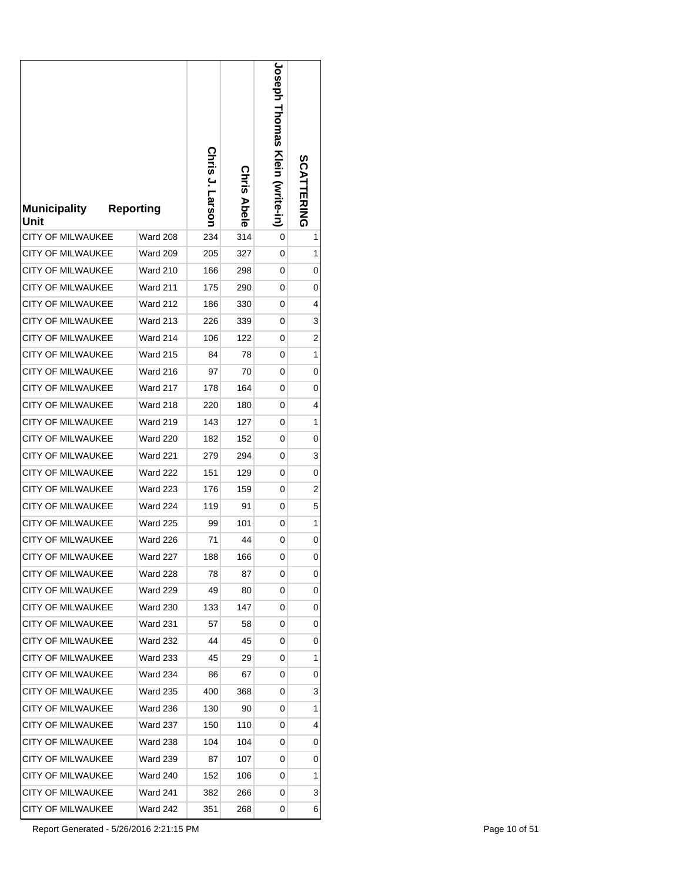| Municipality Unit | Reporting | Chris J. Larson | Chris Abele | Joseph Thomas Klein (write-in) | SCATTERING |
|---|---|---|---|---|---|
| CITY OF MILWAUKEE | Ward 208 | 234 | 314 | 0 | 1 |
| CITY OF MILWAUKEE | Ward 209 | 205 | 327 | 0 | 1 |
| CITY OF MILWAUKEE | Ward 210 | 166 | 298 | 0 | 0 |
| CITY OF MILWAUKEE | Ward 211 | 175 | 290 | 0 | 0 |
| CITY OF MILWAUKEE | Ward 212 | 186 | 330 | 0 | 4 |
| CITY OF MILWAUKEE | Ward 213 | 226 | 339 | 0 | 3 |
| CITY OF MILWAUKEE | Ward 214 | 106 | 122 | 0 | 2 |
| CITY OF MILWAUKEE | Ward 215 | 84 | 78 | 0 | 1 |
| CITY OF MILWAUKEE | Ward 216 | 97 | 70 | 0 | 0 |
| CITY OF MILWAUKEE | Ward 217 | 178 | 164 | 0 | 0 |
| CITY OF MILWAUKEE | Ward 218 | 220 | 180 | 0 | 4 |
| CITY OF MILWAUKEE | Ward 219 | 143 | 127 | 0 | 1 |
| CITY OF MILWAUKEE | Ward 220 | 182 | 152 | 0 | 0 |
| CITY OF MILWAUKEE | Ward 221 | 279 | 294 | 0 | 3 |
| CITY OF MILWAUKEE | Ward 222 | 151 | 129 | 0 | 0 |
| CITY OF MILWAUKEE | Ward 223 | 176 | 159 | 0 | 2 |
| CITY OF MILWAUKEE | Ward 224 | 119 | 91 | 0 | 5 |
| CITY OF MILWAUKEE | Ward 225 | 99 | 101 | 0 | 1 |
| CITY OF MILWAUKEE | Ward 226 | 71 | 44 | 0 | 0 |
| CITY OF MILWAUKEE | Ward 227 | 188 | 166 | 0 | 0 |
| CITY OF MILWAUKEE | Ward 228 | 78 | 87 | 0 | 0 |
| CITY OF MILWAUKEE | Ward 229 | 49 | 80 | 0 | 0 |
| CITY OF MILWAUKEE | Ward 230 | 133 | 147 | 0 | 0 |
| CITY OF MILWAUKEE | Ward 231 | 57 | 58 | 0 | 0 |
| CITY OF MILWAUKEE | Ward 232 | 44 | 45 | 0 | 0 |
| CITY OF MILWAUKEE | Ward 233 | 45 | 29 | 0 | 1 |
| CITY OF MILWAUKEE | Ward 234 | 86 | 67 | 0 | 0 |
| CITY OF MILWAUKEE | Ward 235 | 400 | 368 | 0 | 3 |
| CITY OF MILWAUKEE | Ward 236 | 130 | 90 | 0 | 1 |
| CITY OF MILWAUKEE | Ward 237 | 150 | 110 | 0 | 4 |
| CITY OF MILWAUKEE | Ward 238 | 104 | 104 | 0 | 0 |
| CITY OF MILWAUKEE | Ward 239 | 87 | 107 | 0 | 0 |
| CITY OF MILWAUKEE | Ward 240 | 152 | 106 | 0 | 1 |
| CITY OF MILWAUKEE | Ward 241 | 382 | 266 | 0 | 3 |
| CITY OF MILWAUKEE | Ward 242 | 351 | 268 | 0 | 6 |

Report Generated - 5/26/2016 2:21:15 PM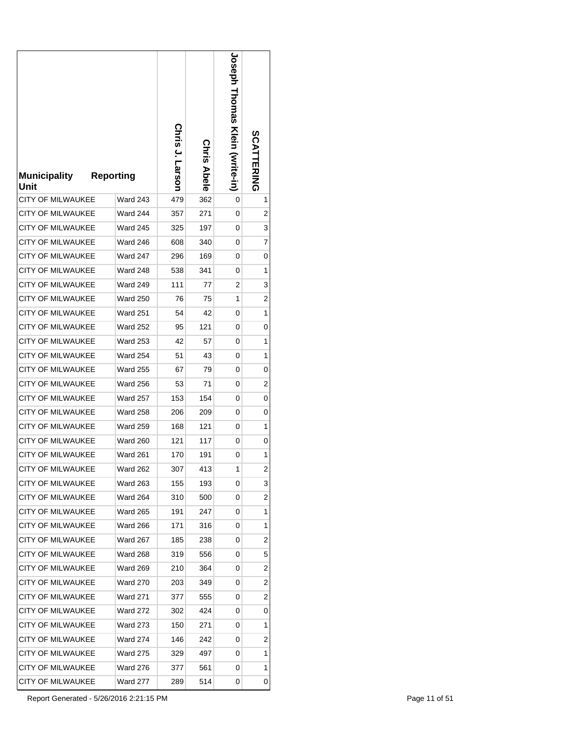| Municipality Unit | Reporting | Chris J. Larson | Chris Abele | Joseph Thomas Klein (write-in) | SCATTERING |
|---|---|---|---|---|---|
| CITY OF MILWAUKEE | Ward 243 | 479 | 362 | 0 | 1 |
| CITY OF MILWAUKEE | Ward 244 | 357 | 271 | 0 | 2 |
| CITY OF MILWAUKEE | Ward 245 | 325 | 197 | 0 | 3 |
| CITY OF MILWAUKEE | Ward 246 | 608 | 340 | 0 | 7 |
| CITY OF MILWAUKEE | Ward 247 | 296 | 169 | 0 | 0 |
| CITY OF MILWAUKEE | Ward 248 | 538 | 341 | 0 | 1 |
| CITY OF MILWAUKEE | Ward 249 | 111 | 77 | 2 | 3 |
| CITY OF MILWAUKEE | Ward 250 | 76 | 75 | 1 | 2 |
| CITY OF MILWAUKEE | Ward 251 | 54 | 42 | 0 | 1 |
| CITY OF MILWAUKEE | Ward 252 | 95 | 121 | 0 | 0 |
| CITY OF MILWAUKEE | Ward 253 | 42 | 57 | 0 | 1 |
| CITY OF MILWAUKEE | Ward 254 | 51 | 43 | 0 | 1 |
| CITY OF MILWAUKEE | Ward 255 | 67 | 79 | 0 | 0 |
| CITY OF MILWAUKEE | Ward 256 | 53 | 71 | 0 | 2 |
| CITY OF MILWAUKEE | Ward 257 | 153 | 154 | 0 | 0 |
| CITY OF MILWAUKEE | Ward 258 | 206 | 209 | 0 | 0 |
| CITY OF MILWAUKEE | Ward 259 | 168 | 121 | 0 | 1 |
| CITY OF MILWAUKEE | Ward 260 | 121 | 117 | 0 | 0 |
| CITY OF MILWAUKEE | Ward 261 | 170 | 191 | 0 | 1 |
| CITY OF MILWAUKEE | Ward 262 | 307 | 413 | 1 | 2 |
| CITY OF MILWAUKEE | Ward 263 | 155 | 193 | 0 | 3 |
| CITY OF MILWAUKEE | Ward 264 | 310 | 500 | 0 | 2 |
| CITY OF MILWAUKEE | Ward 265 | 191 | 247 | 0 | 1 |
| CITY OF MILWAUKEE | Ward 266 | 171 | 316 | 0 | 1 |
| CITY OF MILWAUKEE | Ward 267 | 185 | 238 | 0 | 2 |
| CITY OF MILWAUKEE | Ward 268 | 319 | 556 | 0 | 5 |
| CITY OF MILWAUKEE | Ward 269 | 210 | 364 | 0 | 2 |
| CITY OF MILWAUKEE | Ward 270 | 203 | 349 | 0 | 2 |
| CITY OF MILWAUKEE | Ward 271 | 377 | 555 | 0 | 2 |
| CITY OF MILWAUKEE | Ward 272 | 302 | 424 | 0 | 0 |
| CITY OF MILWAUKEE | Ward 273 | 150 | 271 | 0 | 1 |
| CITY OF MILWAUKEE | Ward 274 | 146 | 242 | 0 | 2 |
| CITY OF MILWAUKEE | Ward 275 | 329 | 497 | 0 | 1 |
| CITY OF MILWAUKEE | Ward 276 | 377 | 561 | 0 | 1 |
| CITY OF MILWAUKEE | Ward 277 | 289 | 514 | 0 | 0 |

Report Generated - 5/26/2016 2:21:15 PM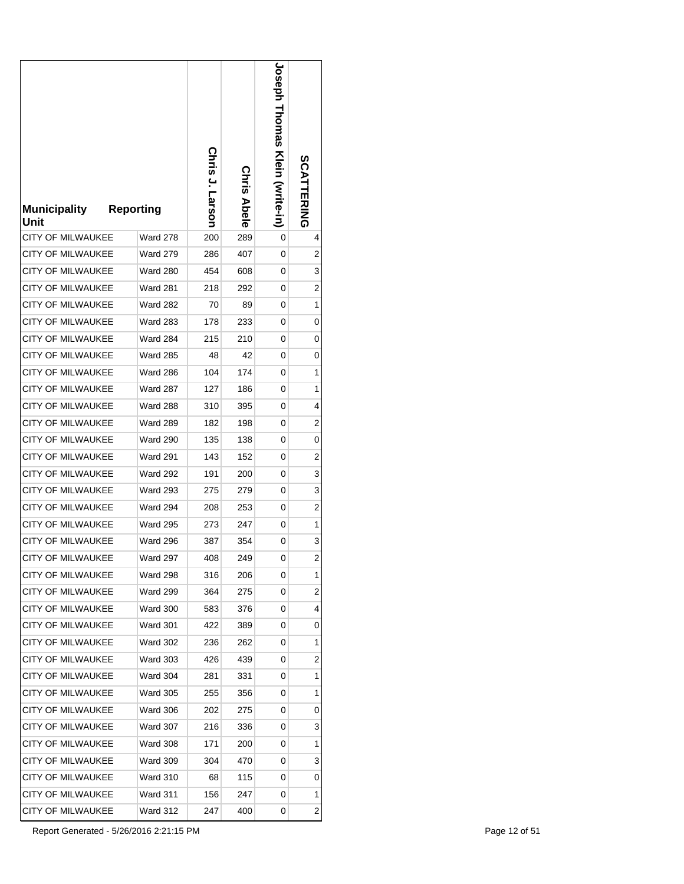| Municipality Unit | Reporting | Chris J. Larson | Chris Abele | Joseph Thomas Klein (write-in) | SCATTERING |
|---|---|---|---|---|---|
| CITY OF MILWAUKEE | Ward 278 | 200 | 289 | 0 | 4 |
| CITY OF MILWAUKEE | Ward 279 | 286 | 407 | 0 | 2 |
| CITY OF MILWAUKEE | Ward 280 | 454 | 608 | 0 | 3 |
| CITY OF MILWAUKEE | Ward 281 | 218 | 292 | 0 | 2 |
| CITY OF MILWAUKEE | Ward 282 | 70 | 89 | 0 | 1 |
| CITY OF MILWAUKEE | Ward 283 | 178 | 233 | 0 | 0 |
| CITY OF MILWAUKEE | Ward 284 | 215 | 210 | 0 | 0 |
| CITY OF MILWAUKEE | Ward 285 | 48 | 42 | 0 | 0 |
| CITY OF MILWAUKEE | Ward 286 | 104 | 174 | 0 | 1 |
| CITY OF MILWAUKEE | Ward 287 | 127 | 186 | 0 | 1 |
| CITY OF MILWAUKEE | Ward 288 | 310 | 395 | 0 | 4 |
| CITY OF MILWAUKEE | Ward 289 | 182 | 198 | 0 | 2 |
| CITY OF MILWAUKEE | Ward 290 | 135 | 138 | 0 | 0 |
| CITY OF MILWAUKEE | Ward 291 | 143 | 152 | 0 | 2 |
| CITY OF MILWAUKEE | Ward 292 | 191 | 200 | 0 | 3 |
| CITY OF MILWAUKEE | Ward 293 | 275 | 279 | 0 | 3 |
| CITY OF MILWAUKEE | Ward 294 | 208 | 253 | 0 | 2 |
| CITY OF MILWAUKEE | Ward 295 | 273 | 247 | 0 | 1 |
| CITY OF MILWAUKEE | Ward 296 | 387 | 354 | 0 | 3 |
| CITY OF MILWAUKEE | Ward 297 | 408 | 249 | 0 | 2 |
| CITY OF MILWAUKEE | Ward 298 | 316 | 206 | 0 | 1 |
| CITY OF MILWAUKEE | Ward 299 | 364 | 275 | 0 | 2 |
| CITY OF MILWAUKEE | Ward 300 | 583 | 376 | 0 | 4 |
| CITY OF MILWAUKEE | Ward 301 | 422 | 389 | 0 | 0 |
| CITY OF MILWAUKEE | Ward 302 | 236 | 262 | 0 | 1 |
| CITY OF MILWAUKEE | Ward 303 | 426 | 439 | 0 | 2 |
| CITY OF MILWAUKEE | Ward 304 | 281 | 331 | 0 | 1 |
| CITY OF MILWAUKEE | Ward 305 | 255 | 356 | 0 | 1 |
| CITY OF MILWAUKEE | Ward 306 | 202 | 275 | 0 | 0 |
| CITY OF MILWAUKEE | Ward 307 | 216 | 336 | 0 | 3 |
| CITY OF MILWAUKEE | Ward 308 | 171 | 200 | 0 | 1 |
| CITY OF MILWAUKEE | Ward 309 | 304 | 470 | 0 | 3 |
| CITY OF MILWAUKEE | Ward 310 | 68 | 115 | 0 | 0 |
| CITY OF MILWAUKEE | Ward 311 | 156 | 247 | 0 | 1 |
| CITY OF MILWAUKEE | Ward 312 | 247 | 400 | 0 | 2 |

Report Generated - 5/26/2016 2:21:15 PM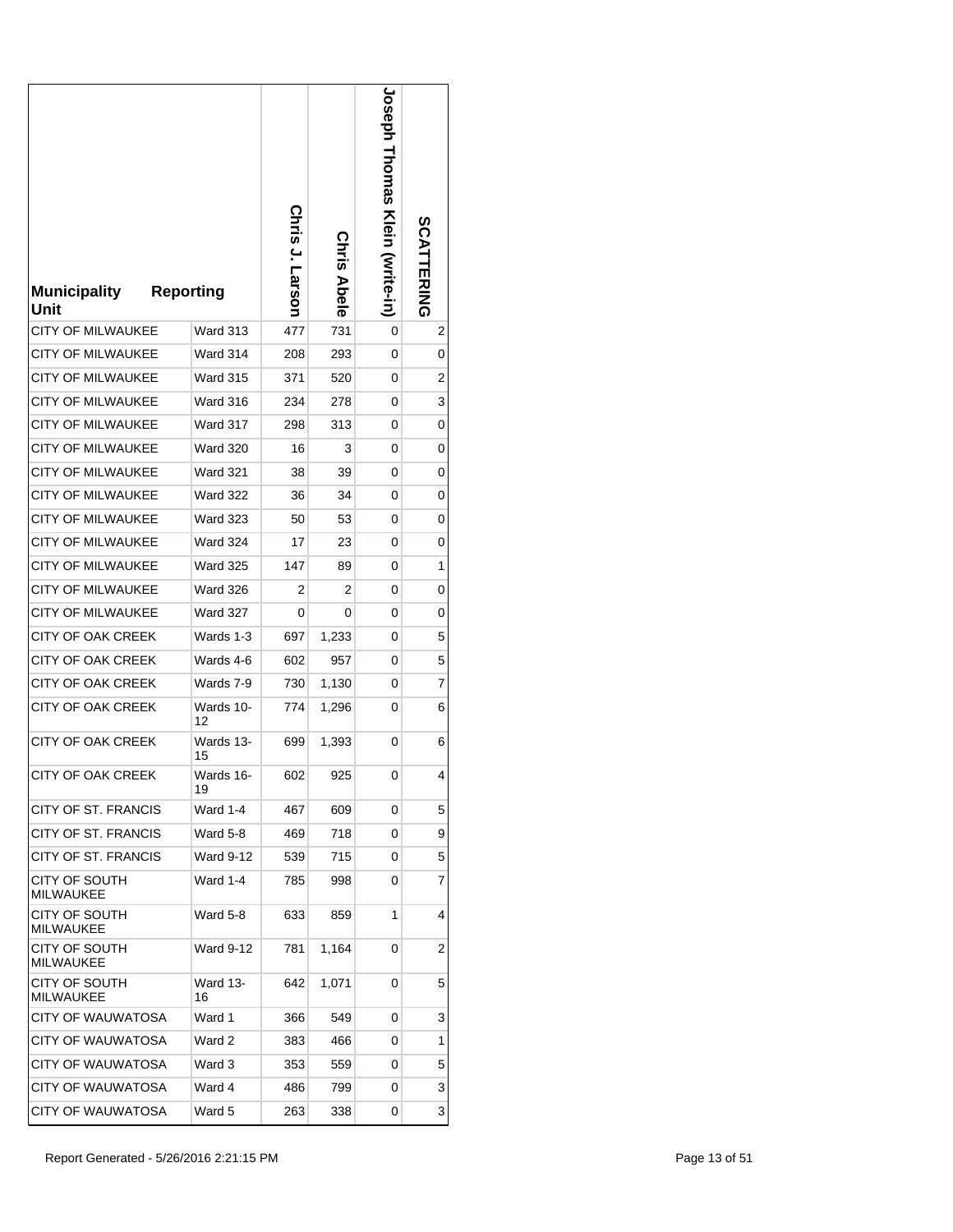| Municipality Unit | Reporting | Chris J. Larson | Chris Abele | Joseph Thomas Klein (write-in) | SCATTERING |
|---|---|---|---|---|---|
| CITY OF MILWAUKEE | Ward 313 | 477 | 731 | 0 | 2 |
| CITY OF MILWAUKEE | Ward 314 | 208 | 293 | 0 | 0 |
| CITY OF MILWAUKEE | Ward 315 | 371 | 520 | 0 | 2 |
| CITY OF MILWAUKEE | Ward 316 | 234 | 278 | 0 | 3 |
| CITY OF MILWAUKEE | Ward 317 | 298 | 313 | 0 | 0 |
| CITY OF MILWAUKEE | Ward 320 | 16 | 3 | 0 | 0 |
| CITY OF MILWAUKEE | Ward 321 | 38 | 39 | 0 | 0 |
| CITY OF MILWAUKEE | Ward 322 | 36 | 34 | 0 | 0 |
| CITY OF MILWAUKEE | Ward 323 | 50 | 53 | 0 | 0 |
| CITY OF MILWAUKEE | Ward 324 | 17 | 23 | 0 | 0 |
| CITY OF MILWAUKEE | Ward 325 | 147 | 89 | 0 | 1 |
| CITY OF MILWAUKEE | Ward 326 | 2 | 2 | 0 | 0 |
| CITY OF MILWAUKEE | Ward 327 | 0 | 0 | 0 | 0 |
| CITY OF OAK CREEK | Wards 1-3 | 697 | 1,233 | 0 | 5 |
| CITY OF OAK CREEK | Wards 4-6 | 602 | 957 | 0 | 5 |
| CITY OF OAK CREEK | Wards 7-9 | 730 | 1,130 | 0 | 7 |
| CITY OF OAK CREEK | Wards 10-12 | 774 | 1,296 | 0 | 6 |
| CITY OF OAK CREEK | Wards 13-15 | 699 | 1,393 | 0 | 6 |
| CITY OF OAK CREEK | Wards 16-19 | 602 | 925 | 0 | 4 |
| CITY OF ST. FRANCIS | Ward 1-4 | 467 | 609 | 0 | 5 |
| CITY OF ST. FRANCIS | Ward 5-8 | 469 | 718 | 0 | 9 |
| CITY OF ST. FRANCIS | Ward 9-12 | 539 | 715 | 0 | 5 |
| CITY OF SOUTH MILWAUKEE | Ward 1-4 | 785 | 998 | 0 | 7 |
| CITY OF SOUTH MILWAUKEE | Ward 5-8 | 633 | 859 | 1 | 4 |
| CITY OF SOUTH MILWAUKEE | Ward 9-12 | 781 | 1,164 | 0 | 2 |
| CITY OF SOUTH MILWAUKEE | Ward 13-16 | 642 | 1,071 | 0 | 5 |
| CITY OF WAUWATOSA | Ward 1 | 366 | 549 | 0 | 3 |
| CITY OF WAUWATOSA | Ward 2 | 383 | 466 | 0 | 1 |
| CITY OF WAUWATOSA | Ward 3 | 353 | 559 | 0 | 5 |
| CITY OF WAUWATOSA | Ward 4 | 486 | 799 | 0 | 3 |
| CITY OF WAUWATOSA | Ward 5 | 263 | 338 | 0 | 3 |

Report Generated - 5/26/2016 2:21:15 PM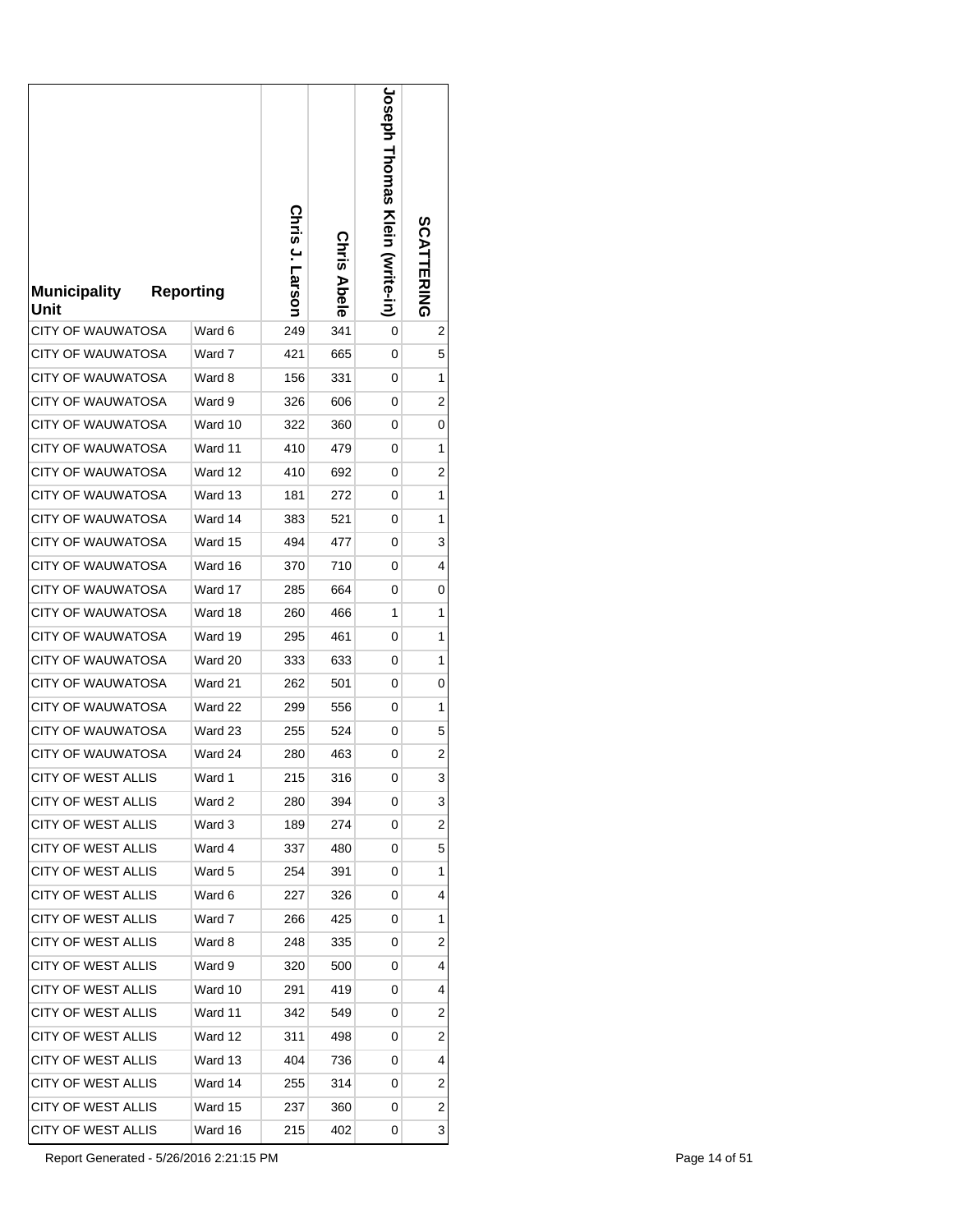| Municipality | Reporting Unit | Chris J. Larson | Chris Abele | Joseph Thomas Klein (write-in) | SCATTERING |
|---|---|---|---|---|---|
| CITY OF WAUWATOSA | Ward 6 | 249 | 341 | 0 | 2 |
| CITY OF WAUWATOSA | Ward 7 | 421 | 665 | 0 | 5 |
| CITY OF WAUWATOSA | Ward 8 | 156 | 331 | 0 | 1 |
| CITY OF WAUWATOSA | Ward 9 | 326 | 606 | 0 | 2 |
| CITY OF WAUWATOSA | Ward 10 | 322 | 360 | 0 | 0 |
| CITY OF WAUWATOSA | Ward 11 | 410 | 479 | 0 | 1 |
| CITY OF WAUWATOSA | Ward 12 | 410 | 692 | 0 | 2 |
| CITY OF WAUWATOSA | Ward 13 | 181 | 272 | 0 | 1 |
| CITY OF WAUWATOSA | Ward 14 | 383 | 521 | 0 | 1 |
| CITY OF WAUWATOSA | Ward 15 | 494 | 477 | 0 | 3 |
| CITY OF WAUWATOSA | Ward 16 | 370 | 710 | 0 | 4 |
| CITY OF WAUWATOSA | Ward 17 | 285 | 664 | 0 | 0 |
| CITY OF WAUWATOSA | Ward 18 | 260 | 466 | 1 | 1 |
| CITY OF WAUWATOSA | Ward 19 | 295 | 461 | 0 | 1 |
| CITY OF WAUWATOSA | Ward 20 | 333 | 633 | 0 | 1 |
| CITY OF WAUWATOSA | Ward 21 | 262 | 501 | 0 | 0 |
| CITY OF WAUWATOSA | Ward 22 | 299 | 556 | 0 | 1 |
| CITY OF WAUWATOSA | Ward 23 | 255 | 524 | 0 | 5 |
| CITY OF WAUWATOSA | Ward 24 | 280 | 463 | 0 | 2 |
| CITY OF WEST ALLIS | Ward 1 | 215 | 316 | 0 | 3 |
| CITY OF WEST ALLIS | Ward 2 | 280 | 394 | 0 | 3 |
| CITY OF WEST ALLIS | Ward 3 | 189 | 274 | 0 | 2 |
| CITY OF WEST ALLIS | Ward 4 | 337 | 480 | 0 | 5 |
| CITY OF WEST ALLIS | Ward 5 | 254 | 391 | 0 | 1 |
| CITY OF WEST ALLIS | Ward 6 | 227 | 326 | 0 | 4 |
| CITY OF WEST ALLIS | Ward 7 | 266 | 425 | 0 | 1 |
| CITY OF WEST ALLIS | Ward 8 | 248 | 335 | 0 | 2 |
| CITY OF WEST ALLIS | Ward 9 | 320 | 500 | 0 | 4 |
| CITY OF WEST ALLIS | Ward 10 | 291 | 419 | 0 | 4 |
| CITY OF WEST ALLIS | Ward 11 | 342 | 549 | 0 | 2 |
| CITY OF WEST ALLIS | Ward 12 | 311 | 498 | 0 | 2 |
| CITY OF WEST ALLIS | Ward 13 | 404 | 736 | 0 | 4 |
| CITY OF WEST ALLIS | Ward 14 | 255 | 314 | 0 | 2 |
| CITY OF WEST ALLIS | Ward 15 | 237 | 360 | 0 | 2 |
| CITY OF WEST ALLIS | Ward 16 | 215 | 402 | 0 | 3 |

Report Generated - 5/26/2016 2:21:15 PM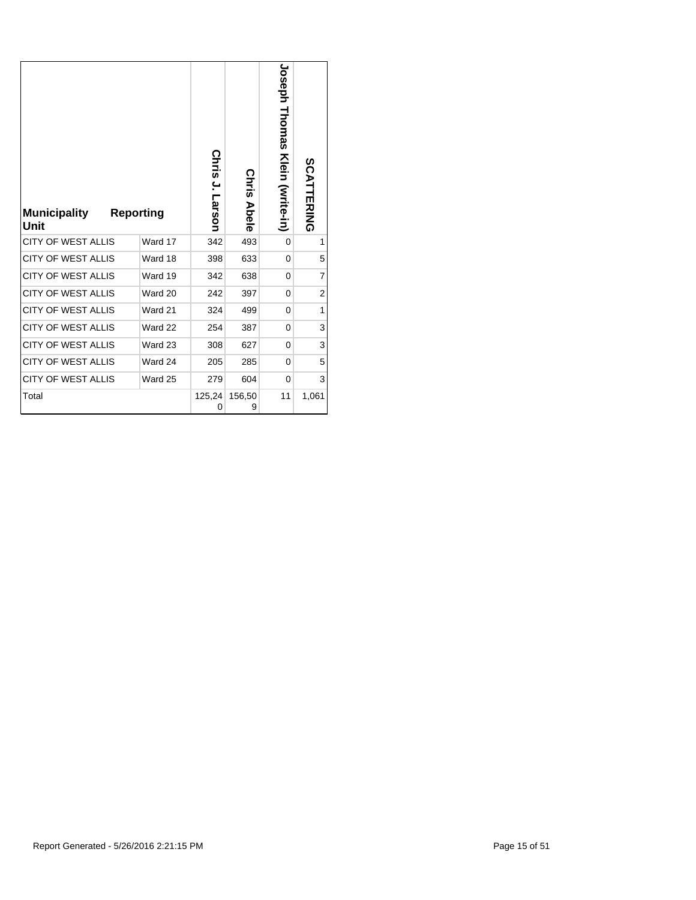| Municipality Unit | Reporting | Chris J. Larson | Chris Abele | Joseph Thomas Klein (write-in) | SCATTERING |
|---|---|---|---|---|---|
| CITY OF WEST ALLIS | Ward 17 | 342 | 493 | 0 | 1 |
| CITY OF WEST ALLIS | Ward 18 | 398 | 633 | 0 | 5 |
| CITY OF WEST ALLIS | Ward 19 | 342 | 638 | 0 | 7 |
| CITY OF WEST ALLIS | Ward 20 | 242 | 397 | 0 | 2 |
| CITY OF WEST ALLIS | Ward 21 | 324 | 499 | 0 | 1 |
| CITY OF WEST ALLIS | Ward 22 | 254 | 387 | 0 | 3 |
| CITY OF WEST ALLIS | Ward 23 | 308 | 627 | 0 | 3 |
| CITY OF WEST ALLIS | Ward 24 | 205 | 285 | 0 | 5 |
| CITY OF WEST ALLIS | Ward 25 | 279 | 604 | 0 | 3 |
| Total | | 125,240 | 156,509 | 11 | 1,061 |

Report Generated - 5/26/2016 2:21:15 PM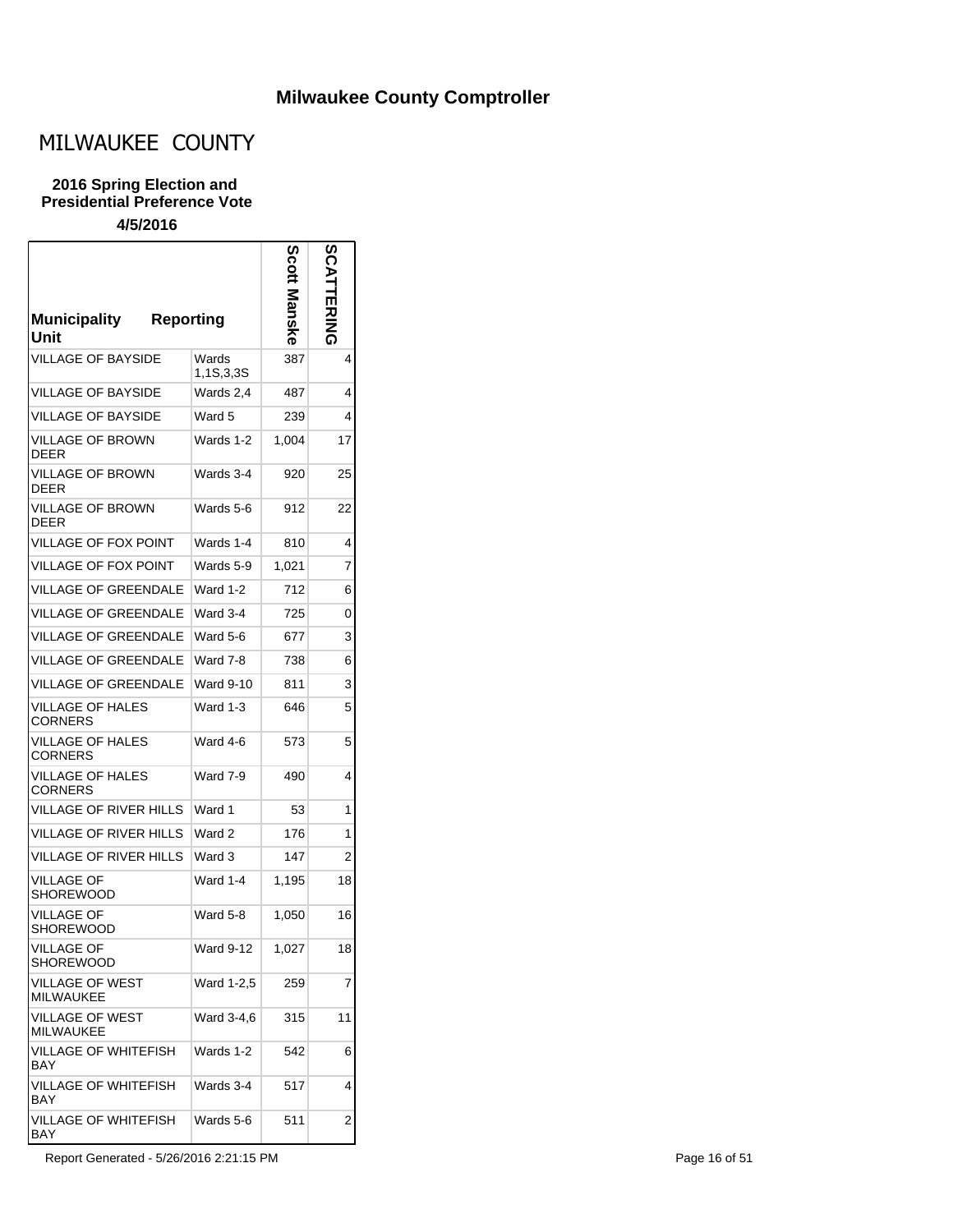## Milwaukee County Comptroller

# MILWAUKEE COUNTY

### 2016 Spring Election and Presidential Preference Vote

**4/5/2016**

| Municipality Unit | Reporting | Scott Manske | SCATTERING |
|---|---|---|---|
| VILLAGE OF BAYSIDE | Wards 1,1S,3,3S | 387 | 4 |
| VILLAGE OF BAYSIDE | Wards 2,4 | 487 | 4 |
| VILLAGE OF BAYSIDE | Ward 5 | 239 | 4 |
| VILLAGE OF BROWN DEER | Wards 1-2 | 1,004 | 17 |
| VILLAGE OF BROWN DEER | Wards 3-4 | 920 | 25 |
| VILLAGE OF BROWN DEER | Wards 5-6 | 912 | 22 |
| VILLAGE OF FOX POINT | Wards 1-4 | 810 | 4 |
| VILLAGE OF FOX POINT | Wards 5-9 | 1,021 | 7 |
| VILLAGE OF GREENDALE | Ward 1-2 | 712 | 6 |
| VILLAGE OF GREENDALE | Ward 3-4 | 725 | 0 |
| VILLAGE OF GREENDALE | Ward 5-6 | 677 | 3 |
| VILLAGE OF GREENDALE | Ward 7-8 | 738 | 6 |
| VILLAGE OF GREENDALE | Ward 9-10 | 811 | 3 |
| VILLAGE OF HALES CORNERS | Ward 1-3 | 646 | 5 |
| VILLAGE OF HALES CORNERS | Ward 4-6 | 573 | 5 |
| VILLAGE OF HALES CORNERS | Ward 7-9 | 490 | 4 |
| VILLAGE OF RIVER HILLS | Ward 1 | 53 | 1 |
| VILLAGE OF RIVER HILLS | Ward 2 | 176 | 1 |
| VILLAGE OF RIVER HILLS | Ward 3 | 147 | 2 |
| VILLAGE OF SHOREWOOD | Ward 1-4 | 1,195 | 18 |
| VILLAGE OF SHOREWOOD | Ward 5-8 | 1,050 | 16 |
| VILLAGE OF SHOREWOOD | Ward 9-12 | 1,027 | 18 |
| VILLAGE OF WEST MILWAUKEE | Ward 1-2,5 | 259 | 7 |
| VILLAGE OF WEST MILWAUKEE | Ward 3-4,6 | 315 | 11 |
| VILLAGE OF WHITEFISH BAY | Wards 1-2 | 542 | 6 |
| VILLAGE OF WHITEFISH BAY | Wards 3-4 | 517 | 4 |
| VILLAGE OF WHITEFISH BAY | Wards 5-6 | 511 | 2 |

Report Generated - 5/26/2016 2:21:15 PM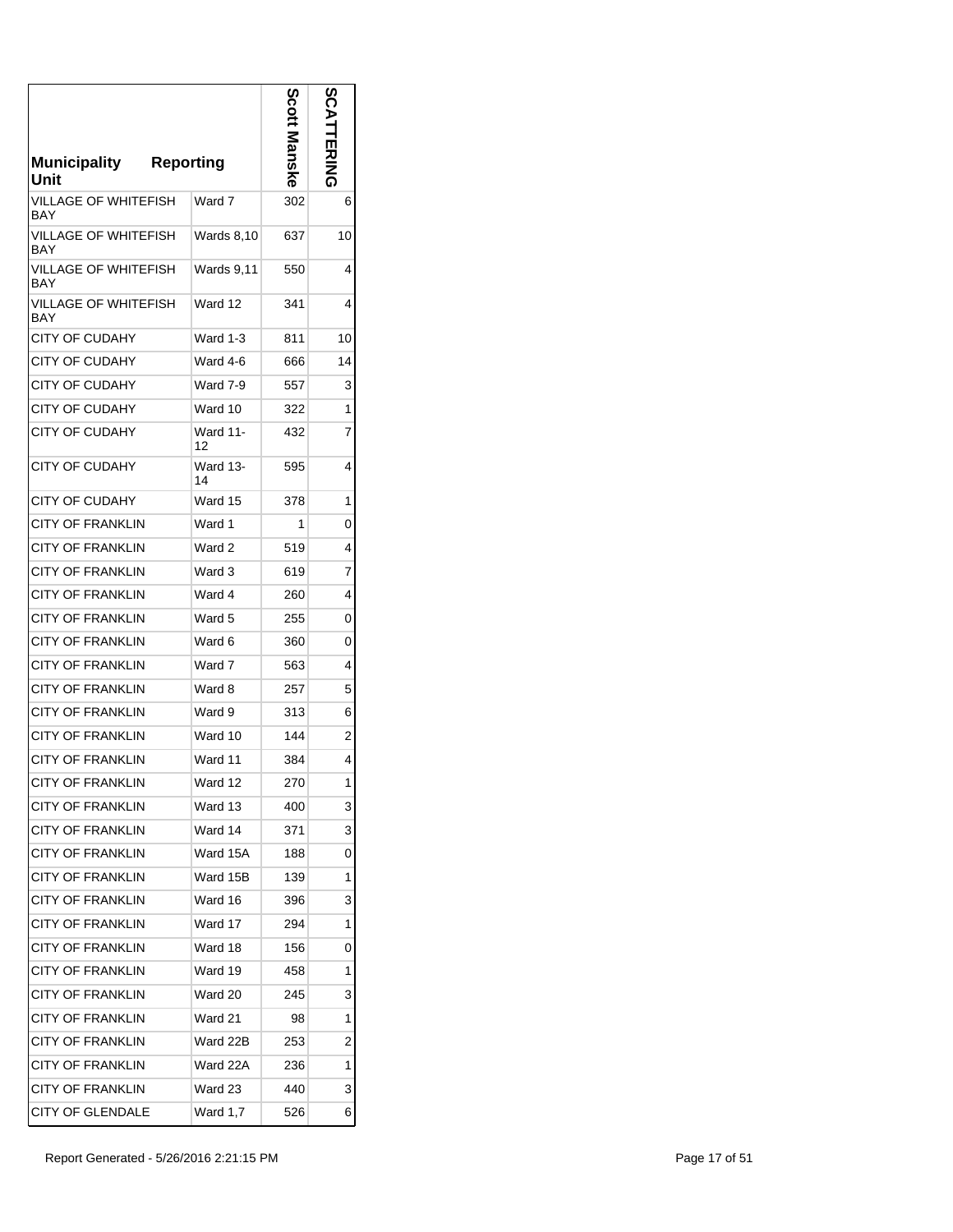| Municipality Unit | Reporting | Scott Manske | SCATTERING |
|---|---|---|---|
| VILLAGE OF WHITEFISH BAY | Ward 7 | 302 | 6 |
| VILLAGE OF WHITEFISH BAY | Wards 8,10 | 637 | 10 |
| VILLAGE OF WHITEFISH BAY | Wards 9,11 | 550 | 4 |
| VILLAGE OF WHITEFISH BAY | Ward 12 | 341 | 4 |
| CITY OF CUDAHY | Ward 1-3 | 811 | 10 |
| CITY OF CUDAHY | Ward 4-6 | 666 | 14 |
| CITY OF CUDAHY | Ward 7-9 | 557 | 3 |
| CITY OF CUDAHY | Ward 10 | 322 | 1 |
| CITY OF CUDAHY | Ward 11-12 | 432 | 7 |
| CITY OF CUDAHY | Ward 13-14 | 595 | 4 |
| CITY OF CUDAHY | Ward 15 | 378 | 1 |
| CITY OF FRANKLIN | Ward 1 | 1 | 0 |
| CITY OF FRANKLIN | Ward 2 | 519 | 4 |
| CITY OF FRANKLIN | Ward 3 | 619 | 7 |
| CITY OF FRANKLIN | Ward 4 | 260 | 4 |
| CITY OF FRANKLIN | Ward 5 | 255 | 0 |
| CITY OF FRANKLIN | Ward 6 | 360 | 0 |
| CITY OF FRANKLIN | Ward 7 | 563 | 4 |
| CITY OF FRANKLIN | Ward 8 | 257 | 5 |
| CITY OF FRANKLIN | Ward 9 | 313 | 6 |
| CITY OF FRANKLIN | Ward 10 | 144 | 2 |
| CITY OF FRANKLIN | Ward 11 | 384 | 4 |
| CITY OF FRANKLIN | Ward 12 | 270 | 1 |
| CITY OF FRANKLIN | Ward 13 | 400 | 3 |
| CITY OF FRANKLIN | Ward 14 | 371 | 3 |
| CITY OF FRANKLIN | Ward 15A | 188 | 0 |
| CITY OF FRANKLIN | Ward 15B | 139 | 1 |
| CITY OF FRANKLIN | Ward 16 | 396 | 3 |
| CITY OF FRANKLIN | Ward 17 | 294 | 1 |
| CITY OF FRANKLIN | Ward 18 | 156 | 0 |
| CITY OF FRANKLIN | Ward 19 | 458 | 1 |
| CITY OF FRANKLIN | Ward 20 | 245 | 3 |
| CITY OF FRANKLIN | Ward 21 | 98 | 1 |
| CITY OF FRANKLIN | Ward 22B | 253 | 2 |
| CITY OF FRANKLIN | Ward 22A | 236 | 1 |
| CITY OF FRANKLIN | Ward 23 | 440 | 3 |
| CITY OF GLENDALE | Ward 1,7 | 526 | 6 |

Report Generated - 5/26/2016 2:21:15 PM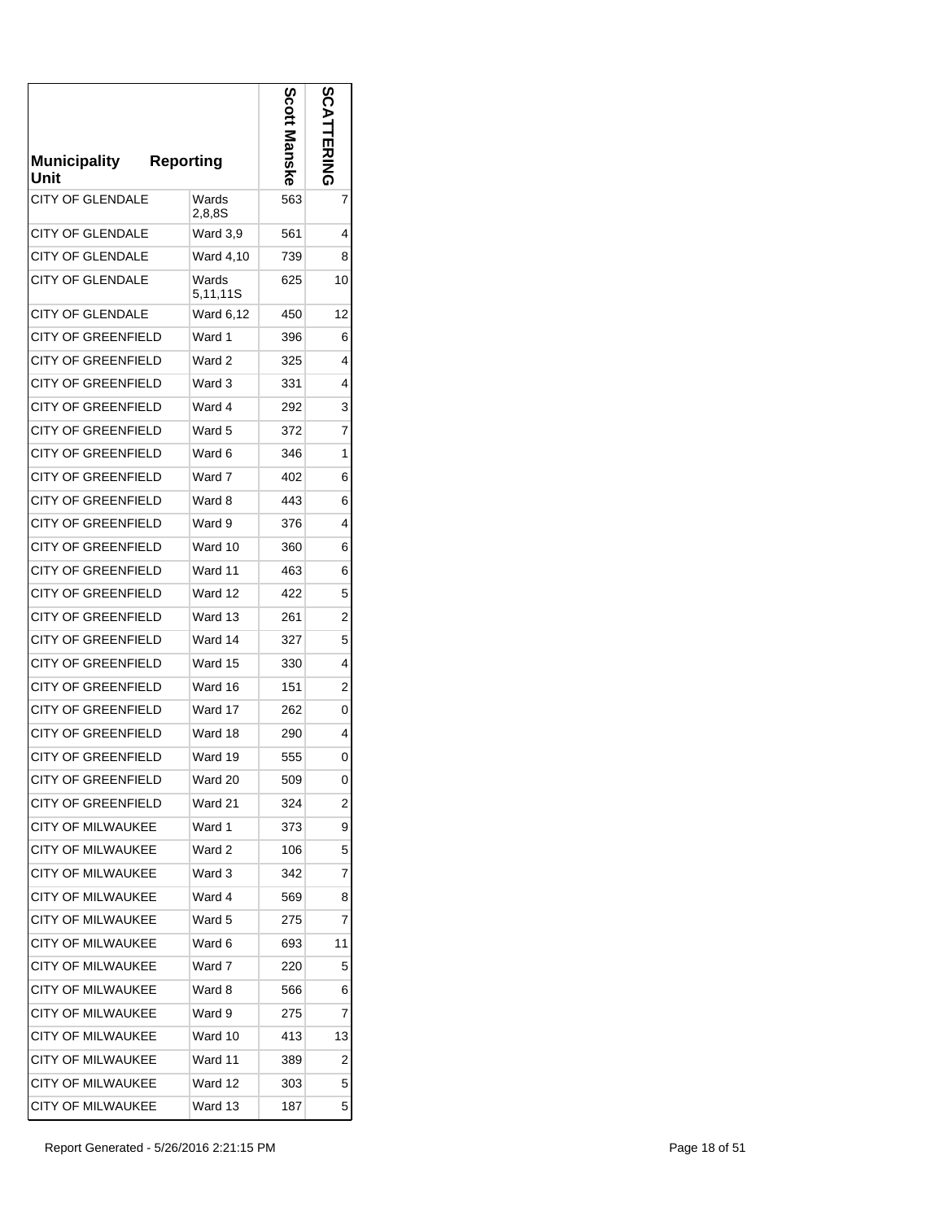| Municipality Unit | Reporting | Scott Manske | SCATTERING |
|---|---|---|---|
| CITY OF GLENDALE | Wards 2,8,8S | 563 | 7 |
| CITY OF GLENDALE | Ward 3,9 | 561 | 4 |
| CITY OF GLENDALE | Ward 4,10 | 739 | 8 |
| CITY OF GLENDALE | Wards 5,11,11S | 625 | 10 |
| CITY OF GLENDALE | Ward 6,12 | 450 | 12 |
| CITY OF GREENFIELD | Ward 1 | 396 | 6 |
| CITY OF GREENFIELD | Ward 2 | 325 | 4 |
| CITY OF GREENFIELD | Ward 3 | 331 | 4 |
| CITY OF GREENFIELD | Ward 4 | 292 | 3 |
| CITY OF GREENFIELD | Ward 5 | 372 | 7 |
| CITY OF GREENFIELD | Ward 6 | 346 | 1 |
| CITY OF GREENFIELD | Ward 7 | 402 | 6 |
| CITY OF GREENFIELD | Ward 8 | 443 | 6 |
| CITY OF GREENFIELD | Ward 9 | 376 | 4 |
| CITY OF GREENFIELD | Ward 10 | 360 | 6 |
| CITY OF GREENFIELD | Ward 11 | 463 | 6 |
| CITY OF GREENFIELD | Ward 12 | 422 | 5 |
| CITY OF GREENFIELD | Ward 13 | 261 | 2 |
| CITY OF GREENFIELD | Ward 14 | 327 | 5 |
| CITY OF GREENFIELD | Ward 15 | 330 | 4 |
| CITY OF GREENFIELD | Ward 16 | 151 | 2 |
| CITY OF GREENFIELD | Ward 17 | 262 | 0 |
| CITY OF GREENFIELD | Ward 18 | 290 | 4 |
| CITY OF GREENFIELD | Ward 19 | 555 | 0 |
| CITY OF GREENFIELD | Ward 20 | 509 | 0 |
| CITY OF GREENFIELD | Ward 21 | 324 | 2 |
| CITY OF MILWAUKEE | Ward 1 | 373 | 9 |
| CITY OF MILWAUKEE | Ward 2 | 106 | 5 |
| CITY OF MILWAUKEE | Ward 3 | 342 | 7 |
| CITY OF MILWAUKEE | Ward 4 | 569 | 8 |
| CITY OF MILWAUKEE | Ward 5 | 275 | 7 |
| CITY OF MILWAUKEE | Ward 6 | 693 | 11 |
| CITY OF MILWAUKEE | Ward 7 | 220 | 5 |
| CITY OF MILWAUKEE | Ward 8 | 566 | 6 |
| CITY OF MILWAUKEE | Ward 9 | 275 | 7 |
| CITY OF MILWAUKEE | Ward 10 | 413 | 13 |
| CITY OF MILWAUKEE | Ward 11 | 389 | 2 |
| CITY OF MILWAUKEE | Ward 12 | 303 | 5 |
| CITY OF MILWAUKEE | Ward 13 | 187 | 5 |

Report Generated - 5/26/2016 2:21:15 PM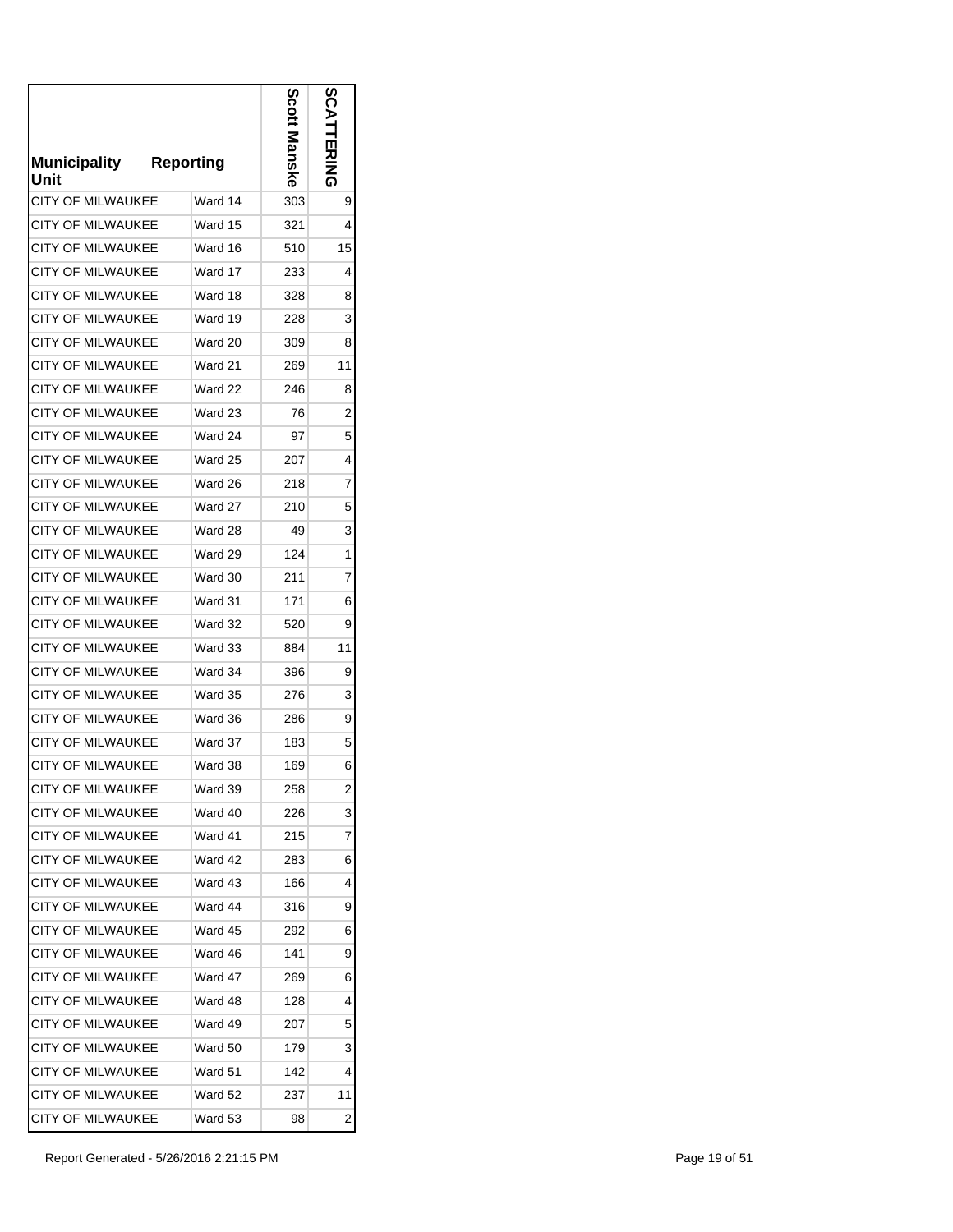| Municipality Unit | Reporting | Scott Manske | SCATTERING |
|---|---|---|---|
| CITY OF MILWAUKEE | Ward 14 | 303 | 9 |
| CITY OF MILWAUKEE | Ward 15 | 321 | 4 |
| CITY OF MILWAUKEE | Ward 16 | 510 | 15 |
| CITY OF MILWAUKEE | Ward 17 | 233 | 4 |
| CITY OF MILWAUKEE | Ward 18 | 328 | 8 |
| CITY OF MILWAUKEE | Ward 19 | 228 | 3 |
| CITY OF MILWAUKEE | Ward 20 | 309 | 8 |
| CITY OF MILWAUKEE | Ward 21 | 269 | 11 |
| CITY OF MILWAUKEE | Ward 22 | 246 | 8 |
| CITY OF MILWAUKEE | Ward 23 | 76 | 2 |
| CITY OF MILWAUKEE | Ward 24 | 97 | 5 |
| CITY OF MILWAUKEE | Ward 25 | 207 | 4 |
| CITY OF MILWAUKEE | Ward 26 | 218 | 7 |
| CITY OF MILWAUKEE | Ward 27 | 210 | 5 |
| CITY OF MILWAUKEE | Ward 28 | 49 | 3 |
| CITY OF MILWAUKEE | Ward 29 | 124 | 1 |
| CITY OF MILWAUKEE | Ward 30 | 211 | 7 |
| CITY OF MILWAUKEE | Ward 31 | 171 | 6 |
| CITY OF MILWAUKEE | Ward 32 | 520 | 9 |
| CITY OF MILWAUKEE | Ward 33 | 884 | 11 |
| CITY OF MILWAUKEE | Ward 34 | 396 | 9 |
| CITY OF MILWAUKEE | Ward 35 | 276 | 3 |
| CITY OF MILWAUKEE | Ward 36 | 286 | 9 |
| CITY OF MILWAUKEE | Ward 37 | 183 | 5 |
| CITY OF MILWAUKEE | Ward 38 | 169 | 6 |
| CITY OF MILWAUKEE | Ward 39 | 258 | 2 |
| CITY OF MILWAUKEE | Ward 40 | 226 | 3 |
| CITY OF MILWAUKEE | Ward 41 | 215 | 7 |
| CITY OF MILWAUKEE | Ward 42 | 283 | 6 |
| CITY OF MILWAUKEE | Ward 43 | 166 | 4 |
| CITY OF MILWAUKEE | Ward 44 | 316 | 9 |
| CITY OF MILWAUKEE | Ward 45 | 292 | 6 |
| CITY OF MILWAUKEE | Ward 46 | 141 | 9 |
| CITY OF MILWAUKEE | Ward 47 | 269 | 6 |
| CITY OF MILWAUKEE | Ward 48 | 128 | 4 |
| CITY OF MILWAUKEE | Ward 49 | 207 | 5 |
| CITY OF MILWAUKEE | Ward 50 | 179 | 3 |
| CITY OF MILWAUKEE | Ward 51 | 142 | 4 |
| CITY OF MILWAUKEE | Ward 52 | 237 | 11 |
| CITY OF MILWAUKEE | Ward 53 | 98 | 2 |

Report Generated - 5/26/2016 2:21:15 PM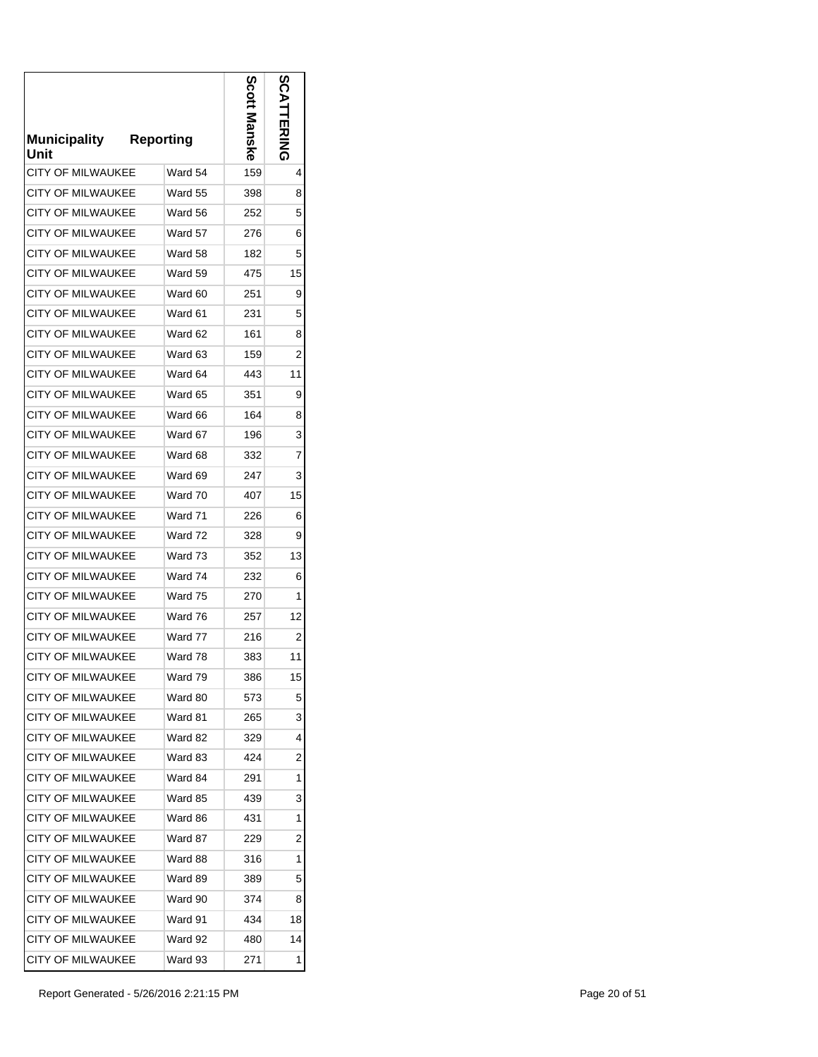| Municipality Unit | Reporting | Scott Manske | SCATTERING |
|---|---|---|---|
| CITY OF MILWAUKEE | Ward 54 | 159 | 4 |
| CITY OF MILWAUKEE | Ward 55 | 398 | 8 |
| CITY OF MILWAUKEE | Ward 56 | 252 | 5 |
| CITY OF MILWAUKEE | Ward 57 | 276 | 6 |
| CITY OF MILWAUKEE | Ward 58 | 182 | 5 |
| CITY OF MILWAUKEE | Ward 59 | 475 | 15 |
| CITY OF MILWAUKEE | Ward 60 | 251 | 9 |
| CITY OF MILWAUKEE | Ward 61 | 231 | 5 |
| CITY OF MILWAUKEE | Ward 62 | 161 | 8 |
| CITY OF MILWAUKEE | Ward 63 | 159 | 2 |
| CITY OF MILWAUKEE | Ward 64 | 443 | 11 |
| CITY OF MILWAUKEE | Ward 65 | 351 | 9 |
| CITY OF MILWAUKEE | Ward 66 | 164 | 8 |
| CITY OF MILWAUKEE | Ward 67 | 196 | 3 |
| CITY OF MILWAUKEE | Ward 68 | 332 | 7 |
| CITY OF MILWAUKEE | Ward 69 | 247 | 3 |
| CITY OF MILWAUKEE | Ward 70 | 407 | 15 |
| CITY OF MILWAUKEE | Ward 71 | 226 | 6 |
| CITY OF MILWAUKEE | Ward 72 | 328 | 9 |
| CITY OF MILWAUKEE | Ward 73 | 352 | 13 |
| CITY OF MILWAUKEE | Ward 74 | 232 | 6 |
| CITY OF MILWAUKEE | Ward 75 | 270 | 1 |
| CITY OF MILWAUKEE | Ward 76 | 257 | 12 |
| CITY OF MILWAUKEE | Ward 77 | 216 | 2 |
| CITY OF MILWAUKEE | Ward 78 | 383 | 11 |
| CITY OF MILWAUKEE | Ward 79 | 386 | 15 |
| CITY OF MILWAUKEE | Ward 80 | 573 | 5 |
| CITY OF MILWAUKEE | Ward 81 | 265 | 3 |
| CITY OF MILWAUKEE | Ward 82 | 329 | 4 |
| CITY OF MILWAUKEE | Ward 83 | 424 | 2 |
| CITY OF MILWAUKEE | Ward 84 | 291 | 1 |
| CITY OF MILWAUKEE | Ward 85 | 439 | 3 |
| CITY OF MILWAUKEE | Ward 86 | 431 | 1 |
| CITY OF MILWAUKEE | Ward 87 | 229 | 2 |
| CITY OF MILWAUKEE | Ward 88 | 316 | 1 |
| CITY OF MILWAUKEE | Ward 89 | 389 | 5 |
| CITY OF MILWAUKEE | Ward 90 | 374 | 8 |
| CITY OF MILWAUKEE | Ward 91 | 434 | 18 |
| CITY OF MILWAUKEE | Ward 92 | 480 | 14 |
| CITY OF MILWAUKEE | Ward 93 | 271 | 1 |

Report Generated - 5/26/2016 2:21:15 PM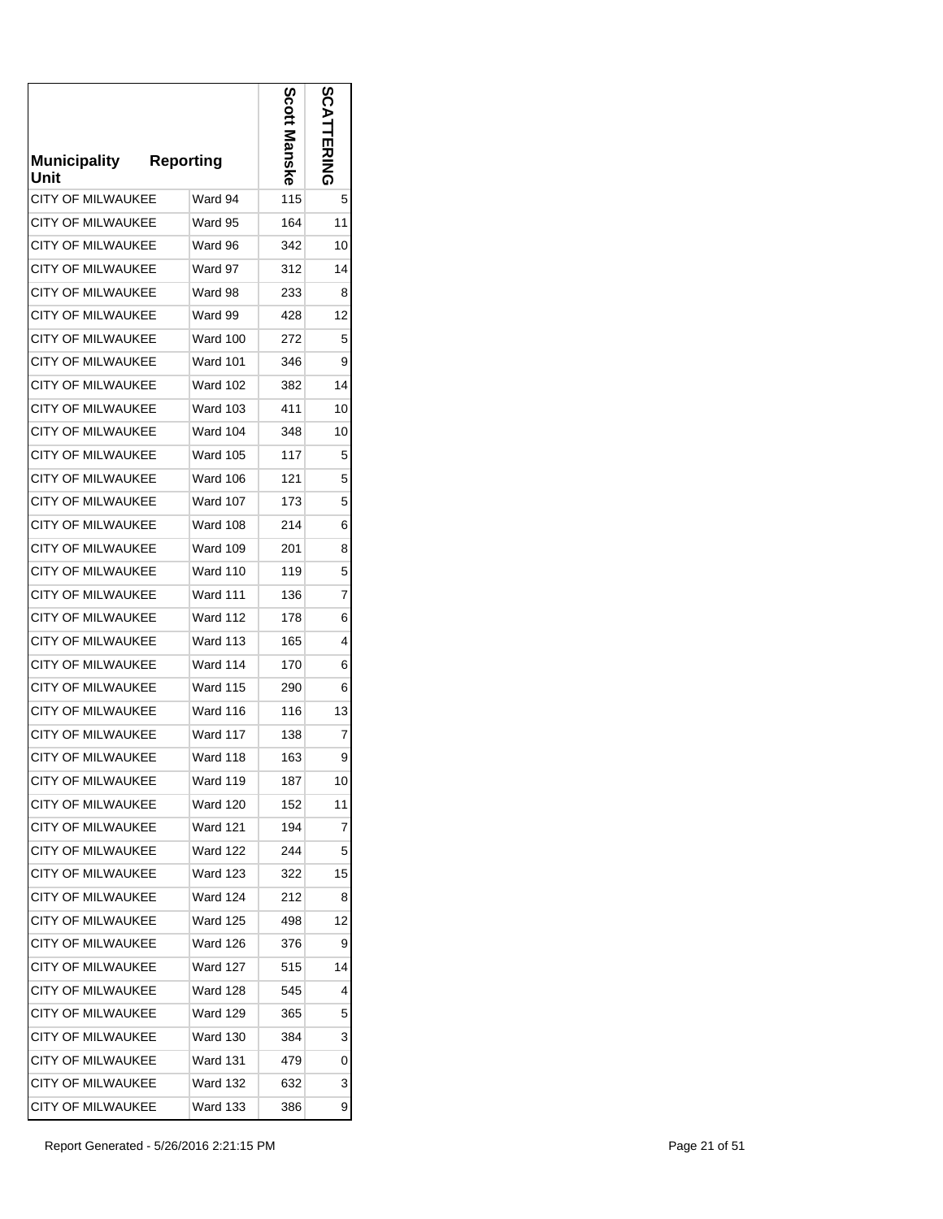| Municipality Unit | Reporting | Scott Manske | SCATTERING |
|---|---|---|---|
| CITY OF MILWAUKEE | Ward 94 | 115 | 5 |
| CITY OF MILWAUKEE | Ward 95 | 164 | 11 |
| CITY OF MILWAUKEE | Ward 96 | 342 | 10 |
| CITY OF MILWAUKEE | Ward 97 | 312 | 14 |
| CITY OF MILWAUKEE | Ward 98 | 233 | 8 |
| CITY OF MILWAUKEE | Ward 99 | 428 | 12 |
| CITY OF MILWAUKEE | Ward 100 | 272 | 5 |
| CITY OF MILWAUKEE | Ward 101 | 346 | 9 |
| CITY OF MILWAUKEE | Ward 102 | 382 | 14 |
| CITY OF MILWAUKEE | Ward 103 | 411 | 10 |
| CITY OF MILWAUKEE | Ward 104 | 348 | 10 |
| CITY OF MILWAUKEE | Ward 105 | 117 | 5 |
| CITY OF MILWAUKEE | Ward 106 | 121 | 5 |
| CITY OF MILWAUKEE | Ward 107 | 173 | 5 |
| CITY OF MILWAUKEE | Ward 108 | 214 | 6 |
| CITY OF MILWAUKEE | Ward 109 | 201 | 8 |
| CITY OF MILWAUKEE | Ward 110 | 119 | 5 |
| CITY OF MILWAUKEE | Ward 111 | 136 | 7 |
| CITY OF MILWAUKEE | Ward 112 | 178 | 6 |
| CITY OF MILWAUKEE | Ward 113 | 165 | 4 |
| CITY OF MILWAUKEE | Ward 114 | 170 | 6 |
| CITY OF MILWAUKEE | Ward 115 | 290 | 6 |
| CITY OF MILWAUKEE | Ward 116 | 116 | 13 |
| CITY OF MILWAUKEE | Ward 117 | 138 | 7 |
| CITY OF MILWAUKEE | Ward 118 | 163 | 9 |
| CITY OF MILWAUKEE | Ward 119 | 187 | 10 |
| CITY OF MILWAUKEE | Ward 120 | 152 | 11 |
| CITY OF MILWAUKEE | Ward 121 | 194 | 7 |
| CITY OF MILWAUKEE | Ward 122 | 244 | 5 |
| CITY OF MILWAUKEE | Ward 123 | 322 | 15 |
| CITY OF MILWAUKEE | Ward 124 | 212 | 8 |
| CITY OF MILWAUKEE | Ward 125 | 498 | 12 |
| CITY OF MILWAUKEE | Ward 126 | 376 | 9 |
| CITY OF MILWAUKEE | Ward 127 | 515 | 14 |
| CITY OF MILWAUKEE | Ward 128 | 545 | 4 |
| CITY OF MILWAUKEE | Ward 129 | 365 | 5 |
| CITY OF MILWAUKEE | Ward 130 | 384 | 3 |
| CITY OF MILWAUKEE | Ward 131 | 479 | 0 |
| CITY OF MILWAUKEE | Ward 132 | 632 | 3 |
| CITY OF MILWAUKEE | Ward 133 | 386 | 9 |

Report Generated - 5/26/2016 2:21:15 PM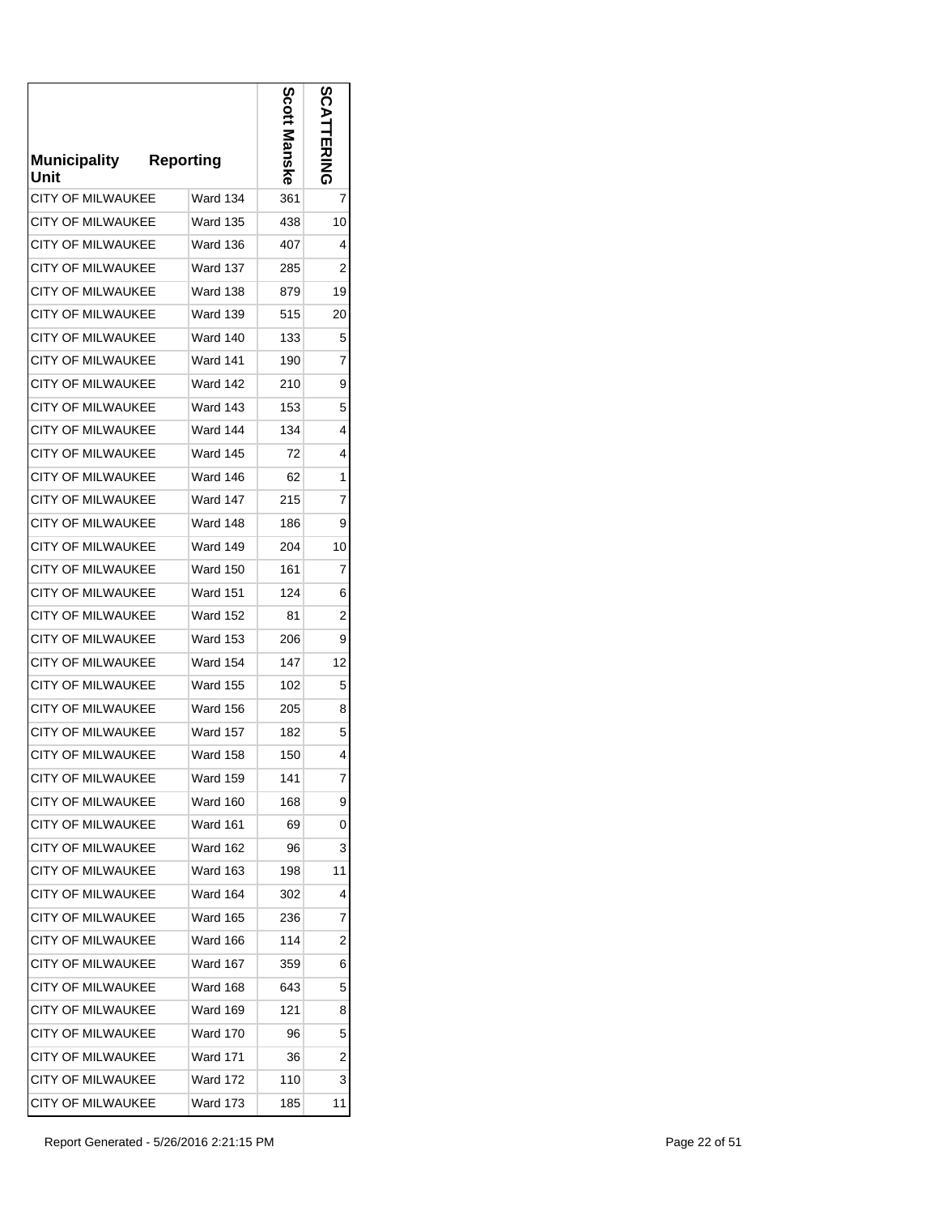| Municipality Unit | Reporting | Scott Manske | SCATTERING |
|---|---|---|---|
| CITY OF MILWAUKEE | Ward 134 | 361 | 7 |
| CITY OF MILWAUKEE | Ward 135 | 438 | 10 |
| CITY OF MILWAUKEE | Ward 136 | 407 | 4 |
| CITY OF MILWAUKEE | Ward 137 | 285 | 2 |
| CITY OF MILWAUKEE | Ward 138 | 879 | 19 |
| CITY OF MILWAUKEE | Ward 139 | 515 | 20 |
| CITY OF MILWAUKEE | Ward 140 | 133 | 5 |
| CITY OF MILWAUKEE | Ward 141 | 190 | 7 |
| CITY OF MILWAUKEE | Ward 142 | 210 | 9 |
| CITY OF MILWAUKEE | Ward 143 | 153 | 5 |
| CITY OF MILWAUKEE | Ward 144 | 134 | 4 |
| CITY OF MILWAUKEE | Ward 145 | 72 | 4 |
| CITY OF MILWAUKEE | Ward 146 | 62 | 1 |
| CITY OF MILWAUKEE | Ward 147 | 215 | 7 |
| CITY OF MILWAUKEE | Ward 148 | 186 | 9 |
| CITY OF MILWAUKEE | Ward 149 | 204 | 10 |
| CITY OF MILWAUKEE | Ward 150 | 161 | 7 |
| CITY OF MILWAUKEE | Ward 151 | 124 | 6 |
| CITY OF MILWAUKEE | Ward 152 | 81 | 2 |
| CITY OF MILWAUKEE | Ward 153 | 206 | 9 |
| CITY OF MILWAUKEE | Ward 154 | 147 | 12 |
| CITY OF MILWAUKEE | Ward 155 | 102 | 5 |
| CITY OF MILWAUKEE | Ward 156 | 205 | 8 |
| CITY OF MILWAUKEE | Ward 157 | 182 | 5 |
| CITY OF MILWAUKEE | Ward 158 | 150 | 4 |
| CITY OF MILWAUKEE | Ward 159 | 141 | 7 |
| CITY OF MILWAUKEE | Ward 160 | 168 | 9 |
| CITY OF MILWAUKEE | Ward 161 | 69 | 0 |
| CITY OF MILWAUKEE | Ward 162 | 96 | 3 |
| CITY OF MILWAUKEE | Ward 163 | 198 | 11 |
| CITY OF MILWAUKEE | Ward 164 | 302 | 4 |
| CITY OF MILWAUKEE | Ward 165 | 236 | 7 |
| CITY OF MILWAUKEE | Ward 166 | 114 | 2 |
| CITY OF MILWAUKEE | Ward 167 | 359 | 6 |
| CITY OF MILWAUKEE | Ward 168 | 643 | 5 |
| CITY OF MILWAUKEE | Ward 169 | 121 | 8 |
| CITY OF MILWAUKEE | Ward 170 | 96 | 5 |
| CITY OF MILWAUKEE | Ward 171 | 36 | 2 |
| CITY OF MILWAUKEE | Ward 172 | 110 | 3 |
| CITY OF MILWAUKEE | Ward 173 | 185 | 11 |

Report Generated - 5/26/2016 2:21:15 PM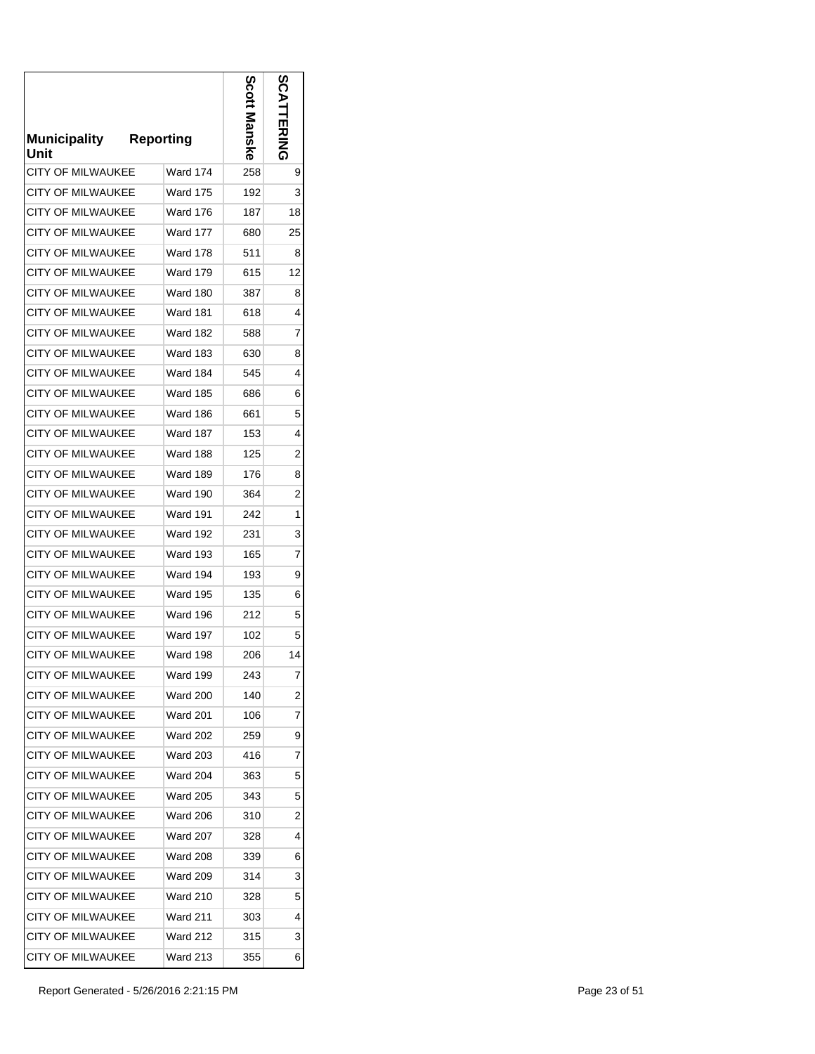| Municipality Unit | Reporting | Scott Manske | SCATTERING |
|---|---|---|---|
| CITY OF MILWAUKEE | Ward 174 | 258 | 9 |
| CITY OF MILWAUKEE | Ward 175 | 192 | 3 |
| CITY OF MILWAUKEE | Ward 176 | 187 | 18 |
| CITY OF MILWAUKEE | Ward 177 | 680 | 25 |
| CITY OF MILWAUKEE | Ward 178 | 511 | 8 |
| CITY OF MILWAUKEE | Ward 179 | 615 | 12 |
| CITY OF MILWAUKEE | Ward 180 | 387 | 8 |
| CITY OF MILWAUKEE | Ward 181 | 618 | 4 |
| CITY OF MILWAUKEE | Ward 182 | 588 | 7 |
| CITY OF MILWAUKEE | Ward 183 | 630 | 8 |
| CITY OF MILWAUKEE | Ward 184 | 545 | 4 |
| CITY OF MILWAUKEE | Ward 185 | 686 | 6 |
| CITY OF MILWAUKEE | Ward 186 | 661 | 5 |
| CITY OF MILWAUKEE | Ward 187 | 153 | 4 |
| CITY OF MILWAUKEE | Ward 188 | 125 | 2 |
| CITY OF MILWAUKEE | Ward 189 | 176 | 8 |
| CITY OF MILWAUKEE | Ward 190 | 364 | 2 |
| CITY OF MILWAUKEE | Ward 191 | 242 | 1 |
| CITY OF MILWAUKEE | Ward 192 | 231 | 3 |
| CITY OF MILWAUKEE | Ward 193 | 165 | 7 |
| CITY OF MILWAUKEE | Ward 194 | 193 | 9 |
| CITY OF MILWAUKEE | Ward 195 | 135 | 6 |
| CITY OF MILWAUKEE | Ward 196 | 212 | 5 |
| CITY OF MILWAUKEE | Ward 197 | 102 | 5 |
| CITY OF MILWAUKEE | Ward 198 | 206 | 14 |
| CITY OF MILWAUKEE | Ward 199 | 243 | 7 |
| CITY OF MILWAUKEE | Ward 200 | 140 | 2 |
| CITY OF MILWAUKEE | Ward 201 | 106 | 7 |
| CITY OF MILWAUKEE | Ward 202 | 259 | 9 |
| CITY OF MILWAUKEE | Ward 203 | 416 | 7 |
| CITY OF MILWAUKEE | Ward 204 | 363 | 5 |
| CITY OF MILWAUKEE | Ward 205 | 343 | 5 |
| CITY OF MILWAUKEE | Ward 206 | 310 | 2 |
| CITY OF MILWAUKEE | Ward 207 | 328 | 4 |
| CITY OF MILWAUKEE | Ward 208 | 339 | 6 |
| CITY OF MILWAUKEE | Ward 209 | 314 | 3 |
| CITY OF MILWAUKEE | Ward 210 | 328 | 5 |
| CITY OF MILWAUKEE | Ward 211 | 303 | 4 |
| CITY OF MILWAUKEE | Ward 212 | 315 | 3 |
| CITY OF MILWAUKEE | Ward 213 | 355 | 6 |

Report Generated - 5/26/2016 2:21:15 PM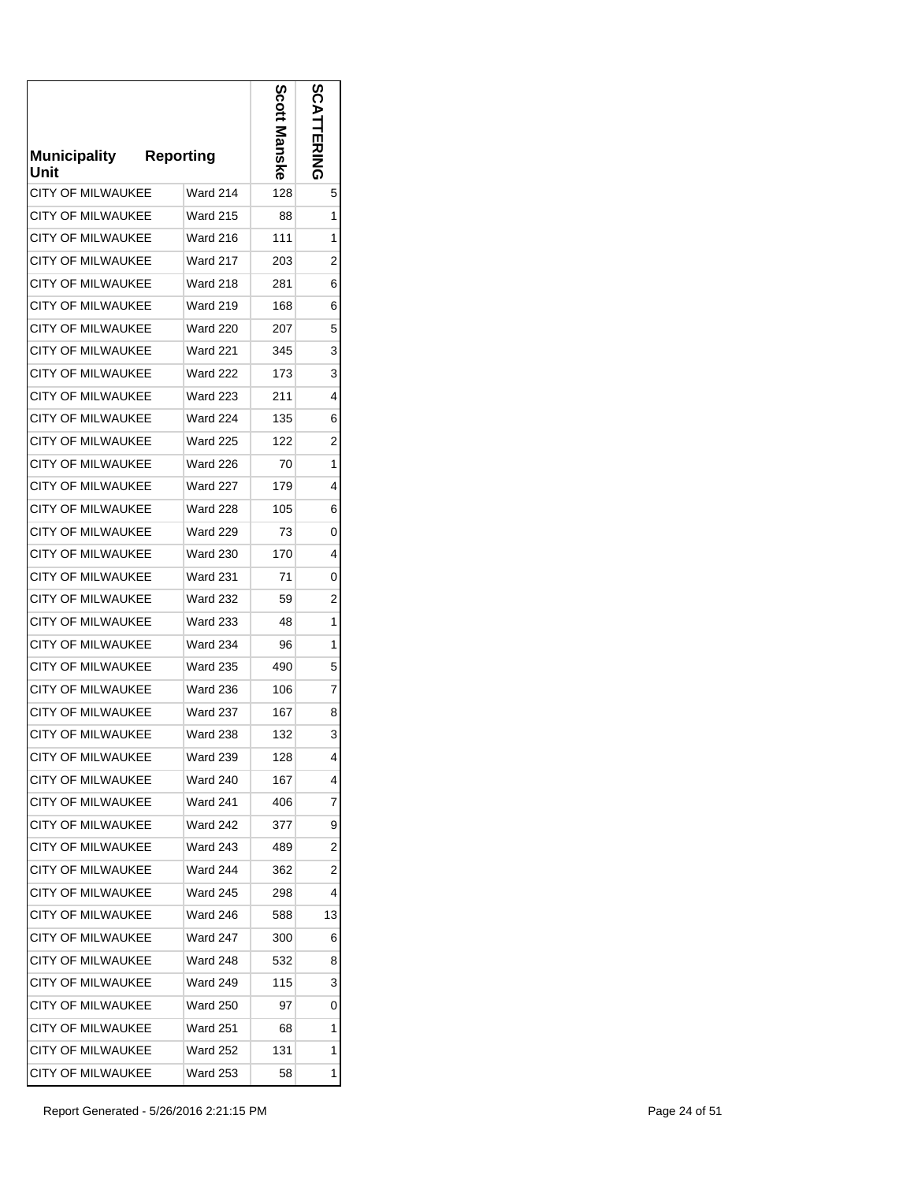| Municipality Unit | Reporting | Scott Manske | SCATTERING |
|---|---|---|---|
| CITY OF MILWAUKEE | Ward 214 | 128 | 5 |
| CITY OF MILWAUKEE | Ward 215 | 88 | 1 |
| CITY OF MILWAUKEE | Ward 216 | 111 | 1 |
| CITY OF MILWAUKEE | Ward 217 | 203 | 2 |
| CITY OF MILWAUKEE | Ward 218 | 281 | 6 |
| CITY OF MILWAUKEE | Ward 219 | 168 | 6 |
| CITY OF MILWAUKEE | Ward 220 | 207 | 5 |
| CITY OF MILWAUKEE | Ward 221 | 345 | 3 |
| CITY OF MILWAUKEE | Ward 222 | 173 | 3 |
| CITY OF MILWAUKEE | Ward 223 | 211 | 4 |
| CITY OF MILWAUKEE | Ward 224 | 135 | 6 |
| CITY OF MILWAUKEE | Ward 225 | 122 | 2 |
| CITY OF MILWAUKEE | Ward 226 | 70 | 1 |
| CITY OF MILWAUKEE | Ward 227 | 179 | 4 |
| CITY OF MILWAUKEE | Ward 228 | 105 | 6 |
| CITY OF MILWAUKEE | Ward 229 | 73 | 0 |
| CITY OF MILWAUKEE | Ward 230 | 170 | 4 |
| CITY OF MILWAUKEE | Ward 231 | 71 | 0 |
| CITY OF MILWAUKEE | Ward 232 | 59 | 2 |
| CITY OF MILWAUKEE | Ward 233 | 48 | 1 |
| CITY OF MILWAUKEE | Ward 234 | 96 | 1 |
| CITY OF MILWAUKEE | Ward 235 | 490 | 5 |
| CITY OF MILWAUKEE | Ward 236 | 106 | 7 |
| CITY OF MILWAUKEE | Ward 237 | 167 | 8 |
| CITY OF MILWAUKEE | Ward 238 | 132 | 3 |
| CITY OF MILWAUKEE | Ward 239 | 128 | 4 |
| CITY OF MILWAUKEE | Ward 240 | 167 | 4 |
| CITY OF MILWAUKEE | Ward 241 | 406 | 7 |
| CITY OF MILWAUKEE | Ward 242 | 377 | 9 |
| CITY OF MILWAUKEE | Ward 243 | 489 | 2 |
| CITY OF MILWAUKEE | Ward 244 | 362 | 2 |
| CITY OF MILWAUKEE | Ward 245 | 298 | 4 |
| CITY OF MILWAUKEE | Ward 246 | 588 | 13 |
| CITY OF MILWAUKEE | Ward 247 | 300 | 6 |
| CITY OF MILWAUKEE | Ward 248 | 532 | 8 |
| CITY OF MILWAUKEE | Ward 249 | 115 | 3 |
| CITY OF MILWAUKEE | Ward 250 | 97 | 0 |
| CITY OF MILWAUKEE | Ward 251 | 68 | 1 |
| CITY OF MILWAUKEE | Ward 252 | 131 | 1 |
| CITY OF MILWAUKEE | Ward 253 | 58 | 1 |

Report Generated - 5/26/2016 2:21:15 PM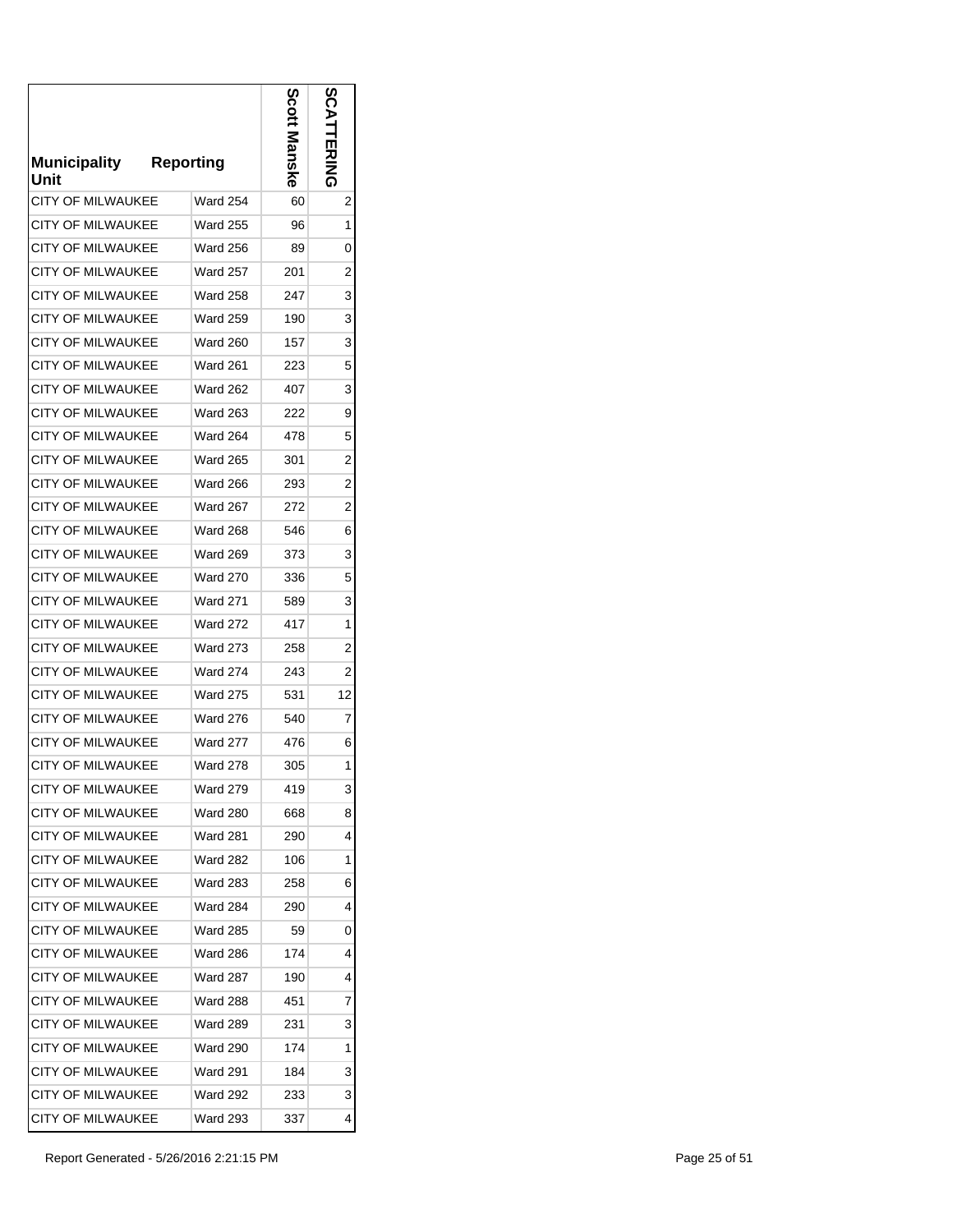| Municipality Unit | Reporting | Scott Manske | SCATTERING |
|---|---|---|---|
| CITY OF MILWAUKEE | Ward 254 | 60 | 2 |
| CITY OF MILWAUKEE | Ward 255 | 96 | 1 |
| CITY OF MILWAUKEE | Ward 256 | 89 | 0 |
| CITY OF MILWAUKEE | Ward 257 | 201 | 2 |
| CITY OF MILWAUKEE | Ward 258 | 247 | 3 |
| CITY OF MILWAUKEE | Ward 259 | 190 | 3 |
| CITY OF MILWAUKEE | Ward 260 | 157 | 3 |
| CITY OF MILWAUKEE | Ward 261 | 223 | 5 |
| CITY OF MILWAUKEE | Ward 262 | 407 | 3 |
| CITY OF MILWAUKEE | Ward 263 | 222 | 9 |
| CITY OF MILWAUKEE | Ward 264 | 478 | 5 |
| CITY OF MILWAUKEE | Ward 265 | 301 | 2 |
| CITY OF MILWAUKEE | Ward 266 | 293 | 2 |
| CITY OF MILWAUKEE | Ward 267 | 272 | 2 |
| CITY OF MILWAUKEE | Ward 268 | 546 | 6 |
| CITY OF MILWAUKEE | Ward 269 | 373 | 3 |
| CITY OF MILWAUKEE | Ward 270 | 336 | 5 |
| CITY OF MILWAUKEE | Ward 271 | 589 | 3 |
| CITY OF MILWAUKEE | Ward 272 | 417 | 1 |
| CITY OF MILWAUKEE | Ward 273 | 258 | 2 |
| CITY OF MILWAUKEE | Ward 274 | 243 | 2 |
| CITY OF MILWAUKEE | Ward 275 | 531 | 12 |
| CITY OF MILWAUKEE | Ward 276 | 540 | 7 |
| CITY OF MILWAUKEE | Ward 277 | 476 | 6 |
| CITY OF MILWAUKEE | Ward 278 | 305 | 1 |
| CITY OF MILWAUKEE | Ward 279 | 419 | 3 |
| CITY OF MILWAUKEE | Ward 280 | 668 | 8 |
| CITY OF MILWAUKEE | Ward 281 | 290 | 4 |
| CITY OF MILWAUKEE | Ward 282 | 106 | 1 |
| CITY OF MILWAUKEE | Ward 283 | 258 | 6 |
| CITY OF MILWAUKEE | Ward 284 | 290 | 4 |
| CITY OF MILWAUKEE | Ward 285 | 59 | 0 |
| CITY OF MILWAUKEE | Ward 286 | 174 | 4 |
| CITY OF MILWAUKEE | Ward 287 | 190 | 4 |
| CITY OF MILWAUKEE | Ward 288 | 451 | 7 |
| CITY OF MILWAUKEE | Ward 289 | 231 | 3 |
| CITY OF MILWAUKEE | Ward 290 | 174 | 1 |
| CITY OF MILWAUKEE | Ward 291 | 184 | 3 |
| CITY OF MILWAUKEE | Ward 292 | 233 | 3 |
| CITY OF MILWAUKEE | Ward 293 | 337 | 4 |

Report Generated - 5/26/2016 2:21:15 PM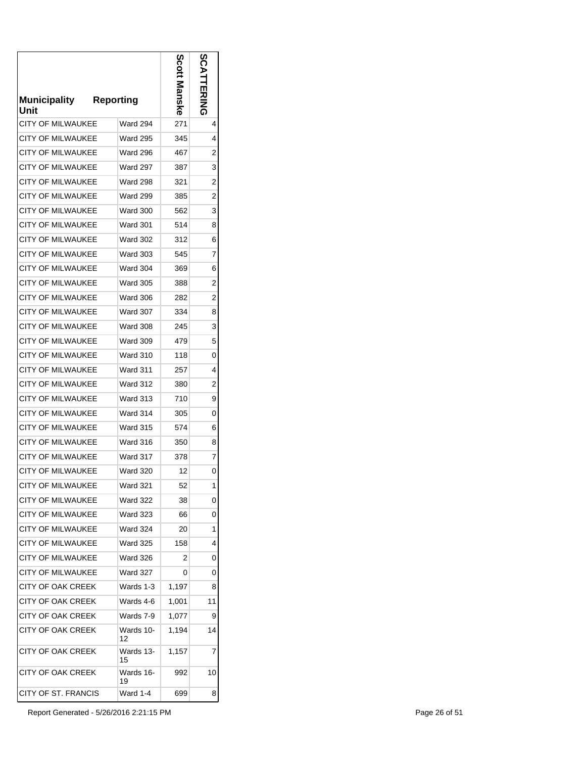| Municipality Unit | Reporting | Scott Manske | SCATTERING |
|---|---|---|---|
| CITY OF MILWAUKEE | Ward 294 | 271 | 4 |
| CITY OF MILWAUKEE | Ward 295 | 345 | 4 |
| CITY OF MILWAUKEE | Ward 296 | 467 | 2 |
| CITY OF MILWAUKEE | Ward 297 | 387 | 3 |
| CITY OF MILWAUKEE | Ward 298 | 321 | 2 |
| CITY OF MILWAUKEE | Ward 299 | 385 | 2 |
| CITY OF MILWAUKEE | Ward 300 | 562 | 3 |
| CITY OF MILWAUKEE | Ward 301 | 514 | 8 |
| CITY OF MILWAUKEE | Ward 302 | 312 | 6 |
| CITY OF MILWAUKEE | Ward 303 | 545 | 7 |
| CITY OF MILWAUKEE | Ward 304 | 369 | 6 |
| CITY OF MILWAUKEE | Ward 305 | 388 | 2 |
| CITY OF MILWAUKEE | Ward 306 | 282 | 2 |
| CITY OF MILWAUKEE | Ward 307 | 334 | 8 |
| CITY OF MILWAUKEE | Ward 308 | 245 | 3 |
| CITY OF MILWAUKEE | Ward 309 | 479 | 5 |
| CITY OF MILWAUKEE | Ward 310 | 118 | 0 |
| CITY OF MILWAUKEE | Ward 311 | 257 | 4 |
| CITY OF MILWAUKEE | Ward 312 | 380 | 2 |
| CITY OF MILWAUKEE | Ward 313 | 710 | 9 |
| CITY OF MILWAUKEE | Ward 314 | 305 | 0 |
| CITY OF MILWAUKEE | Ward 315 | 574 | 6 |
| CITY OF MILWAUKEE | Ward 316 | 350 | 8 |
| CITY OF MILWAUKEE | Ward 317 | 378 | 7 |
| CITY OF MILWAUKEE | Ward 320 | 12 | 0 |
| CITY OF MILWAUKEE | Ward 321 | 52 | 1 |
| CITY OF MILWAUKEE | Ward 322 | 38 | 0 |
| CITY OF MILWAUKEE | Ward 323 | 66 | 0 |
| CITY OF MILWAUKEE | Ward 324 | 20 | 1 |
| CITY OF MILWAUKEE | Ward 325 | 158 | 4 |
| CITY OF MILWAUKEE | Ward 326 | 2 | 0 |
| CITY OF MILWAUKEE | Ward 327 | 0 | 0 |
| CITY OF OAK CREEK | Wards 1-3 | 1,197 | 8 |
| CITY OF OAK CREEK | Wards 4-6 | 1,001 | 11 |
| CITY OF OAK CREEK | Wards 7-9 | 1,077 | 9 |
| CITY OF OAK CREEK | Wards 10-12 | 1,194 | 14 |
| CITY OF OAK CREEK | Wards 13-15 | 1,157 | 7 |
| CITY OF OAK CREEK | Wards 16-19 | 992 | 10 |
| CITY OF ST. FRANCIS | Ward 1-4 | 699 | 8 |

Report Generated - 5/26/2016 2:21:15 PM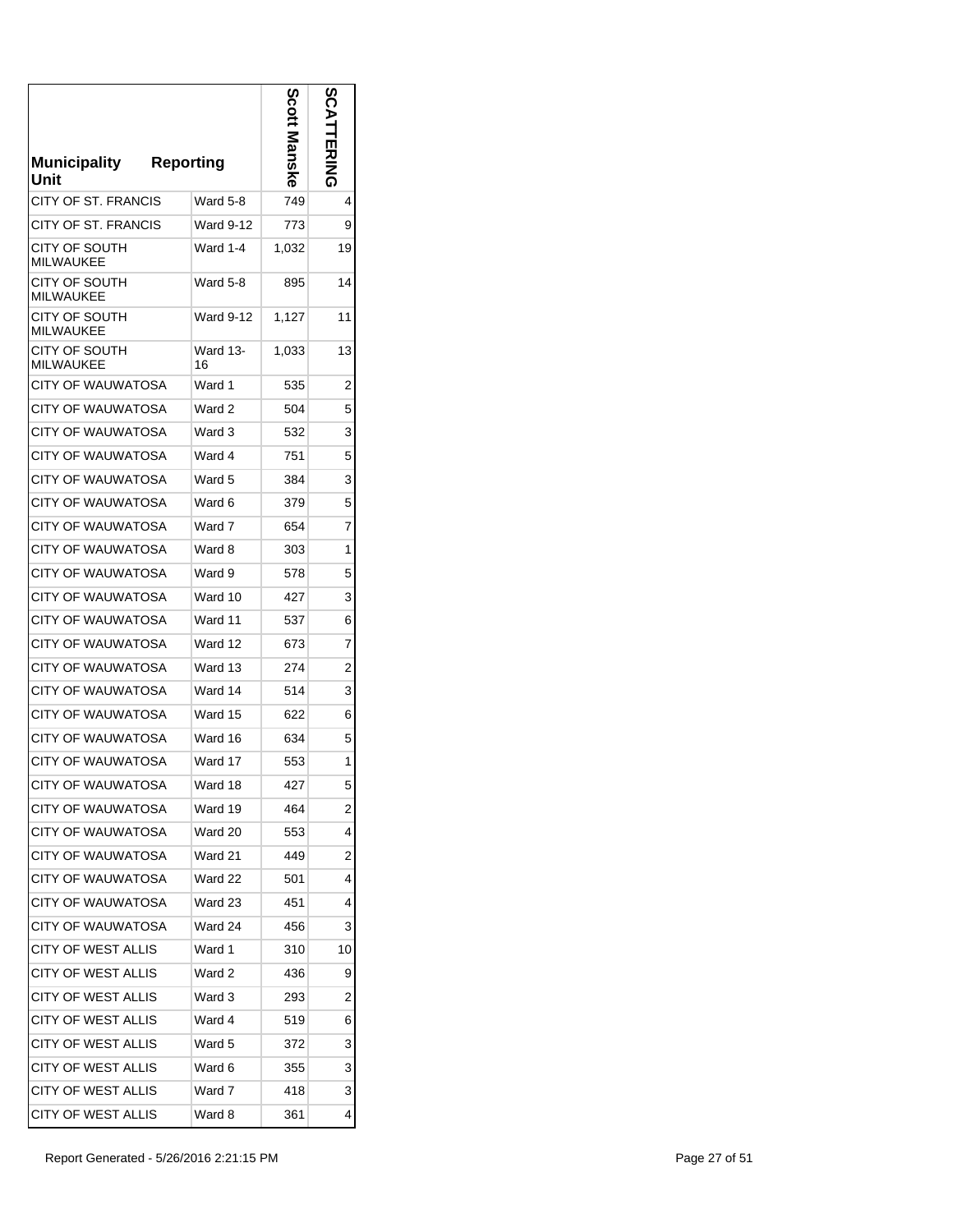| Municipality Unit | Reporting | Scott Manske | SCATTERING |
|---|---|---|---|
| CITY OF ST. FRANCIS | Ward 5-8 | 749 | 4 |
| CITY OF ST. FRANCIS | Ward 9-12 | 773 | 9 |
| CITY OF SOUTH MILWAUKEE | Ward 1-4 | 1,032 | 19 |
| CITY OF SOUTH MILWAUKEE | Ward 5-8 | 895 | 14 |
| CITY OF SOUTH MILWAUKEE | Ward 9-12 | 1,127 | 11 |
| CITY OF SOUTH MILWAUKEE | Ward 13-16 | 1,033 | 13 |
| CITY OF WAUWATOSA | Ward 1 | 535 | 2 |
| CITY OF WAUWATOSA | Ward 2 | 504 | 5 |
| CITY OF WAUWATOSA | Ward 3 | 532 | 3 |
| CITY OF WAUWATOSA | Ward 4 | 751 | 5 |
| CITY OF WAUWATOSA | Ward 5 | 384 | 3 |
| CITY OF WAUWATOSA | Ward 6 | 379 | 5 |
| CITY OF WAUWATOSA | Ward 7 | 654 | 7 |
| CITY OF WAUWATOSA | Ward 8 | 303 | 1 |
| CITY OF WAUWATOSA | Ward 9 | 578 | 5 |
| CITY OF WAUWATOSA | Ward 10 | 427 | 3 |
| CITY OF WAUWATOSA | Ward 11 | 537 | 6 |
| CITY OF WAUWATOSA | Ward 12 | 673 | 7 |
| CITY OF WAUWATOSA | Ward 13 | 274 | 2 |
| CITY OF WAUWATOSA | Ward 14 | 514 | 3 |
| CITY OF WAUWATOSA | Ward 15 | 622 | 6 |
| CITY OF WAUWATOSA | Ward 16 | 634 | 5 |
| CITY OF WAUWATOSA | Ward 17 | 553 | 1 |
| CITY OF WAUWATOSA | Ward 18 | 427 | 5 |
| CITY OF WAUWATOSA | Ward 19 | 464 | 2 |
| CITY OF WAUWATOSA | Ward 20 | 553 | 4 |
| CITY OF WAUWATOSA | Ward 21 | 449 | 2 |
| CITY OF WAUWATOSA | Ward 22 | 501 | 4 |
| CITY OF WAUWATOSA | Ward 23 | 451 | 4 |
| CITY OF WAUWATOSA | Ward 24 | 456 | 3 |
| CITY OF WEST ALLIS | Ward 1 | 310 | 10 |
| CITY OF WEST ALLIS | Ward 2 | 436 | 9 |
| CITY OF WEST ALLIS | Ward 3 | 293 | 2 |
| CITY OF WEST ALLIS | Ward 4 | 519 | 6 |
| CITY OF WEST ALLIS | Ward 5 | 372 | 3 |
| CITY OF WEST ALLIS | Ward 6 | 355 | 3 |
| CITY OF WEST ALLIS | Ward 7 | 418 | 3 |
| CITY OF WEST ALLIS | Ward 8 | 361 | 4 |

Report Generated - 5/26/2016 2:21:15 PM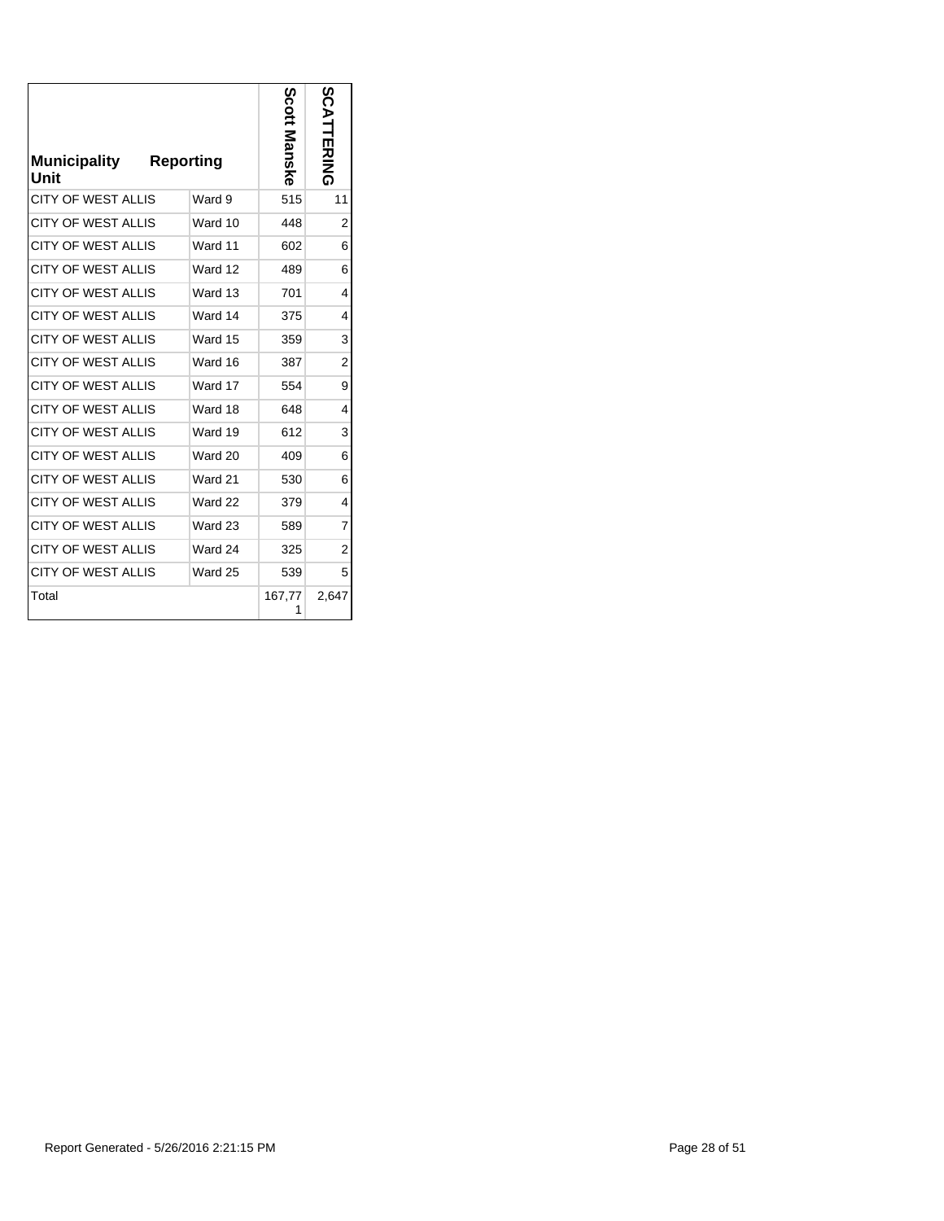| Municipality Unit | Reporting | Scott Manske | SCATTERING |
|---|---|---|---|
| CITY OF WEST ALLIS | Ward 9 | 515 | 11 |
| CITY OF WEST ALLIS | Ward 10 | 448 | 2 |
| CITY OF WEST ALLIS | Ward 11 | 602 | 6 |
| CITY OF WEST ALLIS | Ward 12 | 489 | 6 |
| CITY OF WEST ALLIS | Ward 13 | 701 | 4 |
| CITY OF WEST ALLIS | Ward 14 | 375 | 4 |
| CITY OF WEST ALLIS | Ward 15 | 359 | 3 |
| CITY OF WEST ALLIS | Ward 16 | 387 | 2 |
| CITY OF WEST ALLIS | Ward 17 | 554 | 9 |
| CITY OF WEST ALLIS | Ward 18 | 648 | 4 |
| CITY OF WEST ALLIS | Ward 19 | 612 | 3 |
| CITY OF WEST ALLIS | Ward 20 | 409 | 6 |
| CITY OF WEST ALLIS | Ward 21 | 530 | 6 |
| CITY OF WEST ALLIS | Ward 22 | 379 | 4 |
| CITY OF WEST ALLIS | Ward 23 | 589 | 7 |
| CITY OF WEST ALLIS | Ward 24 | 325 | 2 |
| CITY OF WEST ALLIS | Ward 25 | 539 | 5 |
| Total | | 167,771 | 2,647 |

Report Generated - 5/26/2016 2:21:15 PM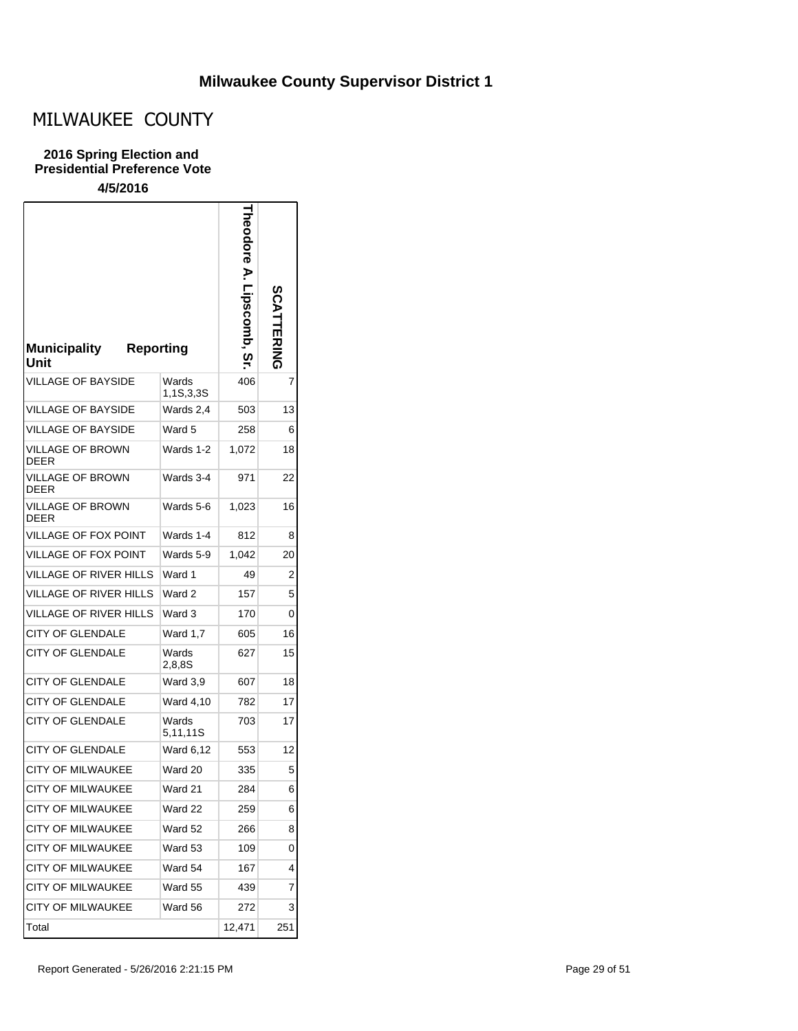# Milwaukee County Supervisor District 1

## MILWAUKEE COUNTY

**2016 Spring Election and Presidential Preference Vote**

**4/5/2016**

| Municipality | Reporting Unit | Theodore A. Lipscomb, Sr. | SCATTERING |
|---|---|---|---|
| VILLAGE OF BAYSIDE | Wards 1,1S,3,3S | 406 | 7 |
| VILLAGE OF BAYSIDE | Wards 2,4 | 503 | 13 |
| VILLAGE OF BAYSIDE | Ward 5 | 258 | 6 |
| VILLAGE OF BROWN DEER | Wards 1-2 | 1,072 | 18 |
| VILLAGE OF BROWN DEER | Wards 3-4 | 971 | 22 |
| VILLAGE OF BROWN DEER | Wards 5-6 | 1,023 | 16 |
| VILLAGE OF FOX POINT | Wards 1-4 | 812 | 8 |
| VILLAGE OF FOX POINT | Wards 5-9 | 1,042 | 20 |
| VILLAGE OF RIVER HILLS | Ward 1 | 49 | 2 |
| VILLAGE OF RIVER HILLS | Ward 2 | 157 | 5 |
| VILLAGE OF RIVER HILLS | Ward 3 | 170 | 0 |
| CITY OF GLENDALE | Ward 1,7 | 605 | 16 |
| CITY OF GLENDALE | Wards 2,8,8S | 627 | 15 |
| CITY OF GLENDALE | Ward 3,9 | 607 | 18 |
| CITY OF GLENDALE | Ward 4,10 | 782 | 17 |
| CITY OF GLENDALE | Wards 5,11,11S | 703 | 17 |
| CITY OF GLENDALE | Ward 6,12 | 553 | 12 |
| CITY OF MILWAUKEE | Ward 20 | 335 | 5 |
| CITY OF MILWAUKEE | Ward 21 | 284 | 6 |
| CITY OF MILWAUKEE | Ward 22 | 259 | 6 |
| CITY OF MILWAUKEE | Ward 52 | 266 | 8 |
| CITY OF MILWAUKEE | Ward 53 | 109 | 0 |
| CITY OF MILWAUKEE | Ward 54 | 167 | 4 |
| CITY OF MILWAUKEE | Ward 55 | 439 | 7 |
| CITY OF MILWAUKEE | Ward 56 | 272 | 3 |
| Total | | 12,471 | 251 |

Report Generated - 5/26/2016 2:21:15 PM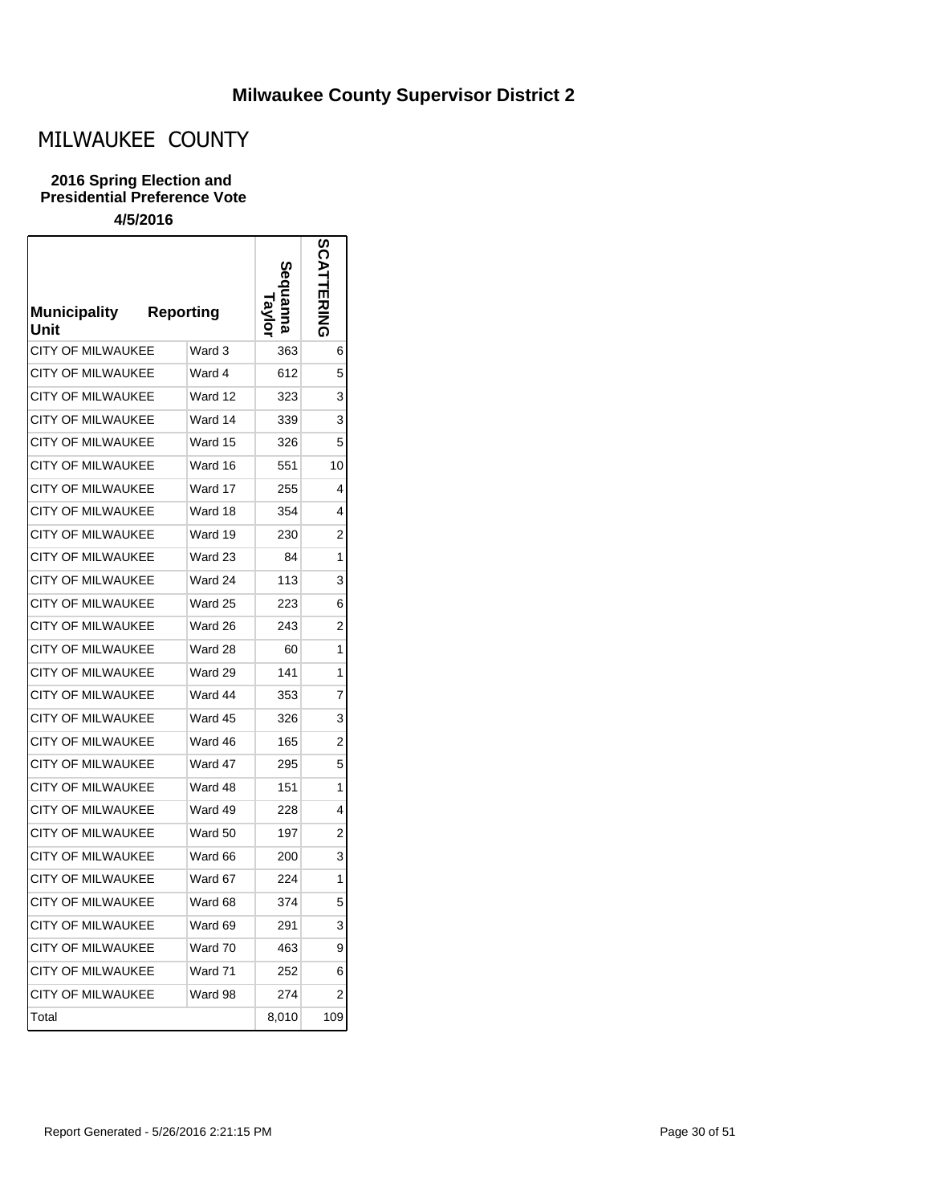## Milwaukee County Supervisor District 2

# MILWAUKEE COUNTY

**2016 Spring Election and Presidential Preference Vote**

**4/5/2016**

| Municipality Unit | Reporting | Sequanna Taylor | SCATTERING |
|---|---|---|---|
| CITY OF MILWAUKEE | Ward 3 | 363 | 6 |
| CITY OF MILWAUKEE | Ward 4 | 612 | 5 |
| CITY OF MILWAUKEE | Ward 12 | 323 | 3 |
| CITY OF MILWAUKEE | Ward 14 | 339 | 3 |
| CITY OF MILWAUKEE | Ward 15 | 326 | 5 |
| CITY OF MILWAUKEE | Ward 16 | 551 | 10 |
| CITY OF MILWAUKEE | Ward 17 | 255 | 4 |
| CITY OF MILWAUKEE | Ward 18 | 354 | 4 |
| CITY OF MILWAUKEE | Ward 19 | 230 | 2 |
| CITY OF MILWAUKEE | Ward 23 | 84 | 1 |
| CITY OF MILWAUKEE | Ward 24 | 113 | 3 |
| CITY OF MILWAUKEE | Ward 25 | 223 | 6 |
| CITY OF MILWAUKEE | Ward 26 | 243 | 2 |
| CITY OF MILWAUKEE | Ward 28 | 60 | 1 |
| CITY OF MILWAUKEE | Ward 29 | 141 | 1 |
| CITY OF MILWAUKEE | Ward 44 | 353 | 7 |
| CITY OF MILWAUKEE | Ward 45 | 326 | 3 |
| CITY OF MILWAUKEE | Ward 46 | 165 | 2 |
| CITY OF MILWAUKEE | Ward 47 | 295 | 5 |
| CITY OF MILWAUKEE | Ward 48 | 151 | 1 |
| CITY OF MILWAUKEE | Ward 49 | 228 | 4 |
| CITY OF MILWAUKEE | Ward 50 | 197 | 2 |
| CITY OF MILWAUKEE | Ward 66 | 200 | 3 |
| CITY OF MILWAUKEE | Ward 67 | 224 | 1 |
| CITY OF MILWAUKEE | Ward 68 | 374 | 5 |
| CITY OF MILWAUKEE | Ward 69 | 291 | 3 |
| CITY OF MILWAUKEE | Ward 70 | 463 | 9 |
| CITY OF MILWAUKEE | Ward 71 | 252 | 6 |
| CITY OF MILWAUKEE | Ward 98 | 274 | 2 |
| Total | | 8,010 | 109 |

Report Generated - 5/26/2016 2:21:15 PM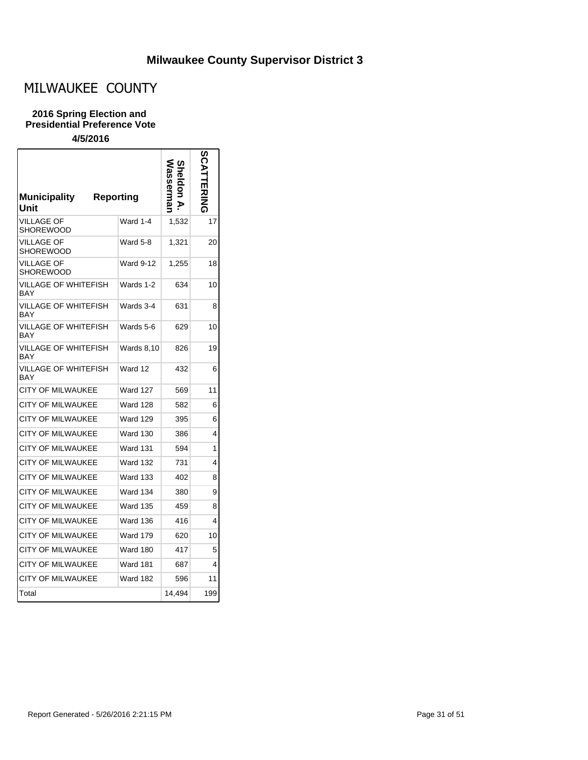## Milwaukee County Supervisor District 3

# MILWAUKEE COUNTY

**2016 Spring Election and Presidential Preference Vote**

**4/5/2016**

| Municipality Unit | Reporting | Sheldon A. Wasserman | SCATTERING |
|---|---|---|---|
| VILLAGE OF SHOREWOOD | Ward 1-4 | 1,532 | 17 |
| VILLAGE OF SHOREWOOD | Ward 5-8 | 1,321 | 20 |
| VILLAGE OF SHOREWOOD | Ward 9-12 | 1,255 | 18 |
| VILLAGE OF WHITEFISH BAY | Wards 1-2 | 634 | 10 |
| VILLAGE OF WHITEFISH BAY | Wards 3-4 | 631 | 8 |
| VILLAGE OF WHITEFISH BAY | Wards 5-6 | 629 | 10 |
| VILLAGE OF WHITEFISH BAY | Wards 8,10 | 826 | 19 |
| VILLAGE OF WHITEFISH BAY | Ward 12 | 432 | 6 |
| CITY OF MILWAUKEE | Ward 127 | 569 | 11 |
| CITY OF MILWAUKEE | Ward 128 | 582 | 6 |
| CITY OF MILWAUKEE | Ward 129 | 395 | 6 |
| CITY OF MILWAUKEE | Ward 130 | 386 | 4 |
| CITY OF MILWAUKEE | Ward 131 | 594 | 1 |
| CITY OF MILWAUKEE | Ward 132 | 731 | 4 |
| CITY OF MILWAUKEE | Ward 133 | 402 | 8 |
| CITY OF MILWAUKEE | Ward 134 | 380 | 9 |
| CITY OF MILWAUKEE | Ward 135 | 459 | 8 |
| CITY OF MILWAUKEE | Ward 136 | 416 | 4 |
| CITY OF MILWAUKEE | Ward 179 | 620 | 10 |
| CITY OF MILWAUKEE | Ward 180 | 417 | 5 |
| CITY OF MILWAUKEE | Ward 181 | 687 | 4 |
| CITY OF MILWAUKEE | Ward 182 | 596 | 11 |
| Total | | 14,494 | 199 |

Report Generated - 5/26/2016 2:21:15 PM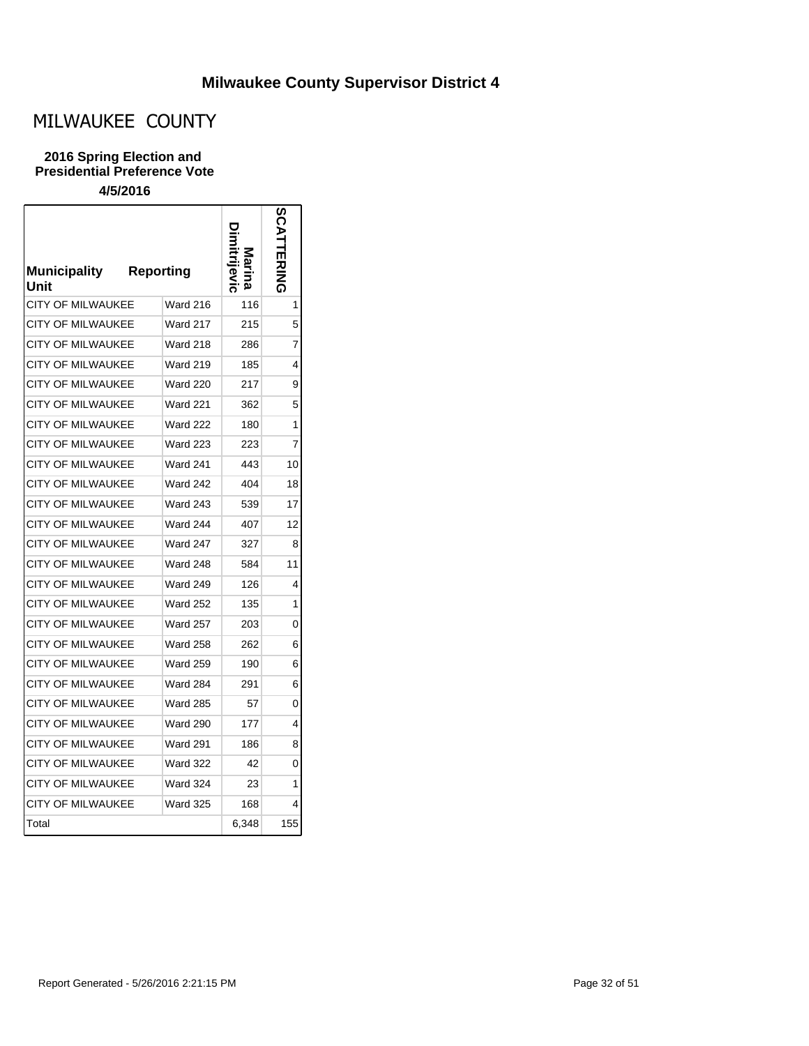## Milwaukee County Supervisor District 4

# MILWAUKEE COUNTY

**2016 Spring Election and Presidential Preference Vote**

**4/5/2016**

| Municipality Unit | Reporting | Marina Dimitrijevic | SCATTERING |
|---|---|---|---|
| CITY OF MILWAUKEE | Ward 216 | 116 | 1 |
| CITY OF MILWAUKEE | Ward 217 | 215 | 5 |
| CITY OF MILWAUKEE | Ward 218 | 286 | 7 |
| CITY OF MILWAUKEE | Ward 219 | 185 | 4 |
| CITY OF MILWAUKEE | Ward 220 | 217 | 9 |
| CITY OF MILWAUKEE | Ward 221 | 362 | 5 |
| CITY OF MILWAUKEE | Ward 222 | 180 | 1 |
| CITY OF MILWAUKEE | Ward 223 | 223 | 7 |
| CITY OF MILWAUKEE | Ward 241 | 443 | 10 |
| CITY OF MILWAUKEE | Ward 242 | 404 | 18 |
| CITY OF MILWAUKEE | Ward 243 | 539 | 17 |
| CITY OF MILWAUKEE | Ward 244 | 407 | 12 |
| CITY OF MILWAUKEE | Ward 247 | 327 | 8 |
| CITY OF MILWAUKEE | Ward 248 | 584 | 11 |
| CITY OF MILWAUKEE | Ward 249 | 126 | 4 |
| CITY OF MILWAUKEE | Ward 252 | 135 | 1 |
| CITY OF MILWAUKEE | Ward 257 | 203 | 0 |
| CITY OF MILWAUKEE | Ward 258 | 262 | 6 |
| CITY OF MILWAUKEE | Ward 259 | 190 | 6 |
| CITY OF MILWAUKEE | Ward 284 | 291 | 6 |
| CITY OF MILWAUKEE | Ward 285 | 57 | 0 |
| CITY OF MILWAUKEE | Ward 290 | 177 | 4 |
| CITY OF MILWAUKEE | Ward 291 | 186 | 8 |
| CITY OF MILWAUKEE | Ward 322 | 42 | 0 |
| CITY OF MILWAUKEE | Ward 324 | 23 | 1 |
| CITY OF MILWAUKEE | Ward 325 | 168 | 4 |
| Total | | 6,348 | 155 |

Report Generated - 5/26/2016 2:21:15 PM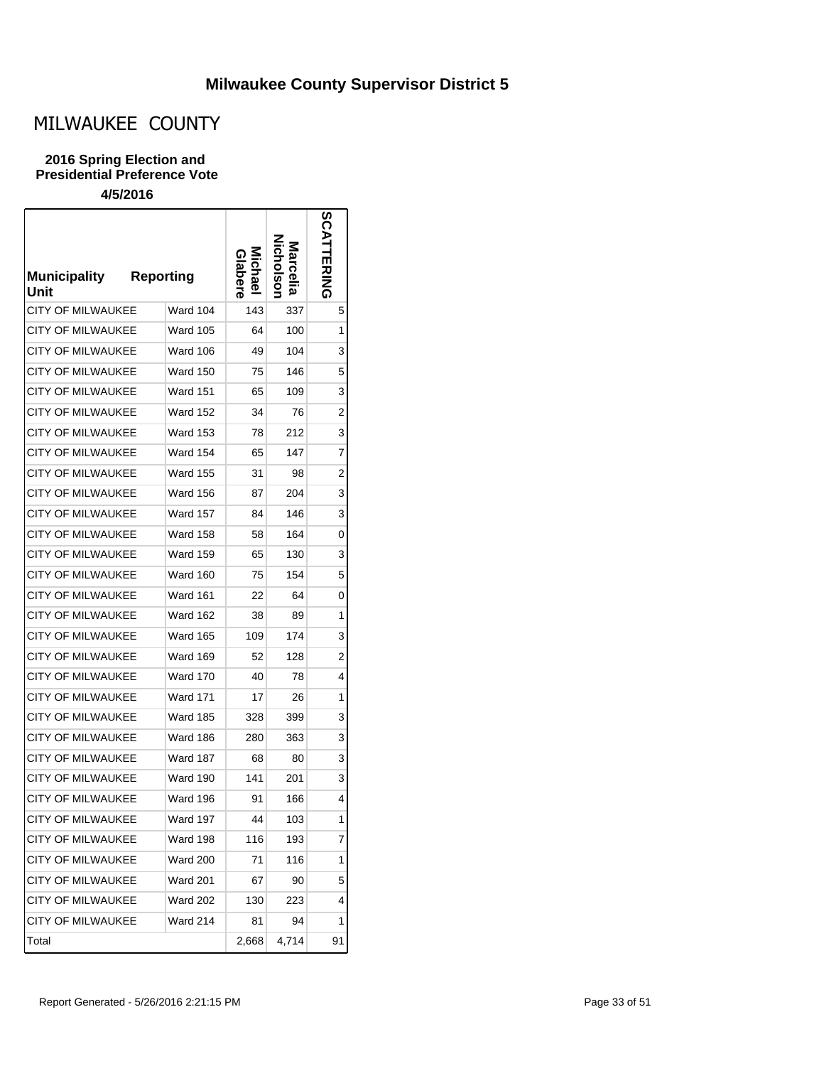# Milwaukee County Supervisor District 5

## MILWAUKEE COUNTY

**2016 Spring Election and Presidential Preference Vote**

**4/5/2016**

| Municipality Unit | Reporting | Michael Glabere | Marcelia Nicholson | SCATTERING |
|---|---|---|---|---|
| CITY OF MILWAUKEE | Ward 104 | 143 | 337 | 5 |
| CITY OF MILWAUKEE | Ward 105 | 64 | 100 | 1 |
| CITY OF MILWAUKEE | Ward 106 | 49 | 104 | 3 |
| CITY OF MILWAUKEE | Ward 150 | 75 | 146 | 5 |
| CITY OF MILWAUKEE | Ward 151 | 65 | 109 | 3 |
| CITY OF MILWAUKEE | Ward 152 | 34 | 76 | 2 |
| CITY OF MILWAUKEE | Ward 153 | 78 | 212 | 3 |
| CITY OF MILWAUKEE | Ward 154 | 65 | 147 | 7 |
| CITY OF MILWAUKEE | Ward 155 | 31 | 98 | 2 |
| CITY OF MILWAUKEE | Ward 156 | 87 | 204 | 3 |
| CITY OF MILWAUKEE | Ward 157 | 84 | 146 | 3 |
| CITY OF MILWAUKEE | Ward 158 | 58 | 164 | 0 |
| CITY OF MILWAUKEE | Ward 159 | 65 | 130 | 3 |
| CITY OF MILWAUKEE | Ward 160 | 75 | 154 | 5 |
| CITY OF MILWAUKEE | Ward 161 | 22 | 64 | 0 |
| CITY OF MILWAUKEE | Ward 162 | 38 | 89 | 1 |
| CITY OF MILWAUKEE | Ward 165 | 109 | 174 | 3 |
| CITY OF MILWAUKEE | Ward 169 | 52 | 128 | 2 |
| CITY OF MILWAUKEE | Ward 170 | 40 | 78 | 4 |
| CITY OF MILWAUKEE | Ward 171 | 17 | 26 | 1 |
| CITY OF MILWAUKEE | Ward 185 | 328 | 399 | 3 |
| CITY OF MILWAUKEE | Ward 186 | 280 | 363 | 3 |
| CITY OF MILWAUKEE | Ward 187 | 68 | 80 | 3 |
| CITY OF MILWAUKEE | Ward 190 | 141 | 201 | 3 |
| CITY OF MILWAUKEE | Ward 196 | 91 | 166 | 4 |
| CITY OF MILWAUKEE | Ward 197 | 44 | 103 | 1 |
| CITY OF MILWAUKEE | Ward 198 | 116 | 193 | 7 |
| CITY OF MILWAUKEE | Ward 200 | 71 | 116 | 1 |
| CITY OF MILWAUKEE | Ward 201 | 67 | 90 | 5 |
| CITY OF MILWAUKEE | Ward 202 | 130 | 223 | 4 |
| CITY OF MILWAUKEE | Ward 214 | 81 | 94 | 1 |
| Total | | 2,668 | 4,714 | 91 |

Report Generated - 5/26/2016 2:21:15 PM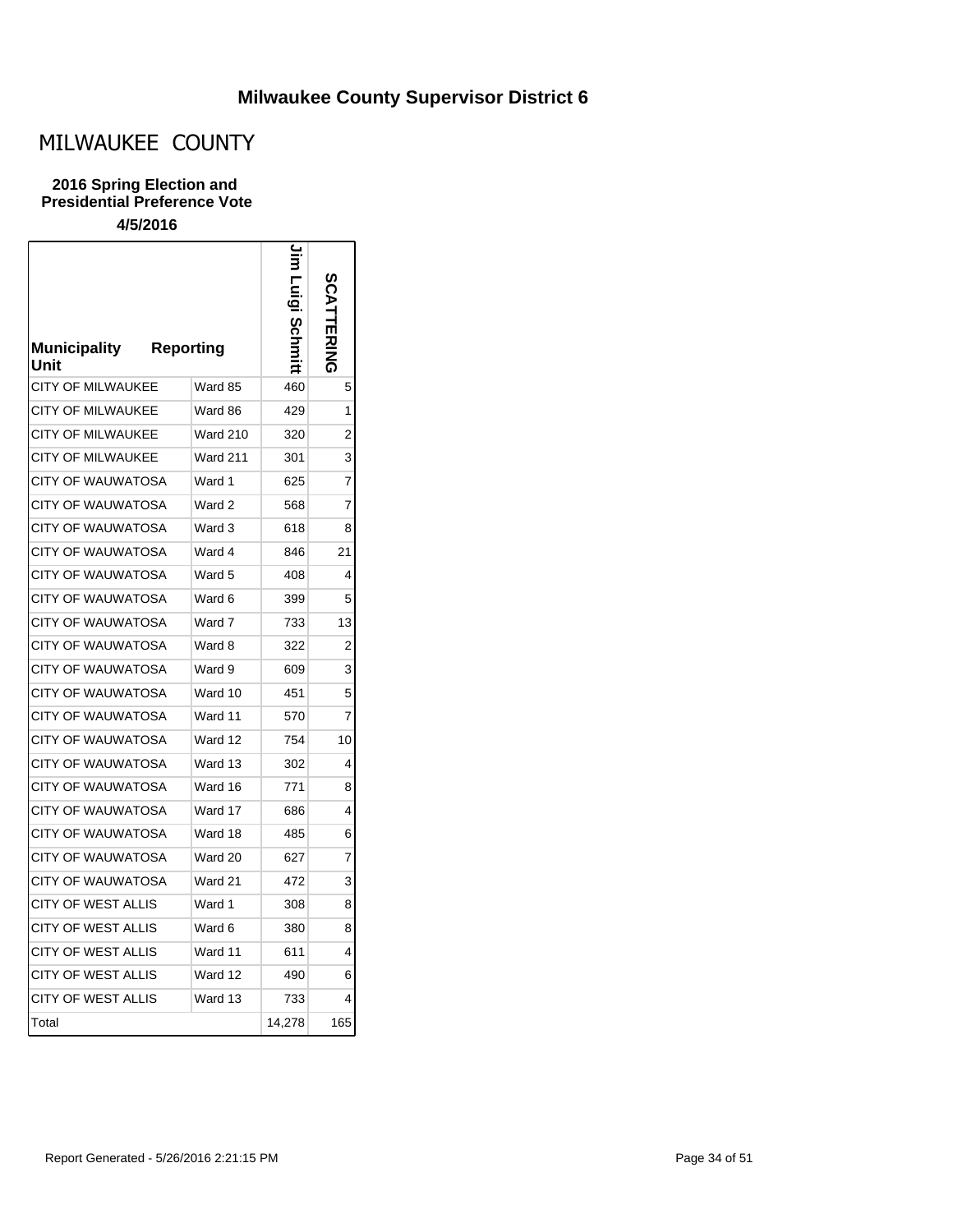# Milwaukee County Supervisor District 6

## MILWAUKEE COUNTY

**2016 Spring Election and Presidential Preference Vote**

**4/5/2016**

| Municipality Unit | Reporting | Jim Luigi Schmitt | SCATTERING |
|---|---|---|---|
| CITY OF MILWAUKEE | Ward 85 | 460 | 5 |
| CITY OF MILWAUKEE | Ward 86 | 429 | 1 |
| CITY OF MILWAUKEE | Ward 210 | 320 | 2 |
| CITY OF MILWAUKEE | Ward 211 | 301 | 3 |
| CITY OF WAUWATOSA | Ward 1 | 625 | 7 |
| CITY OF WAUWATOSA | Ward 2 | 568 | 7 |
| CITY OF WAUWATOSA | Ward 3 | 618 | 8 |
| CITY OF WAUWATOSA | Ward 4 | 846 | 21 |
| CITY OF WAUWATOSA | Ward 5 | 408 | 4 |
| CITY OF WAUWATOSA | Ward 6 | 399 | 5 |
| CITY OF WAUWATOSA | Ward 7 | 733 | 13 |
| CITY OF WAUWATOSA | Ward 8 | 322 | 2 |
| CITY OF WAUWATOSA | Ward 9 | 609 | 3 |
| CITY OF WAUWATOSA | Ward 10 | 451 | 5 |
| CITY OF WAUWATOSA | Ward 11 | 570 | 7 |
| CITY OF WAUWATOSA | Ward 12 | 754 | 10 |
| CITY OF WAUWATOSA | Ward 13 | 302 | 4 |
| CITY OF WAUWATOSA | Ward 16 | 771 | 8 |
| CITY OF WAUWATOSA | Ward 17 | 686 | 4 |
| CITY OF WAUWATOSA | Ward 18 | 485 | 6 |
| CITY OF WAUWATOSA | Ward 20 | 627 | 7 |
| CITY OF WAUWATOSA | Ward 21 | 472 | 3 |
| CITY OF WEST ALLIS | Ward 1 | 308 | 8 |
| CITY OF WEST ALLIS | Ward 6 | 380 | 8 |
| CITY OF WEST ALLIS | Ward 11 | 611 | 4 |
| CITY OF WEST ALLIS | Ward 12 | 490 | 6 |
| CITY OF WEST ALLIS | Ward 13 | 733 | 4 |
| Total | | 14,278 | 165 |

Report Generated - 5/26/2016 2:21:15 PM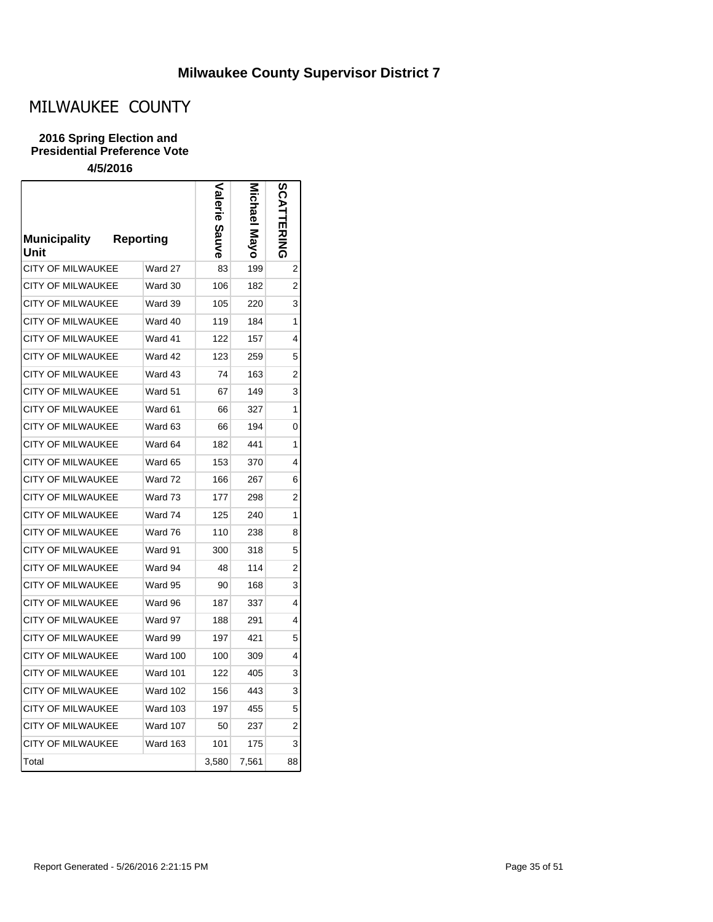## Milwaukee County Supervisor District 7

# MILWAUKEE COUNTY

**2016 Spring Election and Presidential Preference Vote**

**4/5/2016**

| Municipality Unit | Reporting | Valerie Sauve | Michael Mayo | SCATTERING |
|---|---|---|---|---|
| CITY OF MILWAUKEE | Ward 27 | 83 | 199 | 2 |
| CITY OF MILWAUKEE | Ward 30 | 106 | 182 | 2 |
| CITY OF MILWAUKEE | Ward 39 | 105 | 220 | 3 |
| CITY OF MILWAUKEE | Ward 40 | 119 | 184 | 1 |
| CITY OF MILWAUKEE | Ward 41 | 122 | 157 | 4 |
| CITY OF MILWAUKEE | Ward 42 | 123 | 259 | 5 |
| CITY OF MILWAUKEE | Ward 43 | 74 | 163 | 2 |
| CITY OF MILWAUKEE | Ward 51 | 67 | 149 | 3 |
| CITY OF MILWAUKEE | Ward 61 | 66 | 327 | 1 |
| CITY OF MILWAUKEE | Ward 63 | 66 | 194 | 0 |
| CITY OF MILWAUKEE | Ward 64 | 182 | 441 | 1 |
| CITY OF MILWAUKEE | Ward 65 | 153 | 370 | 4 |
| CITY OF MILWAUKEE | Ward 72 | 166 | 267 | 6 |
| CITY OF MILWAUKEE | Ward 73 | 177 | 298 | 2 |
| CITY OF MILWAUKEE | Ward 74 | 125 | 240 | 1 |
| CITY OF MILWAUKEE | Ward 76 | 110 | 238 | 8 |
| CITY OF MILWAUKEE | Ward 91 | 300 | 318 | 5 |
| CITY OF MILWAUKEE | Ward 94 | 48 | 114 | 2 |
| CITY OF MILWAUKEE | Ward 95 | 90 | 168 | 3 |
| CITY OF MILWAUKEE | Ward 96 | 187 | 337 | 4 |
| CITY OF MILWAUKEE | Ward 97 | 188 | 291 | 4 |
| CITY OF MILWAUKEE | Ward 99 | 197 | 421 | 5 |
| CITY OF MILWAUKEE | Ward 100 | 100 | 309 | 4 |
| CITY OF MILWAUKEE | Ward 101 | 122 | 405 | 3 |
| CITY OF MILWAUKEE | Ward 102 | 156 | 443 | 3 |
| CITY OF MILWAUKEE | Ward 103 | 197 | 455 | 5 |
| CITY OF MILWAUKEE | Ward 107 | 50 | 237 | 2 |
| CITY OF MILWAUKEE | Ward 163 | 101 | 175 | 3 |
| Total | | 3,580 | 7,561 | 88 |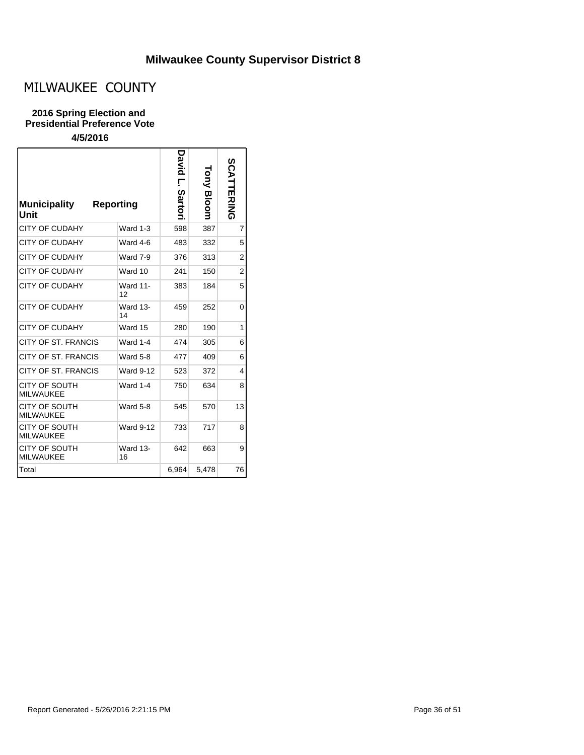# Milwaukee County Supervisor District 8

## MILWAUKEE COUNTY

### 2016 Spring Election and Presidential Preference Vote

**4/5/2016**

| Municipality Unit | Reporting | David L. Sartori | Tony Bloom | SCATTERING |
|---|---|---|---|---|
| CITY OF CUDAHY | Ward 1-3 | 598 | 387 | 7 |
| CITY OF CUDAHY | Ward 4-6 | 483 | 332 | 5 |
| CITY OF CUDAHY | Ward 7-9 | 376 | 313 | 2 |
| CITY OF CUDAHY | Ward 10 | 241 | 150 | 2 |
| CITY OF CUDAHY | Ward 11-12 | 383 | 184 | 5 |
| CITY OF CUDAHY | Ward 13-14 | 459 | 252 | 0 |
| CITY OF CUDAHY | Ward 15 | 280 | 190 | 1 |
| CITY OF ST. FRANCIS | Ward 1-4 | 474 | 305 | 6 |
| CITY OF ST. FRANCIS | Ward 5-8 | 477 | 409 | 6 |
| CITY OF ST. FRANCIS | Ward 9-12 | 523 | 372 | 4 |
| CITY OF SOUTH MILWAUKEE | Ward 1-4 | 750 | 634 | 8 |
| CITY OF SOUTH MILWAUKEE | Ward 5-8 | 545 | 570 | 13 |
| CITY OF SOUTH MILWAUKEE | Ward 9-12 | 733 | 717 | 8 |
| CITY OF SOUTH MILWAUKEE | Ward 13-16 | 642 | 663 | 9 |
| Total | | 6,964 | 5,478 | 76 |

Report Generated - 5/26/2016 2:21:15 PM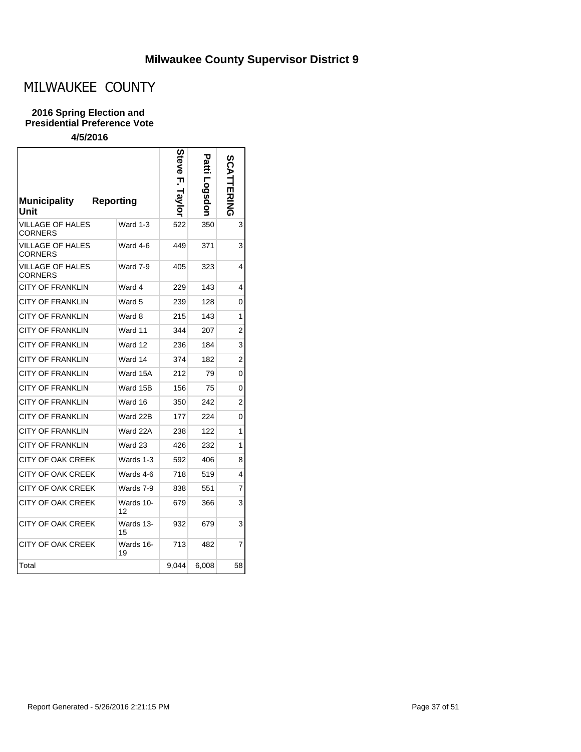## Milwaukee County Supervisor District 9

# MILWAUKEE COUNTY

**2016 Spring Election and Presidential Preference Vote**

**4/5/2016**

| Municipality Unit | Reporting | Steve F. Taylor | Patti Logsdon | SCATTERING |
|---|---|---|---|---|
| VILLAGE OF HALES CORNERS | Ward 1-3 | 522 | 350 | 3 |
| VILLAGE OF HALES CORNERS | Ward 4-6 | 449 | 371 | 3 |
| VILLAGE OF HALES CORNERS | Ward 7-9 | 405 | 323 | 4 |
| CITY OF FRANKLIN | Ward 4 | 229 | 143 | 4 |
| CITY OF FRANKLIN | Ward 5 | 239 | 128 | 0 |
| CITY OF FRANKLIN | Ward 8 | 215 | 143 | 1 |
| CITY OF FRANKLIN | Ward 11 | 344 | 207 | 2 |
| CITY OF FRANKLIN | Ward 12 | 236 | 184 | 3 |
| CITY OF FRANKLIN | Ward 14 | 374 | 182 | 2 |
| CITY OF FRANKLIN | Ward 15A | 212 | 79 | 0 |
| CITY OF FRANKLIN | Ward 15B | 156 | 75 | 0 |
| CITY OF FRANKLIN | Ward 16 | 350 | 242 | 2 |
| CITY OF FRANKLIN | Ward 22B | 177 | 224 | 0 |
| CITY OF FRANKLIN | Ward 22A | 238 | 122 | 1 |
| CITY OF FRANKLIN | Ward 23 | 426 | 232 | 1 |
| CITY OF OAK CREEK | Wards 1-3 | 592 | 406 | 8 |
| CITY OF OAK CREEK | Wards 4-6 | 718 | 519 | 4 |
| CITY OF OAK CREEK | Wards 7-9 | 838 | 551 | 7 |
| CITY OF OAK CREEK | Wards 10-12 | 679 | 366 | 3 |
| CITY OF OAK CREEK | Wards 13-15 | 932 | 679 | 3 |
| CITY OF OAK CREEK | Wards 16-19 | 713 | 482 | 7 |
| Total | | 9,044 | 6,008 | 58 |

Report Generated - 5/26/2016 2:21:15 PM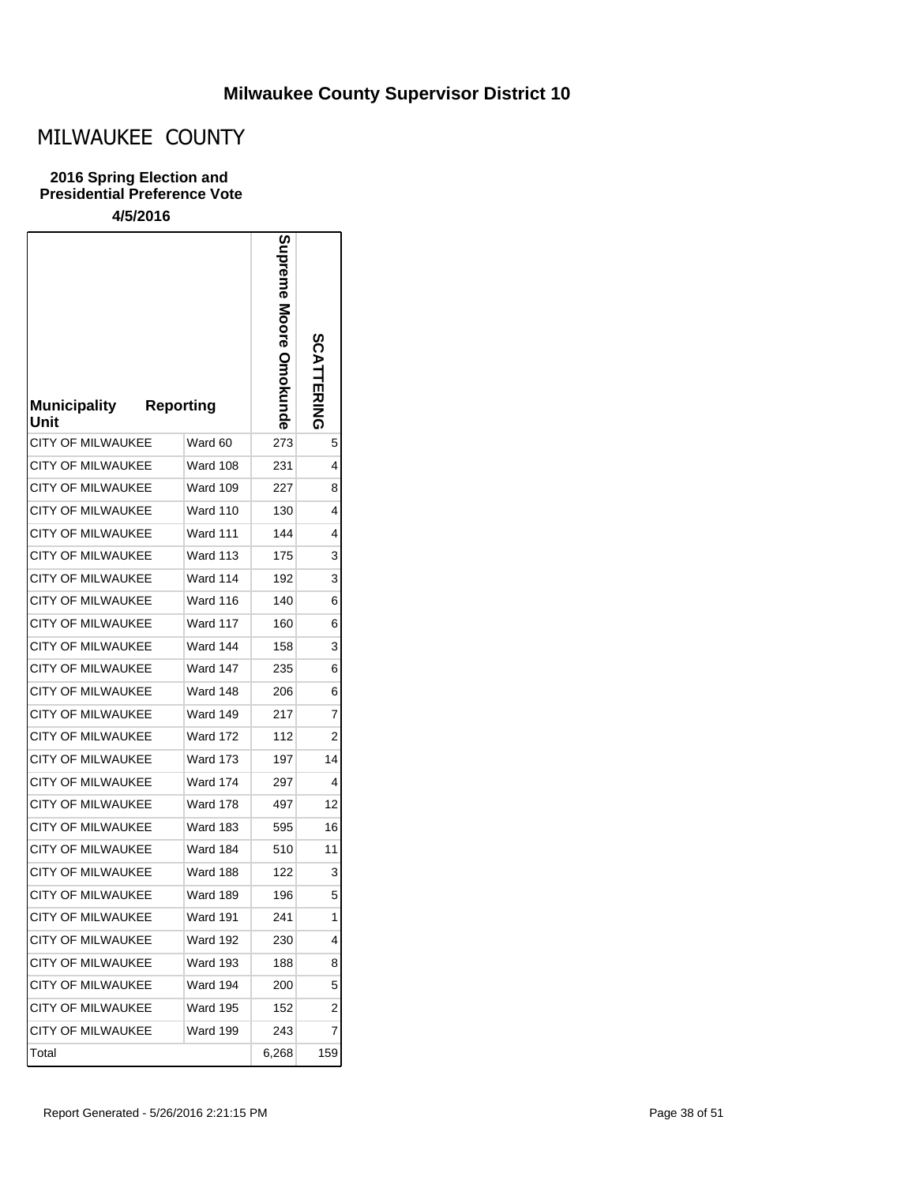# Milwaukee County Supervisor District 10

## MILWAUKEE COUNTY

### 2016 Spring Election and Presidential Preference Vote

**4/5/2016**

| Municipality Unit | Reporting | Supreme Moore Omokunde | SCATTERING |
|---|---|---|---|
| CITY OF MILWAUKEE | Ward 60 | 273 | 5 |
| CITY OF MILWAUKEE | Ward 108 | 231 | 4 |
| CITY OF MILWAUKEE | Ward 109 | 227 | 8 |
| CITY OF MILWAUKEE | Ward 110 | 130 | 4 |
| CITY OF MILWAUKEE | Ward 111 | 144 | 4 |
| CITY OF MILWAUKEE | Ward 113 | 175 | 3 |
| CITY OF MILWAUKEE | Ward 114 | 192 | 3 |
| CITY OF MILWAUKEE | Ward 116 | 140 | 6 |
| CITY OF MILWAUKEE | Ward 117 | 160 | 6 |
| CITY OF MILWAUKEE | Ward 144 | 158 | 3 |
| CITY OF MILWAUKEE | Ward 147 | 235 | 6 |
| CITY OF MILWAUKEE | Ward 148 | 206 | 6 |
| CITY OF MILWAUKEE | Ward 149 | 217 | 7 |
| CITY OF MILWAUKEE | Ward 172 | 112 | 2 |
| CITY OF MILWAUKEE | Ward 173 | 197 | 14 |
| CITY OF MILWAUKEE | Ward 174 | 297 | 4 |
| CITY OF MILWAUKEE | Ward 178 | 497 | 12 |
| CITY OF MILWAUKEE | Ward 183 | 595 | 16 |
| CITY OF MILWAUKEE | Ward 184 | 510 | 11 |
| CITY OF MILWAUKEE | Ward 188 | 122 | 3 |
| CITY OF MILWAUKEE | Ward 189 | 196 | 5 |
| CITY OF MILWAUKEE | Ward 191 | 241 | 1 |
| CITY OF MILWAUKEE | Ward 192 | 230 | 4 |
| CITY OF MILWAUKEE | Ward 193 | 188 | 8 |
| CITY OF MILWAUKEE | Ward 194 | 200 | 5 |
| CITY OF MILWAUKEE | Ward 195 | 152 | 2 |
| CITY OF MILWAUKEE | Ward 199 | 243 | 7 |
| Total | | 6,268 | 159 |

Report Generated - 5/26/2016 2:21:15 PM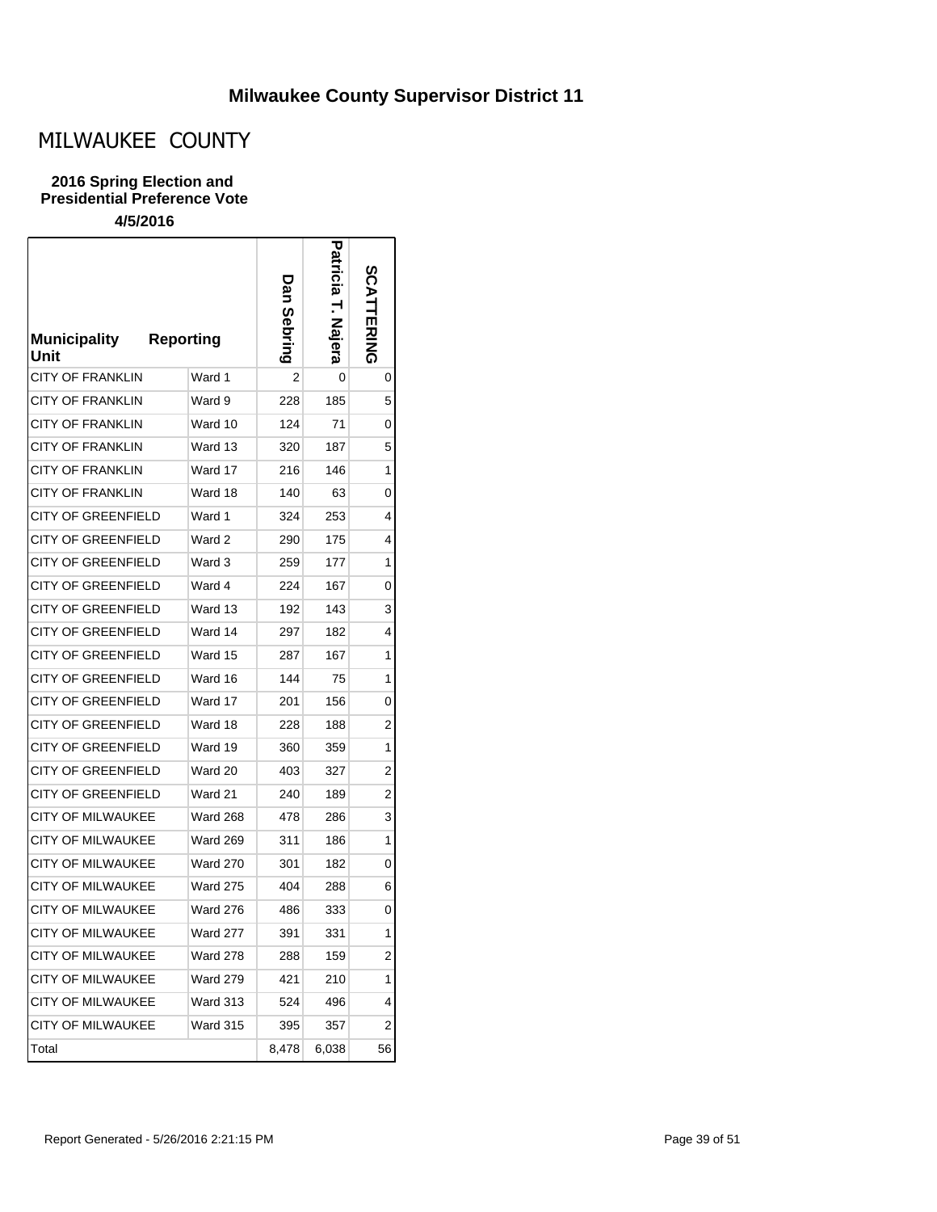## Milwaukee County Supervisor District 11

# MILWAUKEE COUNTY

**2016 Spring Election and Presidential Preference Vote**

**4/5/2016**

| Municipality Unit | Reporting | Dan Sebring | Patricia T. Najera | SCATTERING |
|---|---|---|---|---|
| CITY OF FRANKLIN | Ward 1 | 2 | 0 | 0 |
| CITY OF FRANKLIN | Ward 9 | 228 | 185 | 5 |
| CITY OF FRANKLIN | Ward 10 | 124 | 71 | 0 |
| CITY OF FRANKLIN | Ward 13 | 320 | 187 | 5 |
| CITY OF FRANKLIN | Ward 17 | 216 | 146 | 1 |
| CITY OF FRANKLIN | Ward 18 | 140 | 63 | 0 |
| CITY OF GREENFIELD | Ward 1 | 324 | 253 | 4 |
| CITY OF GREENFIELD | Ward 2 | 290 | 175 | 4 |
| CITY OF GREENFIELD | Ward 3 | 259 | 177 | 1 |
| CITY OF GREENFIELD | Ward 4 | 224 | 167 | 0 |
| CITY OF GREENFIELD | Ward 13 | 192 | 143 | 3 |
| CITY OF GREENFIELD | Ward 14 | 297 | 182 | 4 |
| CITY OF GREENFIELD | Ward 15 | 287 | 167 | 1 |
| CITY OF GREENFIELD | Ward 16 | 144 | 75 | 1 |
| CITY OF GREENFIELD | Ward 17 | 201 | 156 | 0 |
| CITY OF GREENFIELD | Ward 18 | 228 | 188 | 2 |
| CITY OF GREENFIELD | Ward 19 | 360 | 359 | 1 |
| CITY OF GREENFIELD | Ward 20 | 403 | 327 | 2 |
| CITY OF GREENFIELD | Ward 21 | 240 | 189 | 2 |
| CITY OF MILWAUKEE | Ward 268 | 478 | 286 | 3 |
| CITY OF MILWAUKEE | Ward 269 | 311 | 186 | 1 |
| CITY OF MILWAUKEE | Ward 270 | 301 | 182 | 0 |
| CITY OF MILWAUKEE | Ward 275 | 404 | 288 | 6 |
| CITY OF MILWAUKEE | Ward 276 | 486 | 333 | 0 |
| CITY OF MILWAUKEE | Ward 277 | 391 | 331 | 1 |
| CITY OF MILWAUKEE | Ward 278 | 288 | 159 | 2 |
| CITY OF MILWAUKEE | Ward 279 | 421 | 210 | 1 |
| CITY OF MILWAUKEE | Ward 313 | 524 | 496 | 4 |
| CITY OF MILWAUKEE | Ward 315 | 395 | 357 | 2 |
| Total | | 8,478 | 6,038 | 56 |

Report Generated - 5/26/2016 2:21:15 PM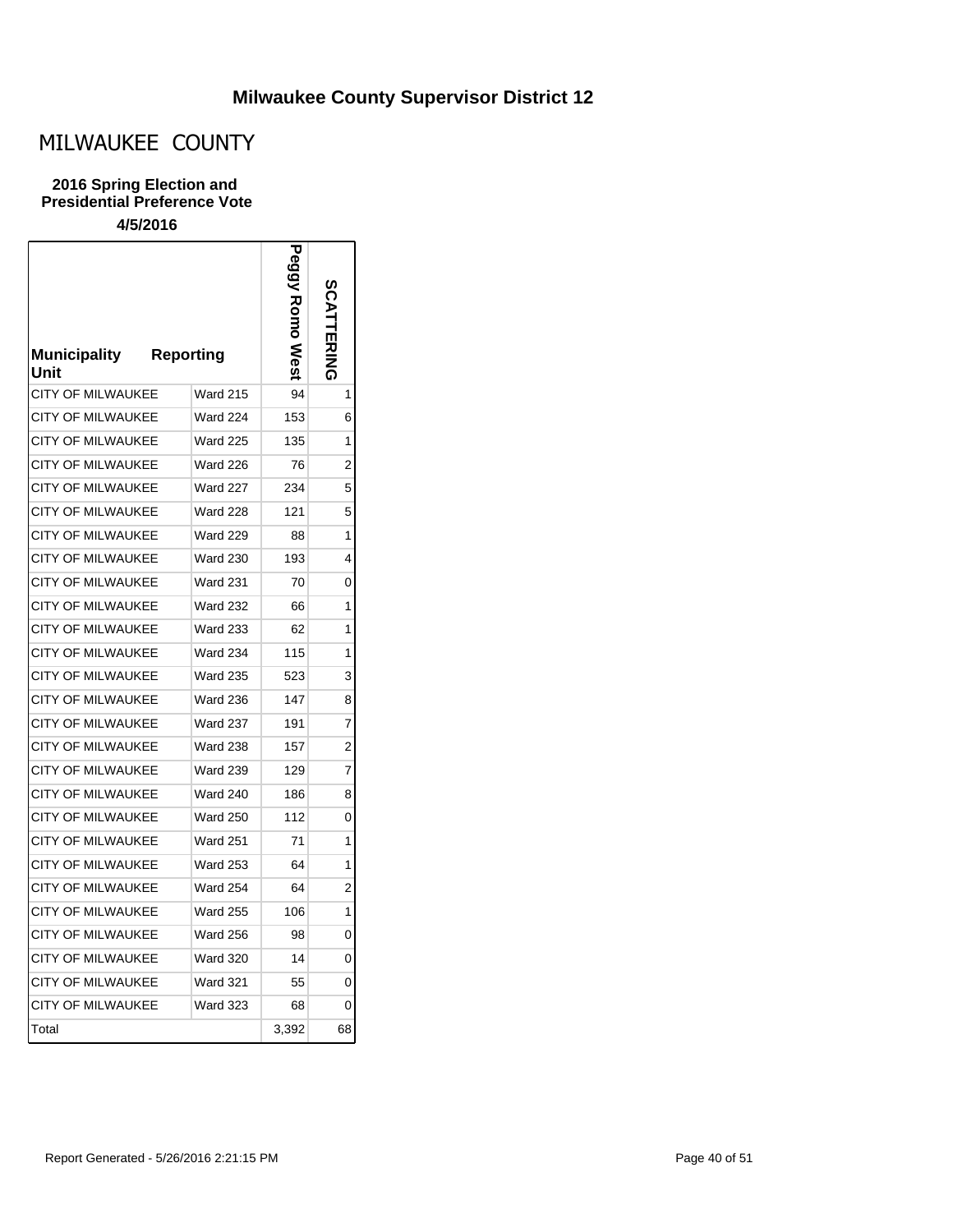## Milwaukee County Supervisor District 12

# MILWAUKEE COUNTY

**2016 Spring Election and Presidential Preference Vote**

**4/5/2016**

| Municipality Unit | Reporting | Peggy Romo West | SCATTERING |
|---|---|---|---|
| CITY OF MILWAUKEE | Ward 215 | 94 | 1 |
| CITY OF MILWAUKEE | Ward 224 | 153 | 6 |
| CITY OF MILWAUKEE | Ward 225 | 135 | 1 |
| CITY OF MILWAUKEE | Ward 226 | 76 | 2 |
| CITY OF MILWAUKEE | Ward 227 | 234 | 5 |
| CITY OF MILWAUKEE | Ward 228 | 121 | 5 |
| CITY OF MILWAUKEE | Ward 229 | 88 | 1 |
| CITY OF MILWAUKEE | Ward 230 | 193 | 4 |
| CITY OF MILWAUKEE | Ward 231 | 70 | 0 |
| CITY OF MILWAUKEE | Ward 232 | 66 | 1 |
| CITY OF MILWAUKEE | Ward 233 | 62 | 1 |
| CITY OF MILWAUKEE | Ward 234 | 115 | 1 |
| CITY OF MILWAUKEE | Ward 235 | 523 | 3 |
| CITY OF MILWAUKEE | Ward 236 | 147 | 8 |
| CITY OF MILWAUKEE | Ward 237 | 191 | 7 |
| CITY OF MILWAUKEE | Ward 238 | 157 | 2 |
| CITY OF MILWAUKEE | Ward 239 | 129 | 7 |
| CITY OF MILWAUKEE | Ward 240 | 186 | 8 |
| CITY OF MILWAUKEE | Ward 250 | 112 | 0 |
| CITY OF MILWAUKEE | Ward 251 | 71 | 1 |
| CITY OF MILWAUKEE | Ward 253 | 64 | 1 |
| CITY OF MILWAUKEE | Ward 254 | 64 | 2 |
| CITY OF MILWAUKEE | Ward 255 | 106 | 1 |
| CITY OF MILWAUKEE | Ward 256 | 98 | 0 |
| CITY OF MILWAUKEE | Ward 320 | 14 | 0 |
| CITY OF MILWAUKEE | Ward 321 | 55 | 0 |
| CITY OF MILWAUKEE | Ward 323 | 68 | 0 |
| Total | | 3,392 | 68 |

Report Generated - 5/26/2016 2:21:15 PM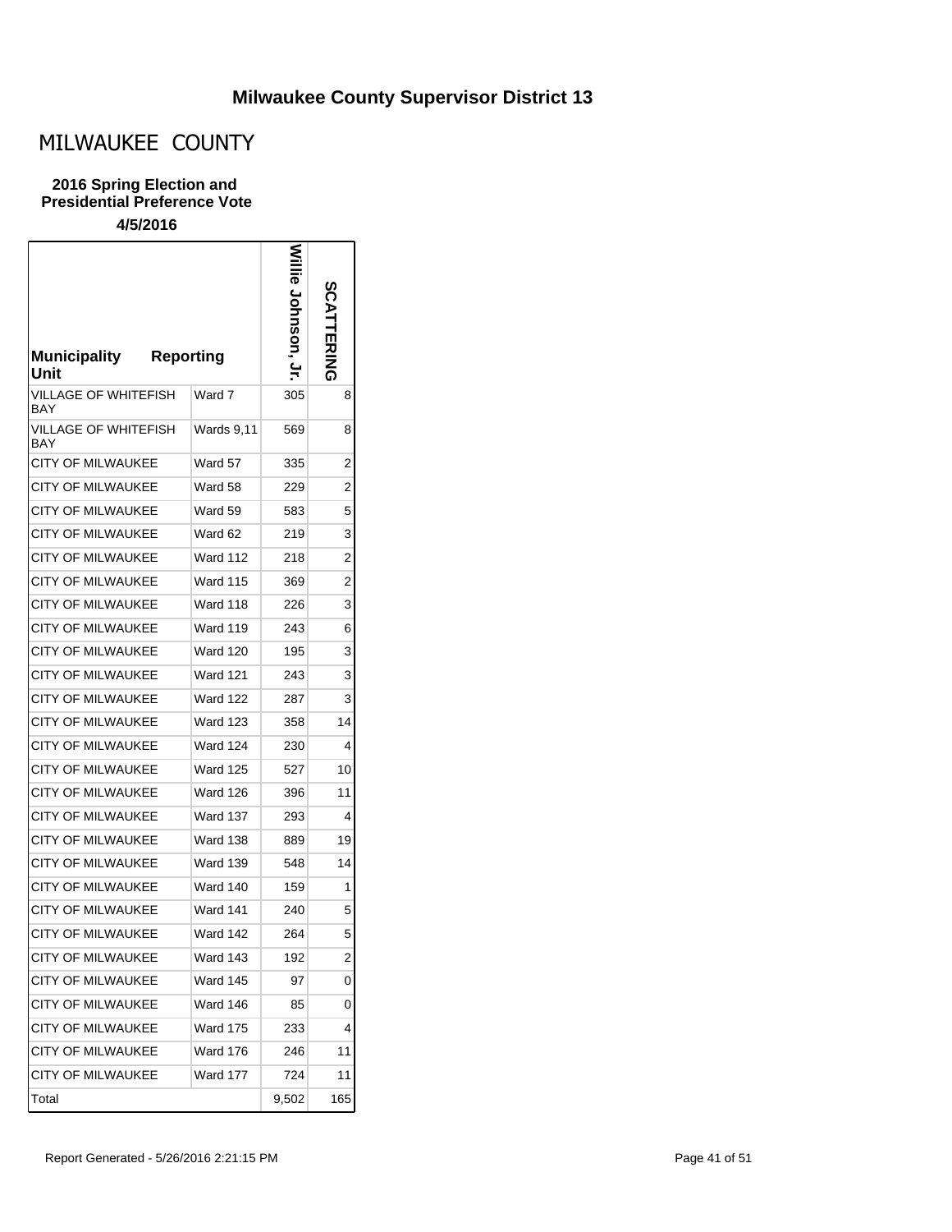## Milwaukee County Supervisor District 13

# MILWAUKEE COUNTY

**2016 Spring Election and Presidential Preference Vote**

**4/5/2016**

| Municipality | Reporting Unit | Willie Johnson, Jr. | SCATTERING |
|---|---|---|---|
| VILLAGE OF WHITEFISH BAY | Ward 7 | 305 | 8 |
| VILLAGE OF WHITEFISH BAY | Wards 9,11 | 569 | 8 |
| CITY OF MILWAUKEE | Ward 57 | 335 | 2 |
| CITY OF MILWAUKEE | Ward 58 | 229 | 2 |
| CITY OF MILWAUKEE | Ward 59 | 583 | 5 |
| CITY OF MILWAUKEE | Ward 62 | 219 | 3 |
| CITY OF MILWAUKEE | Ward 112 | 218 | 2 |
| CITY OF MILWAUKEE | Ward 115 | 369 | 2 |
| CITY OF MILWAUKEE | Ward 118 | 226 | 3 |
| CITY OF MILWAUKEE | Ward 119 | 243 | 6 |
| CITY OF MILWAUKEE | Ward 120 | 195 | 3 |
| CITY OF MILWAUKEE | Ward 121 | 243 | 3 |
| CITY OF MILWAUKEE | Ward 122 | 287 | 3 |
| CITY OF MILWAUKEE | Ward 123 | 358 | 14 |
| CITY OF MILWAUKEE | Ward 124 | 230 | 4 |
| CITY OF MILWAUKEE | Ward 125 | 527 | 10 |
| CITY OF MILWAUKEE | Ward 126 | 396 | 11 |
| CITY OF MILWAUKEE | Ward 137 | 293 | 4 |
| CITY OF MILWAUKEE | Ward 138 | 889 | 19 |
| CITY OF MILWAUKEE | Ward 139 | 548 | 14 |
| CITY OF MILWAUKEE | Ward 140 | 159 | 1 |
| CITY OF MILWAUKEE | Ward 141 | 240 | 5 |
| CITY OF MILWAUKEE | Ward 142 | 264 | 5 |
| CITY OF MILWAUKEE | Ward 143 | 192 | 2 |
| CITY OF MILWAUKEE | Ward 145 | 97 | 0 |
| CITY OF MILWAUKEE | Ward 146 | 85 | 0 |
| CITY OF MILWAUKEE | Ward 175 | 233 | 4 |
| CITY OF MILWAUKEE | Ward 176 | 246 | 11 |
| CITY OF MILWAUKEE | Ward 177 | 724 | 11 |
| Total | | 9,502 | 165 |

Report Generated - 5/26/2016 2:21:15 PM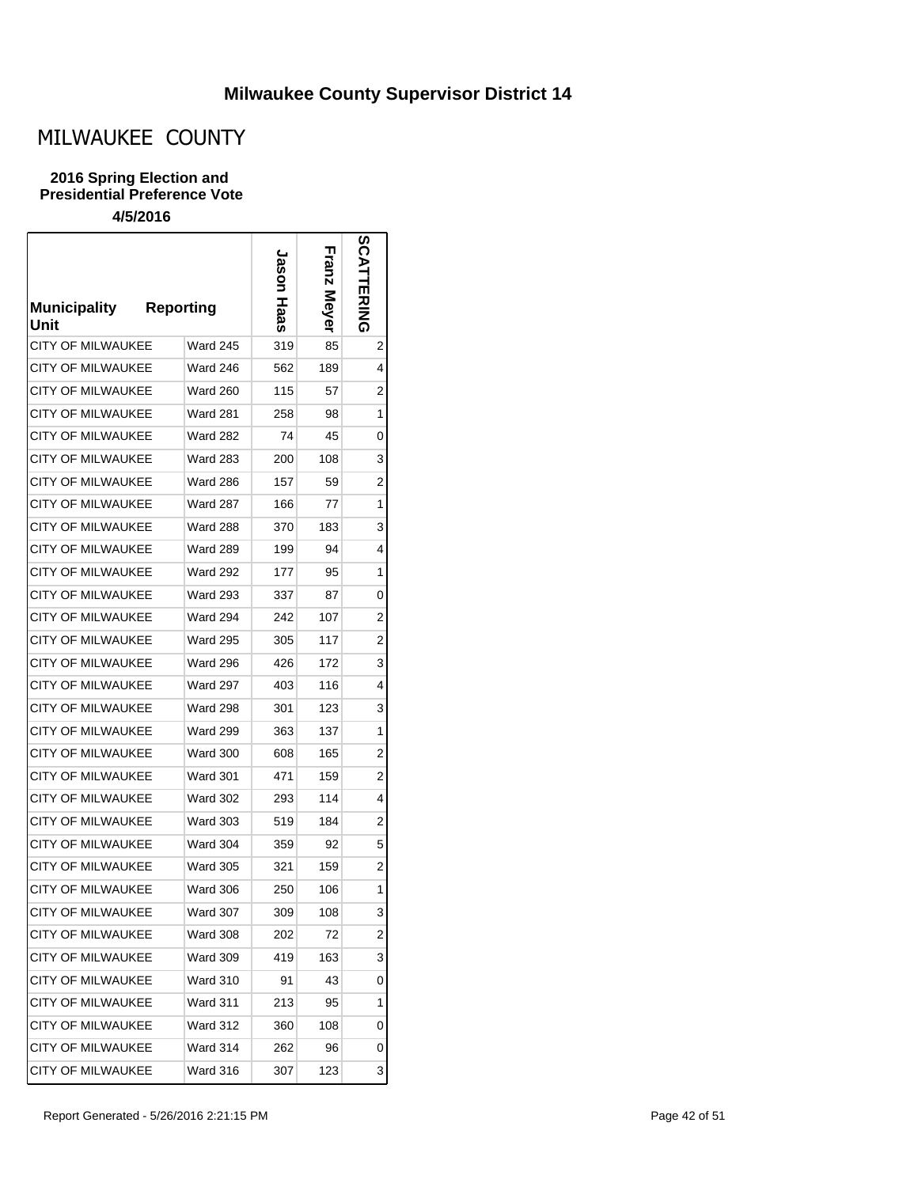# Milwaukee County Supervisor District 14

## MILWAUKEE COUNTY

### 2016 Spring Election and Presidential Preference Vote

**4/5/2016**

| Municipality Unit | Reporting | Jason Haas | Franz Meyer | SCATTERING |
|---|---|---|---|---|
| CITY OF MILWAUKEE | Ward 245 | 319 | 85 | 2 |
| CITY OF MILWAUKEE | Ward 246 | 562 | 189 | 4 |
| CITY OF MILWAUKEE | Ward 260 | 115 | 57 | 2 |
| CITY OF MILWAUKEE | Ward 281 | 258 | 98 | 1 |
| CITY OF MILWAUKEE | Ward 282 | 74 | 45 | 0 |
| CITY OF MILWAUKEE | Ward 283 | 200 | 108 | 3 |
| CITY OF MILWAUKEE | Ward 286 | 157 | 59 | 2 |
| CITY OF MILWAUKEE | Ward 287 | 166 | 77 | 1 |
| CITY OF MILWAUKEE | Ward 288 | 370 | 183 | 3 |
| CITY OF MILWAUKEE | Ward 289 | 199 | 94 | 4 |
| CITY OF MILWAUKEE | Ward 292 | 177 | 95 | 1 |
| CITY OF MILWAUKEE | Ward 293 | 337 | 87 | 0 |
| CITY OF MILWAUKEE | Ward 294 | 242 | 107 | 2 |
| CITY OF MILWAUKEE | Ward 295 | 305 | 117 | 2 |
| CITY OF MILWAUKEE | Ward 296 | 426 | 172 | 3 |
| CITY OF MILWAUKEE | Ward 297 | 403 | 116 | 4 |
| CITY OF MILWAUKEE | Ward 298 | 301 | 123 | 3 |
| CITY OF MILWAUKEE | Ward 299 | 363 | 137 | 1 |
| CITY OF MILWAUKEE | Ward 300 | 608 | 165 | 2 |
| CITY OF MILWAUKEE | Ward 301 | 471 | 159 | 2 |
| CITY OF MILWAUKEE | Ward 302 | 293 | 114 | 4 |
| CITY OF MILWAUKEE | Ward 303 | 519 | 184 | 2 |
| CITY OF MILWAUKEE | Ward 304 | 359 | 92 | 5 |
| CITY OF MILWAUKEE | Ward 305 | 321 | 159 | 2 |
| CITY OF MILWAUKEE | Ward 306 | 250 | 106 | 1 |
| CITY OF MILWAUKEE | Ward 307 | 309 | 108 | 3 |
| CITY OF MILWAUKEE | Ward 308 | 202 | 72 | 2 |
| CITY OF MILWAUKEE | Ward 309 | 419 | 163 | 3 |
| CITY OF MILWAUKEE | Ward 310 | 91 | 43 | 0 |
| CITY OF MILWAUKEE | Ward 311 | 213 | 95 | 1 |
| CITY OF MILWAUKEE | Ward 312 | 360 | 108 | 0 |
| CITY OF MILWAUKEE | Ward 314 | 262 | 96 | 0 |
| CITY OF MILWAUKEE | Ward 316 | 307 | 123 | 3 |

Report Generated - 5/26/2016 2:21:15 PM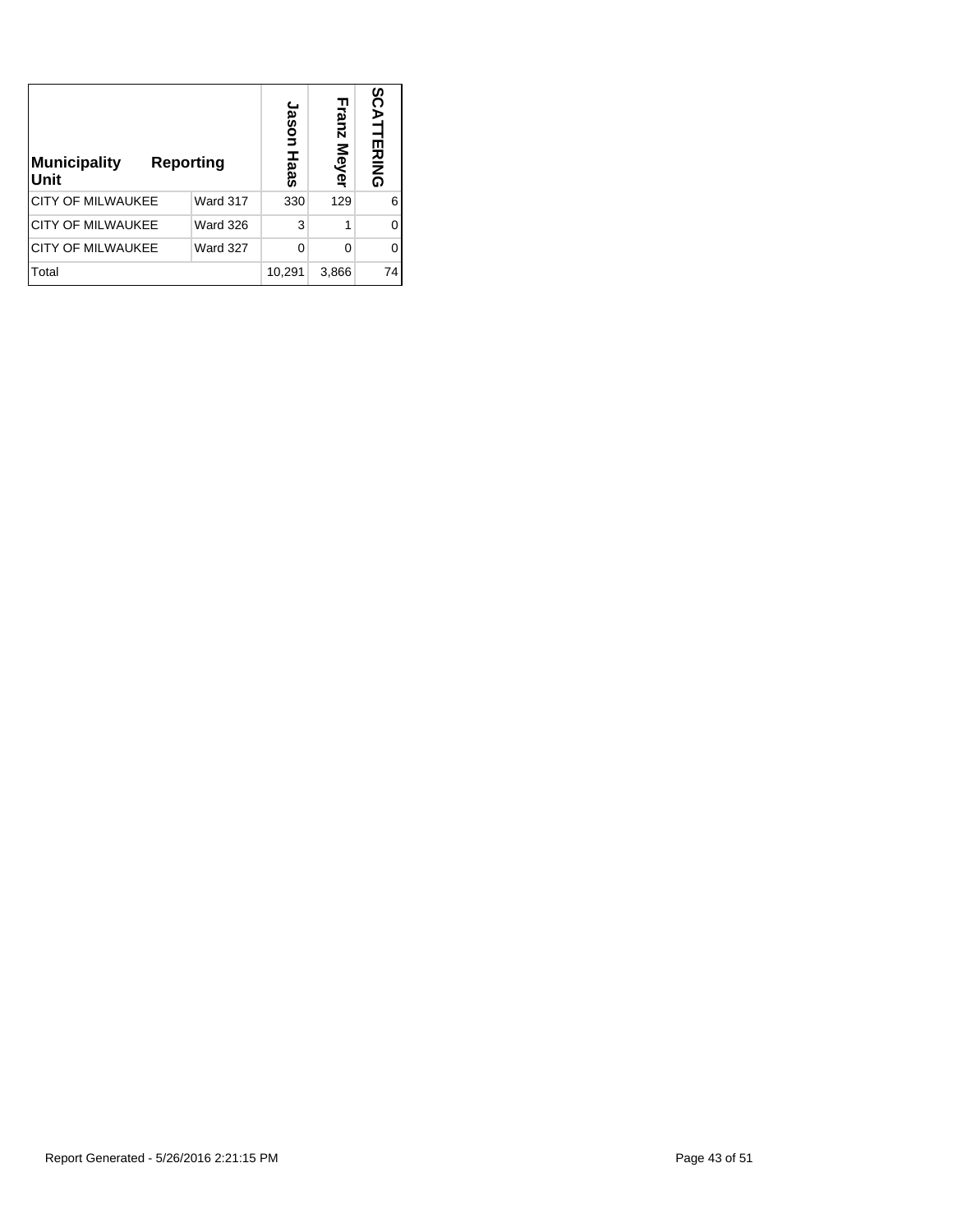| Municipality Unit | Reporting | Jason Haas | Franz Meyer | SCATTERING |
|---|---|---|---|---|
| CITY OF MILWAUKEE | Ward 317 | 330 | 129 | 6 |
| CITY OF MILWAUKEE | Ward 326 | 3 | 1 | 0 |
| CITY OF MILWAUKEE | Ward 327 | 0 | 0 | 0 |
| Total | | 10,291 | 3,866 | 74 |

Report Generated - 5/26/2016 2:21:15 PM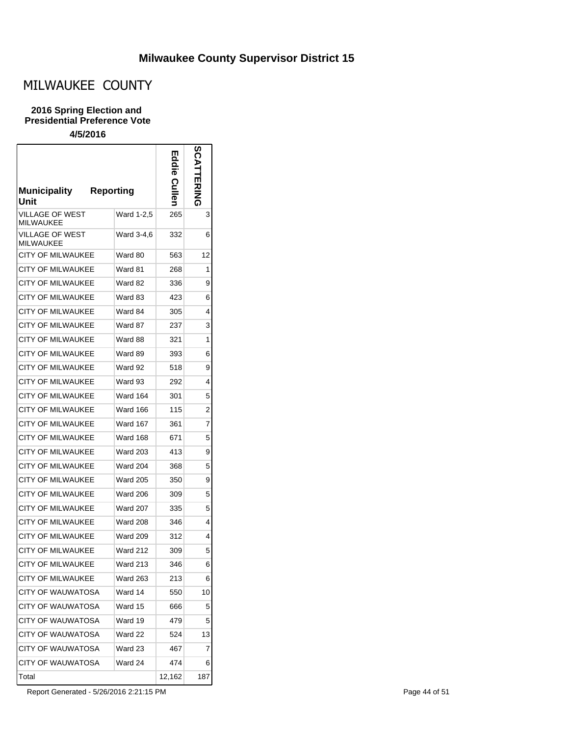## Milwaukee County Supervisor District 15

# MILWAUKEE COUNTY

**2016 Spring Election and Presidential Preference Vote**

**4/5/2016**

| Municipality Unit | Reporting | Eddie Cullen | SCATTERING |
|---|---|---|---|
| VILLAGE OF WEST MILWAUKEE | Ward 1-2,5 | 265 | 3 |
| VILLAGE OF WEST MILWAUKEE | Ward 3-4,6 | 332 | 6 |
| CITY OF MILWAUKEE | Ward 80 | 563 | 12 |
| CITY OF MILWAUKEE | Ward 81 | 268 | 1 |
| CITY OF MILWAUKEE | Ward 82 | 336 | 9 |
| CITY OF MILWAUKEE | Ward 83 | 423 | 6 |
| CITY OF MILWAUKEE | Ward 84 | 305 | 4 |
| CITY OF MILWAUKEE | Ward 87 | 237 | 3 |
| CITY OF MILWAUKEE | Ward 88 | 321 | 1 |
| CITY OF MILWAUKEE | Ward 89 | 393 | 6 |
| CITY OF MILWAUKEE | Ward 92 | 518 | 9 |
| CITY OF MILWAUKEE | Ward 93 | 292 | 4 |
| CITY OF MILWAUKEE | Ward 164 | 301 | 5 |
| CITY OF MILWAUKEE | Ward 166 | 115 | 2 |
| CITY OF MILWAUKEE | Ward 167 | 361 | 7 |
| CITY OF MILWAUKEE | Ward 168 | 671 | 5 |
| CITY OF MILWAUKEE | Ward 203 | 413 | 9 |
| CITY OF MILWAUKEE | Ward 204 | 368 | 5 |
| CITY OF MILWAUKEE | Ward 205 | 350 | 9 |
| CITY OF MILWAUKEE | Ward 206 | 309 | 5 |
| CITY OF MILWAUKEE | Ward 207 | 335 | 5 |
| CITY OF MILWAUKEE | Ward 208 | 346 | 4 |
| CITY OF MILWAUKEE | Ward 209 | 312 | 4 |
| CITY OF MILWAUKEE | Ward 212 | 309 | 5 |
| CITY OF MILWAUKEE | Ward 213 | 346 | 6 |
| CITY OF MILWAUKEE | Ward 263 | 213 | 6 |
| CITY OF WAUWATOSA | Ward 14 | 550 | 10 |
| CITY OF WAUWATOSA | Ward 15 | 666 | 5 |
| CITY OF WAUWATOSA | Ward 19 | 479 | 5 |
| CITY OF WAUWATOSA | Ward 22 | 524 | 13 |
| CITY OF WAUWATOSA | Ward 23 | 467 | 7 |
| CITY OF WAUWATOSA | Ward 24 | 474 | 6 |
| Total | | 12,162 | 187 |

Report Generated - 5/26/2016 2:21:15 PM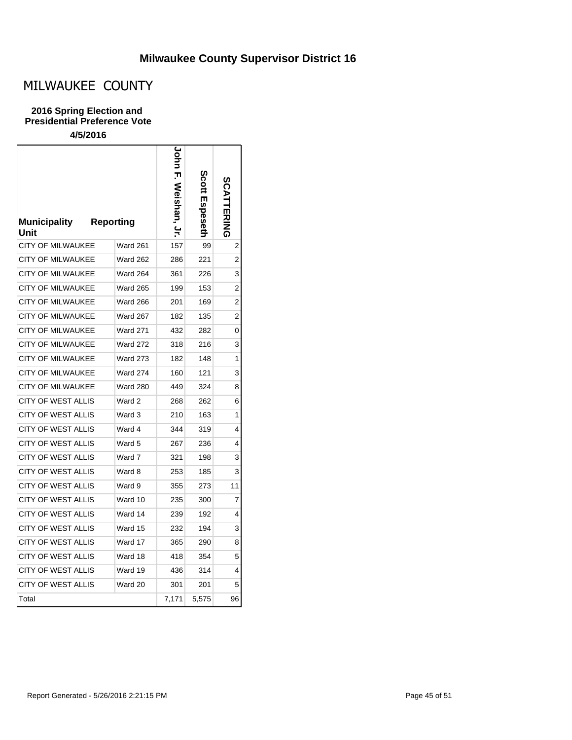## Milwaukee County Supervisor District 16

# MILWAUKEE COUNTY

**2016 Spring Election and Presidential Preference Vote**

**4/5/2016**

| Municipality | Reporting Unit | John F. Weishan, Jr. | Scott Espeseth | SCATTERING |
|---|---|---|---|---|
| CITY OF MILWAUKEE | Ward 261 | 157 | 99 | 2 |
| CITY OF MILWAUKEE | Ward 262 | 286 | 221 | 2 |
| CITY OF MILWAUKEE | Ward 264 | 361 | 226 | 3 |
| CITY OF MILWAUKEE | Ward 265 | 199 | 153 | 2 |
| CITY OF MILWAUKEE | Ward 266 | 201 | 169 | 2 |
| CITY OF MILWAUKEE | Ward 267 | 182 | 135 | 2 |
| CITY OF MILWAUKEE | Ward 271 | 432 | 282 | 0 |
| CITY OF MILWAUKEE | Ward 272 | 318 | 216 | 3 |
| CITY OF MILWAUKEE | Ward 273 | 182 | 148 | 1 |
| CITY OF MILWAUKEE | Ward 274 | 160 | 121 | 3 |
| CITY OF MILWAUKEE | Ward 280 | 449 | 324 | 8 |
| CITY OF WEST ALLIS | Ward 2 | 268 | 262 | 6 |
| CITY OF WEST ALLIS | Ward 3 | 210 | 163 | 1 |
| CITY OF WEST ALLIS | Ward 4 | 344 | 319 | 4 |
| CITY OF WEST ALLIS | Ward 5 | 267 | 236 | 4 |
| CITY OF WEST ALLIS | Ward 7 | 321 | 198 | 3 |
| CITY OF WEST ALLIS | Ward 8 | 253 | 185 | 3 |
| CITY OF WEST ALLIS | Ward 9 | 355 | 273 | 11 |
| CITY OF WEST ALLIS | Ward 10 | 235 | 300 | 7 |
| CITY OF WEST ALLIS | Ward 14 | 239 | 192 | 4 |
| CITY OF WEST ALLIS | Ward 15 | 232 | 194 | 3 |
| CITY OF WEST ALLIS | Ward 17 | 365 | 290 | 8 |
| CITY OF WEST ALLIS | Ward 18 | 418 | 354 | 5 |
| CITY OF WEST ALLIS | Ward 19 | 436 | 314 | 4 |
| CITY OF WEST ALLIS | Ward 20 | 301 | 201 | 5 |
| Total | | 7,171 | 5,575 | 96 |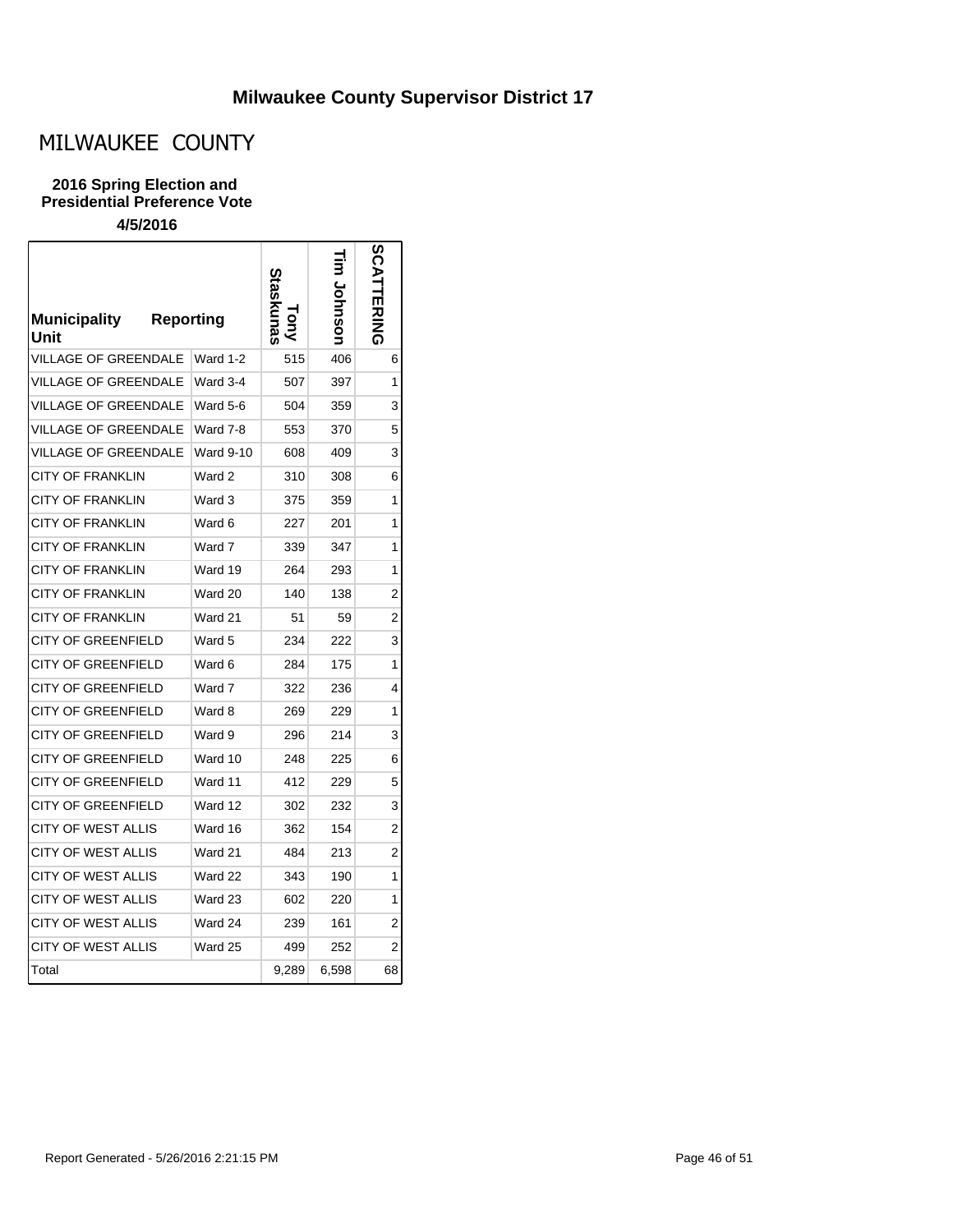# Milwaukee County Supervisor District 17

## MILWAUKEE COUNTY

**2016 Spring Election and Presidential Preference Vote**

**4/5/2016**

| Municipality | Reporting Unit | Tony Staskunas | Tim Johnson | SCATTERING |
|---|---|---|---|---|
| VILLAGE OF GREENDALE | Ward 1-2 | 515 | 406 | 6 |
| VILLAGE OF GREENDALE | Ward 3-4 | 507 | 397 | 1 |
| VILLAGE OF GREENDALE | Ward 5-6 | 504 | 359 | 3 |
| VILLAGE OF GREENDALE | Ward 7-8 | 553 | 370 | 5 |
| VILLAGE OF GREENDALE | Ward 9-10 | 608 | 409 | 3 |
| CITY OF FRANKLIN | Ward 2 | 310 | 308 | 6 |
| CITY OF FRANKLIN | Ward 3 | 375 | 359 | 1 |
| CITY OF FRANKLIN | Ward 6 | 227 | 201 | 1 |
| CITY OF FRANKLIN | Ward 7 | 339 | 347 | 1 |
| CITY OF FRANKLIN | Ward 19 | 264 | 293 | 1 |
| CITY OF FRANKLIN | Ward 20 | 140 | 138 | 2 |
| CITY OF FRANKLIN | Ward 21 | 51 | 59 | 2 |
| CITY OF GREENFIELD | Ward 5 | 234 | 222 | 3 |
| CITY OF GREENFIELD | Ward 6 | 284 | 175 | 1 |
| CITY OF GREENFIELD | Ward 7 | 322 | 236 | 4 |
| CITY OF GREENFIELD | Ward 8 | 269 | 229 | 1 |
| CITY OF GREENFIELD | Ward 9 | 296 | 214 | 3 |
| CITY OF GREENFIELD | Ward 10 | 248 | 225 | 6 |
| CITY OF GREENFIELD | Ward 11 | 412 | 229 | 5 |
| CITY OF GREENFIELD | Ward 12 | 302 | 232 | 3 |
| CITY OF WEST ALLIS | Ward 16 | 362 | 154 | 2 |
| CITY OF WEST ALLIS | Ward 21 | 484 | 213 | 2 |
| CITY OF WEST ALLIS | Ward 22 | 343 | 190 | 1 |
| CITY OF WEST ALLIS | Ward 23 | 602 | 220 | 1 |
| CITY OF WEST ALLIS | Ward 24 | 239 | 161 | 2 |
| CITY OF WEST ALLIS | Ward 25 | 499 | 252 | 2 |
| Total | | 9,289 | 6,598 | 68 |

Report Generated - 5/26/2016 2:21:15 PM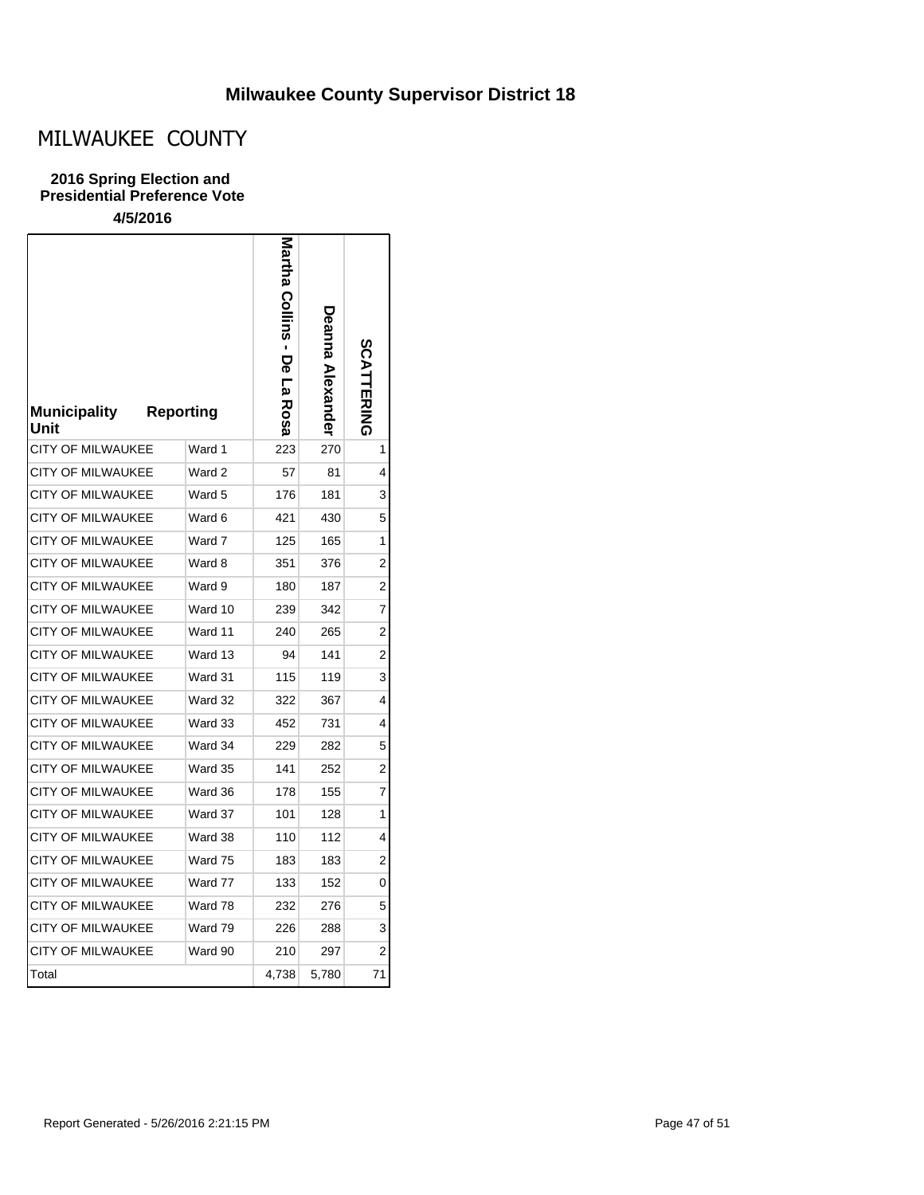# Milwaukee County Supervisor District 18

## MILWAUKEE COUNTY

### 2016 Spring Election and Presidential Preference Vote

**4/5/2016**

| Municipality Unit | Reporting | Martha Collins - De La Rosa | Deanna Alexander | SCATTERING |
|---|---|---|---|---|
| CITY OF MILWAUKEE | Ward 1 | 223 | 270 | 1 |
| CITY OF MILWAUKEE | Ward 2 | 57 | 81 | 4 |
| CITY OF MILWAUKEE | Ward 5 | 176 | 181 | 3 |
| CITY OF MILWAUKEE | Ward 6 | 421 | 430 | 5 |
| CITY OF MILWAUKEE | Ward 7 | 125 | 165 | 1 |
| CITY OF MILWAUKEE | Ward 8 | 351 | 376 | 2 |
| CITY OF MILWAUKEE | Ward 9 | 180 | 187 | 2 |
| CITY OF MILWAUKEE | Ward 10 | 239 | 342 | 7 |
| CITY OF MILWAUKEE | Ward 11 | 240 | 265 | 2 |
| CITY OF MILWAUKEE | Ward 13 | 94 | 141 | 2 |
| CITY OF MILWAUKEE | Ward 31 | 115 | 119 | 3 |
| CITY OF MILWAUKEE | Ward 32 | 322 | 367 | 4 |
| CITY OF MILWAUKEE | Ward 33 | 452 | 731 | 4 |
| CITY OF MILWAUKEE | Ward 34 | 229 | 282 | 5 |
| CITY OF MILWAUKEE | Ward 35 | 141 | 252 | 2 |
| CITY OF MILWAUKEE | Ward 36 | 178 | 155 | 7 |
| CITY OF MILWAUKEE | Ward 37 | 101 | 128 | 1 |
| CITY OF MILWAUKEE | Ward 38 | 110 | 112 | 4 |
| CITY OF MILWAUKEE | Ward 75 | 183 | 183 | 2 |
| CITY OF MILWAUKEE | Ward 77 | 133 | 152 | 0 |
| CITY OF MILWAUKEE | Ward 78 | 232 | 276 | 5 |
| CITY OF MILWAUKEE | Ward 79 | 226 | 288 | 3 |
| CITY OF MILWAUKEE | Ward 90 | 210 | 297 | 2 |
| Total | | 4,738 | 5,780 | 71 |

Report Generated - 5/26/2016 2:21:15 PM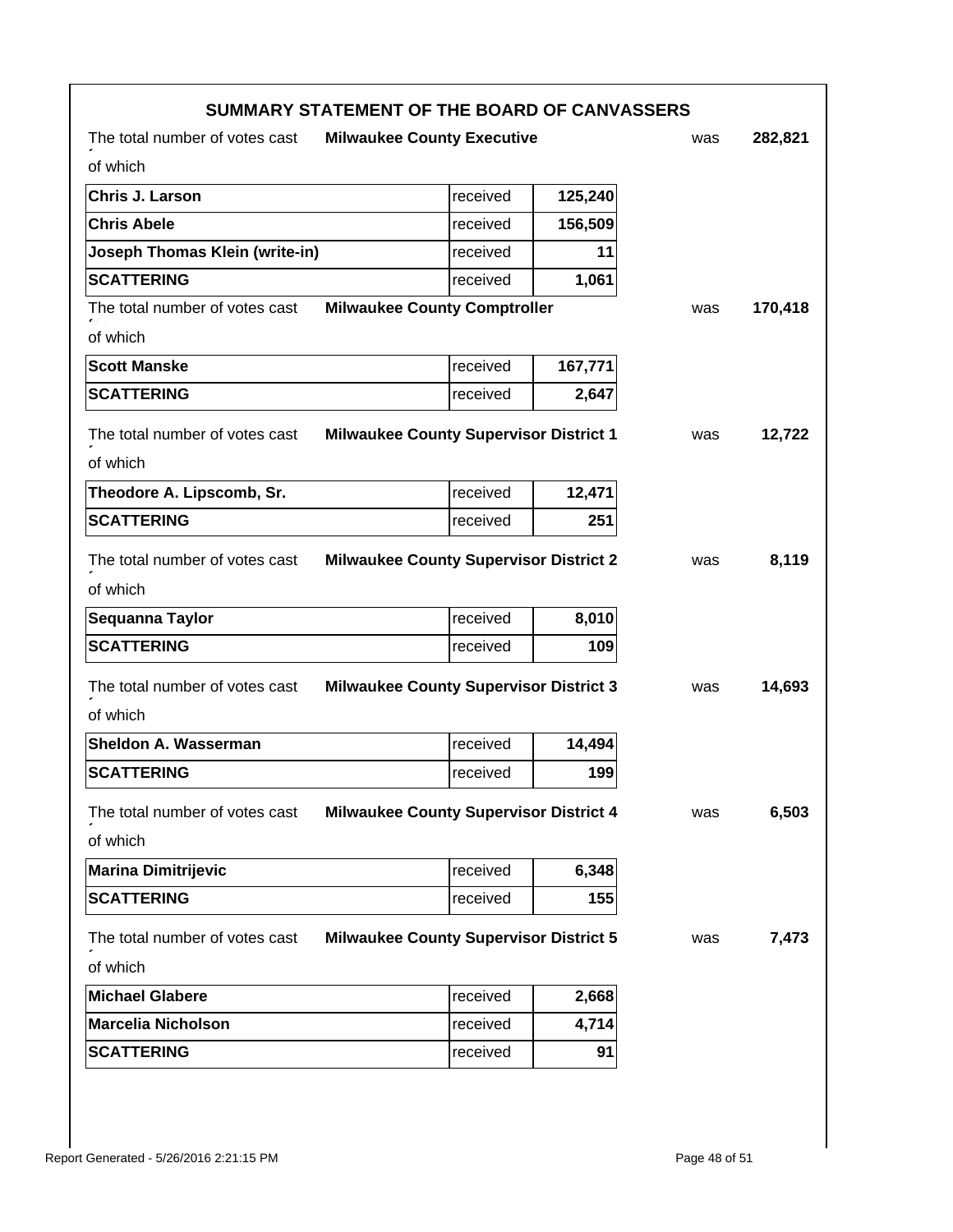## SUMMARY STATEMENT OF THE BOARD OF CANVASSERS

The total number of votes cast **Milwaukee County Executive** was **282,821**
of which

| | | |
|---|---|---|
| **Chris J. Larson** | received | **125,240** |
| **Chris Abele** | received | **156,509** |
| **Joseph Thomas Klein (write-in)** | received | **11** |
| **SCATTERING** | received | **1,061** |

The total number of votes cast **Milwaukee County Comptroller** was **170,418**
of which

| | | |
|---|---|---|
| **Scott Manske** | received | **167,771** |
| **SCATTERING** | received | **2,647** |

The total number of votes cast **Milwaukee County Supervisor District 1** was **12,722**
of which

| | | |
|---|---|---|
| **Theodore A. Lipscomb, Sr.** | received | **12,471** |
| **SCATTERING** | received | **251** |

The total number of votes cast **Milwaukee County Supervisor District 2** was **8,119**
of which

| | | |
|---|---|---|
| **Sequanna Taylor** | received | **8,010** |
| **SCATTERING** | received | **109** |

The total number of votes cast **Milwaukee County Supervisor District 3** was **14,693**
of which

| | | |
|---|---|---|
| **Sheldon A. Wasserman** | received | **14,494** |
| **SCATTERING** | received | **199** |

The total number of votes cast **Milwaukee County Supervisor District 4** was **6,503**
of which

| | | |
|---|---|---|
| **Marina Dimitrijevic** | received | **6,348** |
| **SCATTERING** | received | **155** |

The total number of votes cast **Milwaukee County Supervisor District 5** was **7,473**
of which

| | | |
|---|---|---|
| **Michael Glabere** | received | **2,668** |
| **Marcelia Nicholson** | received | **4,714** |
| **SCATTERING** | received | **91** |

Report Generated - 5/26/2016 2:21:15 PM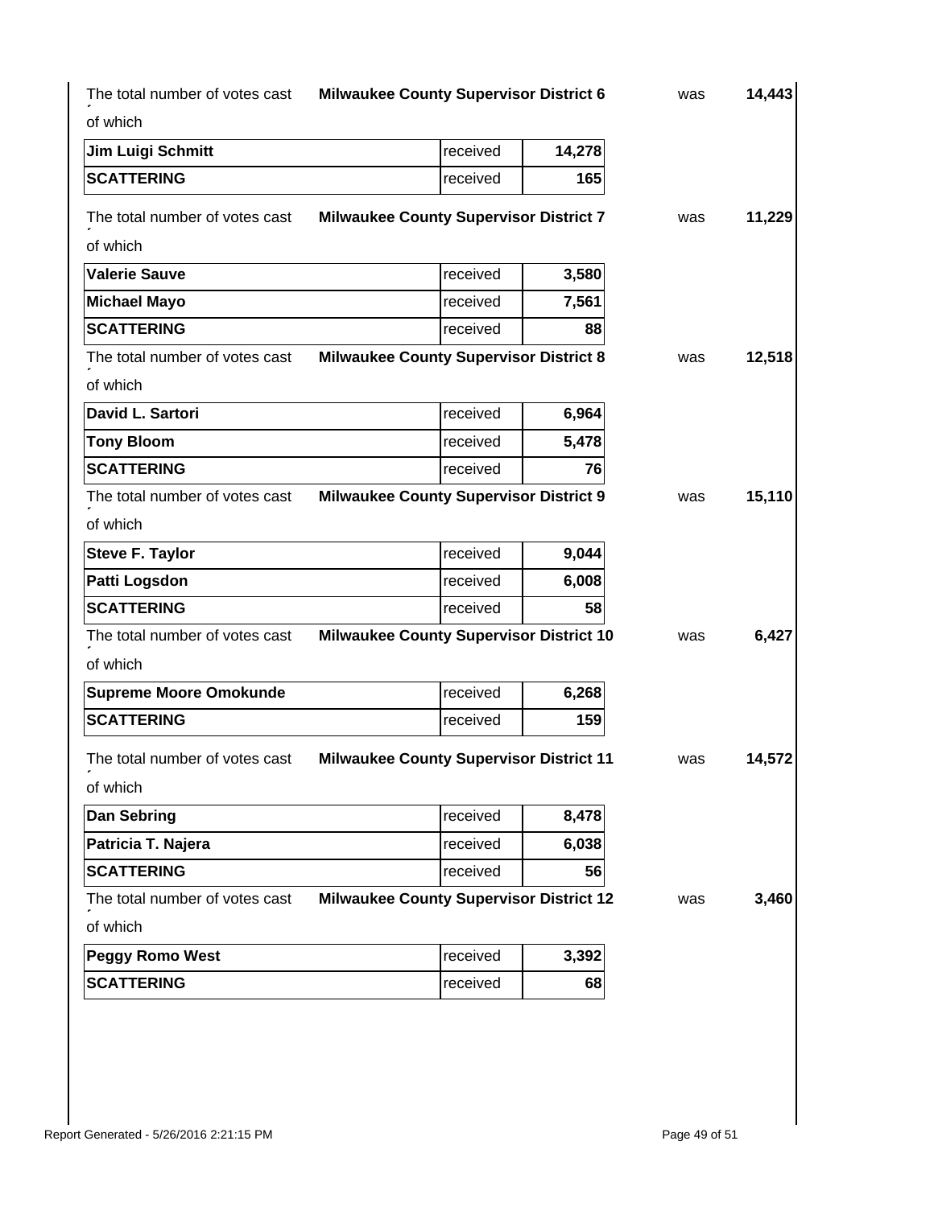The total number of votes cast **Milwaukee County Supervisor District 6** was **14,443** of which

| | | |
|---|---|---|
| **Jim Luigi Schmitt** | received | **14,278** |
| **SCATTERING** | received | **165** |

The total number of votes cast **Milwaukee County Supervisor District 7** was **11,229** of which

| | | |
|---|---|---|
| **Valerie Sauve** | received | **3,580** |
| **Michael Mayo** | received | **7,561** |
| **SCATTERING** | received | **88** |

The total number of votes cast **Milwaukee County Supervisor District 8** was **12,518** of which

| | | |
|---|---|---|
| **David L. Sartori** | received | **6,964** |
| **Tony Bloom** | received | **5,478** |
| **SCATTERING** | received | **76** |

The total number of votes cast **Milwaukee County Supervisor District 9** was **15,110** of which

| | | |
|---|---|---|
| **Steve F. Taylor** | received | **9,044** |
| **Patti Logsdon** | received | **6,008** |
| **SCATTERING** | received | **58** |

The total number of votes cast **Milwaukee County Supervisor District 10** was **6,427** of which

| | | |
|---|---|---|
| **Supreme Moore Omokunde** | received | **6,268** |
| **SCATTERING** | received | **159** |

The total number of votes cast **Milwaukee County Supervisor District 11** was **14,572** of which

| | | |
|---|---|---|
| **Dan Sebring** | received | **8,478** |
| **Patricia T. Najera** | received | **6,038** |
| **SCATTERING** | received | **56** |

The total number of votes cast **Milwaukee County Supervisor District 12** was **3,460** of which

| | | |
|---|---|---|
| **Peggy Romo West** | received | **3,392** |
| **SCATTERING** | received | **68** |

Report Generated - 5/26/2016 2:21:15 PM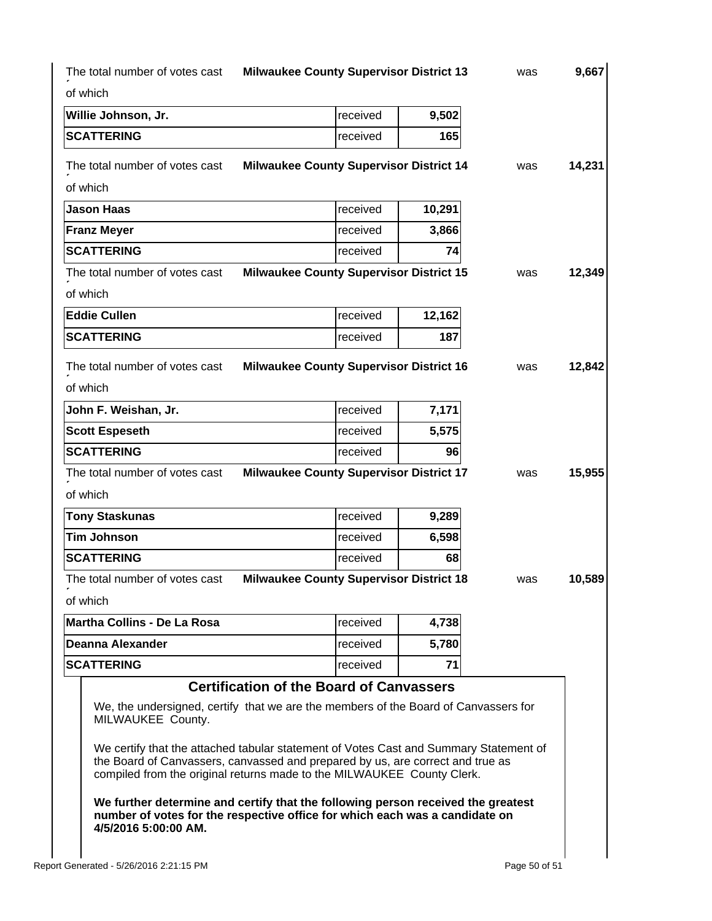The total number of votes cast **Milwaukee County Supervisor District 13** was **9,667**

of which

| Candidate | | Votes |
|---|---|---|
| **Willie Johnson, Jr.** | received | **9,502** |
| **SCATTERING** | received | **165** |

The total number of votes cast **Milwaukee County Supervisor District 14** was **14,231**

of which

| Candidate | | Votes |
|---|---|---|
| **Jason Haas** | received | **10,291** |
| **Franz Meyer** | received | **3,866** |
| **SCATTERING** | received | **74** |

The total number of votes cast **Milwaukee County Supervisor District 15** was **12,349**

of which

| Candidate | | Votes |
|---|---|---|
| **Eddie Cullen** | received | **12,162** |
| **SCATTERING** | received | **187** |

The total number of votes cast **Milwaukee County Supervisor District 16** was **12,842**

of which

| Candidate | | Votes |
|---|---|---|
| **John F. Weishan, Jr.** | received | **7,171** |
| **Scott Espeseth** | received | **5,575** |
| **SCATTERING** | received | **96** |

The total number of votes cast **Milwaukee County Supervisor District 17** was **15,955**

of which

| Candidate | | Votes |
|---|---|---|
| **Tony Staskunas** | received | **9,289** |
| **Tim Johnson** | received | **6,598** |
| **SCATTERING** | received | **68** |

The total number of votes cast **Milwaukee County Supervisor District 18** was **10,589**

of which

| Candidate | | Votes |
|---|---|---|
| **Martha Collins - De La Rosa** | received | **4,738** |
| **Deanna Alexander** | received | **5,780** |
| **SCATTERING** | received | **71** |

## Certification of the Board of Canvassers

We, the undersigned, certify that we are the members of the Board of Canvassers for MILWAUKEE County.

We certify that the attached tabular statement of Votes Cast and Summary Statement of the Board of Canvassers, canvassed and prepared by us, are correct and true as compiled from the original returns made to the MILWAUKEE County Clerk.

**We further determine and certify that the following person received the greatest number of votes for the respective office for which each was a candidate on 4/5/2016 5:00:00 AM.**

Report Generated - 5/26/2016 2:21:15 PM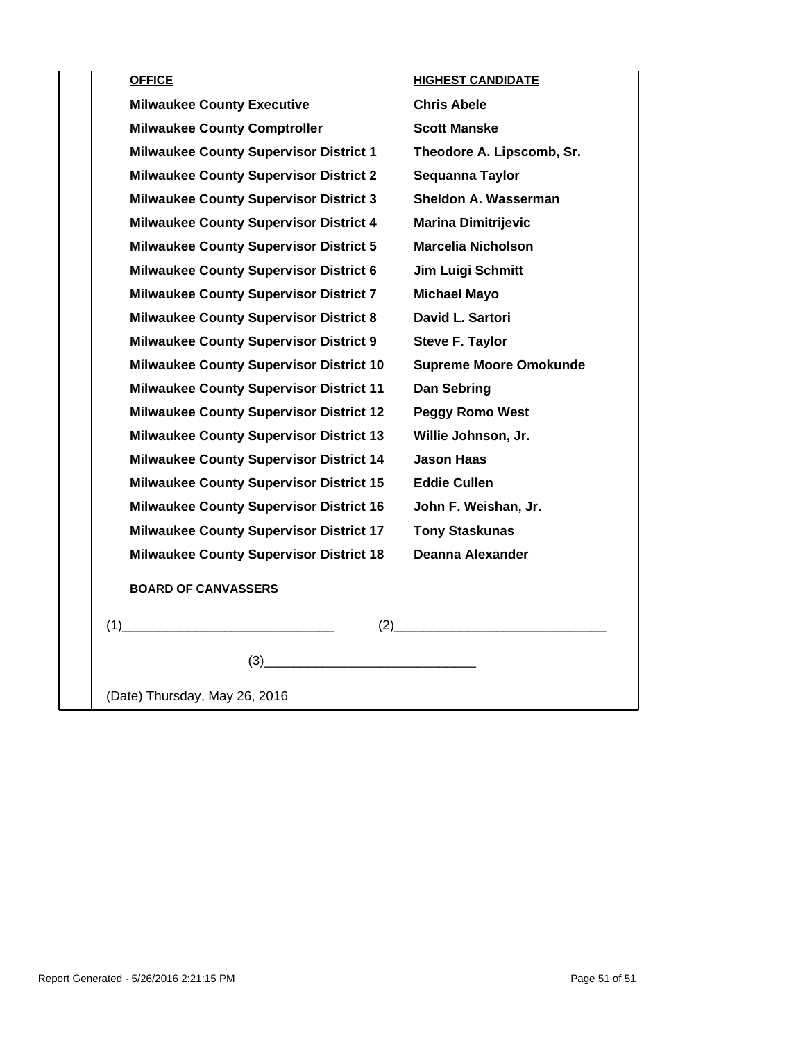| OFFICE | HIGHEST CANDIDATE |
| --- | --- |
| **Milwaukee County Executive** | **Chris Abele** |
| **Milwaukee County Comptroller** | **Scott Manske** |
| **Milwaukee County Supervisor District 1** | **Theodore A. Lipscomb, Sr.** |
| **Milwaukee County Supervisor District 2** | **Sequanna Taylor** |
| **Milwaukee County Supervisor District 3** | **Sheldon A. Wasserman** |
| **Milwaukee County Supervisor District 4** | **Marina Dimitrijevic** |
| **Milwaukee County Supervisor District 5** | **Marcelia Nicholson** |
| **Milwaukee County Supervisor District 6** | **Jim Luigi Schmitt** |
| **Milwaukee County Supervisor District 7** | **Michael Mayo** |
| **Milwaukee County Supervisor District 8** | **David L. Sartori** |
| **Milwaukee County Supervisor District 9** | **Steve F. Taylor** |
| **Milwaukee County Supervisor District 10** | **Supreme Moore Omokunde** |
| **Milwaukee County Supervisor District 11** | **Dan Sebring** |
| **Milwaukee County Supervisor District 12** | **Peggy Romo West** |
| **Milwaukee County Supervisor District 13** | **Willie Johnson, Jr.** |
| **Milwaukee County Supervisor District 14** | **Jason Haas** |
| **Milwaukee County Supervisor District 15** | **Eddie Cullen** |
| **Milwaukee County Supervisor District 16** | **John F. Weishan, Jr.** |
| **Milwaukee County Supervisor District 17** | **Tony Staskunas** |
| **Milwaukee County Supervisor District 18** | **Deanna Alexander** |

**BOARD OF CANVASSERS**

(1)____________________________ (2)____________________________

(3)____________________________

(Date) Thursday, May 26, 2016